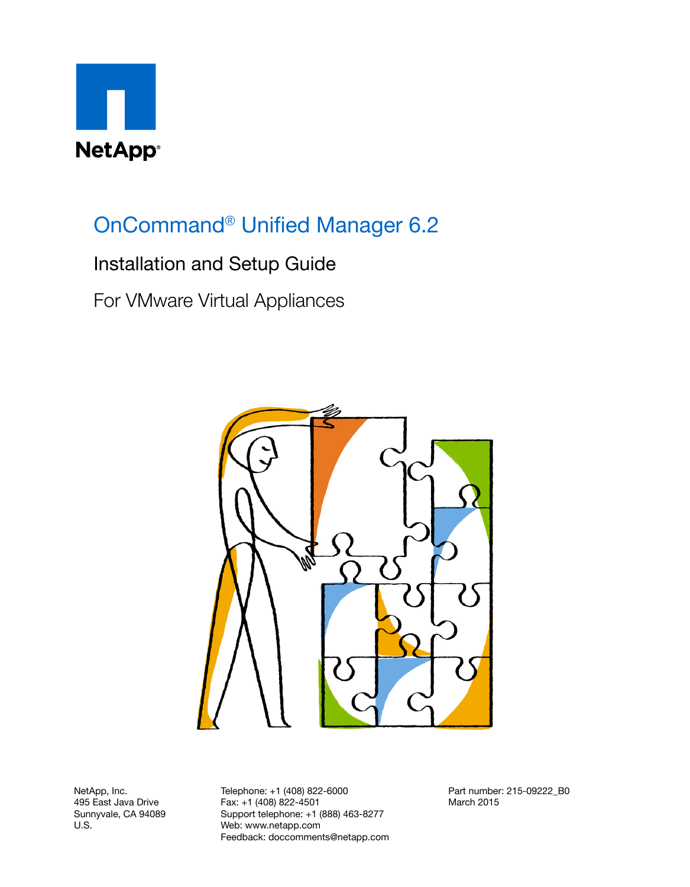NetApp®

# OnCommand® Unified Manager 6.2

## Installation and Setup Guide

### For VMware Virtual Appliances

NetApp, Inc.
495 East Java Drive
Sunnyvale, CA 94089
U.S.

Telephone: +1 (408) 822-6000
Fax: +1 (408) 822-4501
Support telephone: +1 (888) 463-8277
Web: www.netapp.com
Feedback: doccomments@netapp.com

Part number: 215-09222_B0
March 2015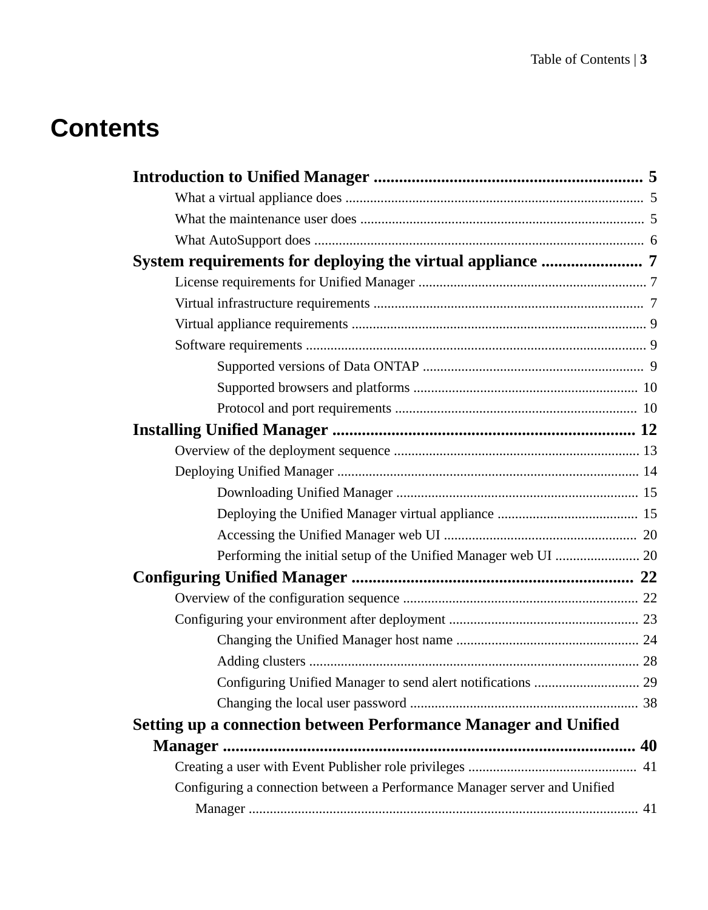# Contents

**Introduction to Unified Manager** ............................................................... **5**

- What a virtual appliance does ..................................................................................... 5
- What the maintenance user does ................................................................................ 5
- What AutoSupport does .............................................................................................. 6

**System requirements for deploying the virtual appliance** ........................ **7**

- License requirements for Unified Manager ................................................................ 7
- Virtual infrastructure requirements ............................................................................ 7
- Virtual appliance requirements ................................................................................... 9
- Software requirements ................................................................................................ 9
  - Supported versions of Data ONTAP .............................................................. 9
  - Supported browsers and platforms ............................................................... 10
  - Protocol and port requirements .................................................................... 10

**Installing Unified Manager** ........................................................................ **12**

- Overview of the deployment sequence ..................................................................... 13
- Deploying Unified Manager ...................................................................................... 14
  - Downloading Unified Manager .................................................................... 15
  - Deploying the Unified Manager virtual appliance ........................................ 15
  - Accessing the Unified Manager web UI ....................................................... 20
  - Performing the initial setup of the Unified Manager web UI ........................ 20

**Configuring Unified Manager** .................................................................. **22**

- Overview of the configuration sequence .................................................................. 22
- Configuring your environment after deployment ..................................................... 23
  - Changing the Unified Manager host name .................................................... 24
  - Adding clusters ............................................................................................. 28
  - Configuring Unified Manager to send alert notifications .............................. 29
  - Changing the local user password ................................................................ 38

**Setting up a connection between Performance Manager and Unified Manager** ................................................................................................... **40**

- Creating a user with Event Publisher role privileges ................................................ 41
- Configuring a connection between a Performance Manager server and Unified Manager .............................................................................................................. 41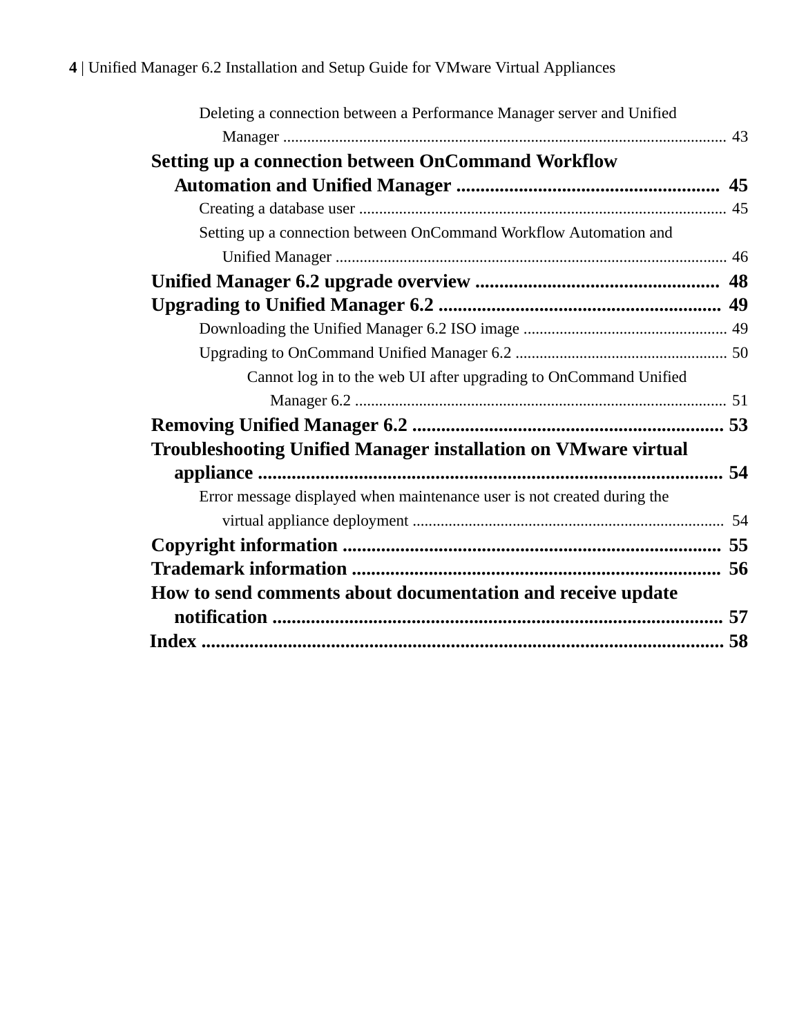Deleting a connection between a Performance Manager server and Unified Manager ............................................................................................................. 43

**Setting up a connection between OnCommand Workflow Automation and Unified Manager ...................................................... 45**

Creating a database user ........................................................................................... 45

Setting up a connection between OnCommand Workflow Automation and Unified Manager ................................................................................................. 46

**Unified Manager 6.2 upgrade overview .................................................. 48**

**Upgrading to Unified Manager 6.2 ........................................................... 49**

Downloading the Unified Manager 6.2 ISO image .................................................. 49

Upgrading to OnCommand Unified Manager 6.2 .................................................... 50

Cannot log in to the web UI after upgrading to OnCommand Unified Manager 6.2 ............................................................................................ 51

**Removing Unified Manager 6.2 ................................................................. 53**

**Troubleshooting Unified Manager installation on VMware virtual appliance .................................................................................................. 54**

Error message displayed when maintenance user is not created during the virtual appliance deployment ............................................................................. 54

**Copyright information ................................................................................ 55**

**Trademark information ............................................................................. 56**

**How to send comments about documentation and receive update notification .............................................................................................. 57**

**Index ............................................................................................................. 58**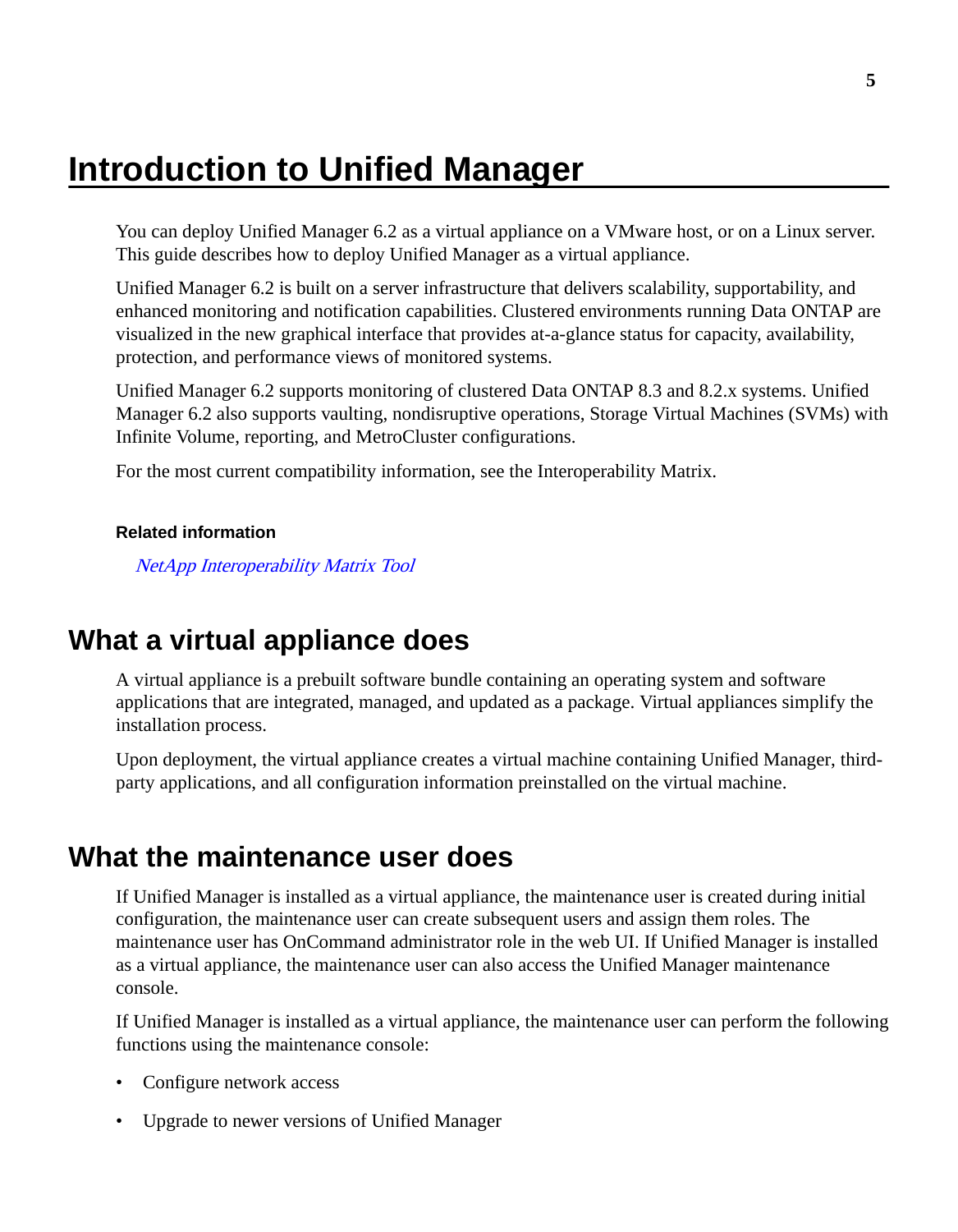# Introduction to Unified Manager

You can deploy Unified Manager 6.2 as a virtual appliance on a VMware host, or on a Linux server. This guide describes how to deploy Unified Manager as a virtual appliance.

Unified Manager 6.2 is built on a server infrastructure that delivers scalability, supportability, and enhanced monitoring and notification capabilities. Clustered environments running Data ONTAP are visualized in the new graphical interface that provides at-a-glance status for capacity, availability, protection, and performance views of monitored systems.

Unified Manager 6.2 supports monitoring of clustered Data ONTAP 8.3 and 8.2.x systems. Unified Manager 6.2 also supports vaulting, nondisruptive operations, Storage Virtual Machines (SVMs) with Infinite Volume, reporting, and MetroCluster configurations.

For the most current compatibility information, see the Interoperability Matrix.

**Related information**

*NetApp Interoperability Matrix Tool*

## What a virtual appliance does

A virtual appliance is a prebuilt software bundle containing an operating system and software applications that are integrated, managed, and updated as a package. Virtual appliances simplify the installation process.

Upon deployment, the virtual appliance creates a virtual machine containing Unified Manager, third-party applications, and all configuration information preinstalled on the virtual machine.

## What the maintenance user does

If Unified Manager is installed as a virtual appliance, the maintenance user is created during initial configuration, the maintenance user can create subsequent users and assign them roles. The maintenance user has OnCommand administrator role in the web UI. If Unified Manager is installed as a virtual appliance, the maintenance user can also access the Unified Manager maintenance console.

If Unified Manager is installed as a virtual appliance, the maintenance user can perform the following functions using the maintenance console:

- Configure network access
- Upgrade to newer versions of Unified Manager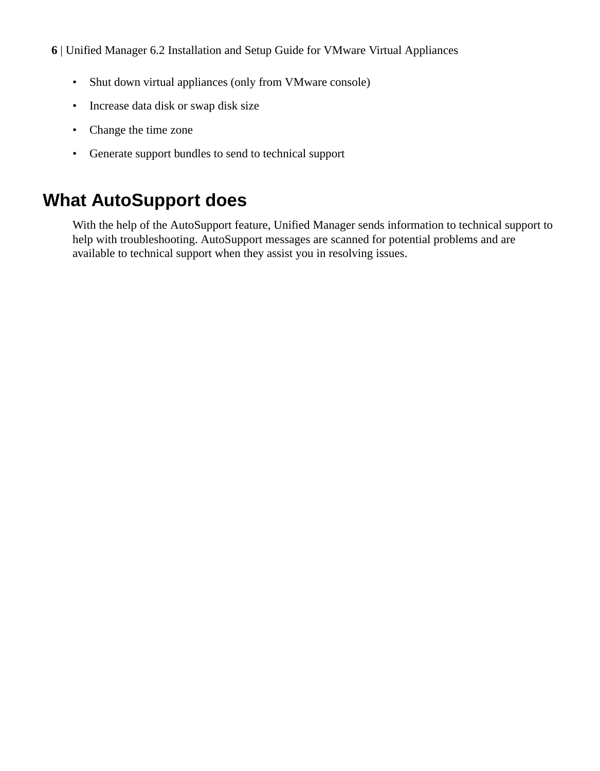- Shut down virtual appliances (only from VMware console)
- Increase data disk or swap disk size
- Change the time zone
- Generate support bundles to send to technical support

## What AutoSupport does

With the help of the AutoSupport feature, Unified Manager sends information to technical support to help with troubleshooting. AutoSupport messages are scanned for potential problems and are available to technical support when they assist you in resolving issues.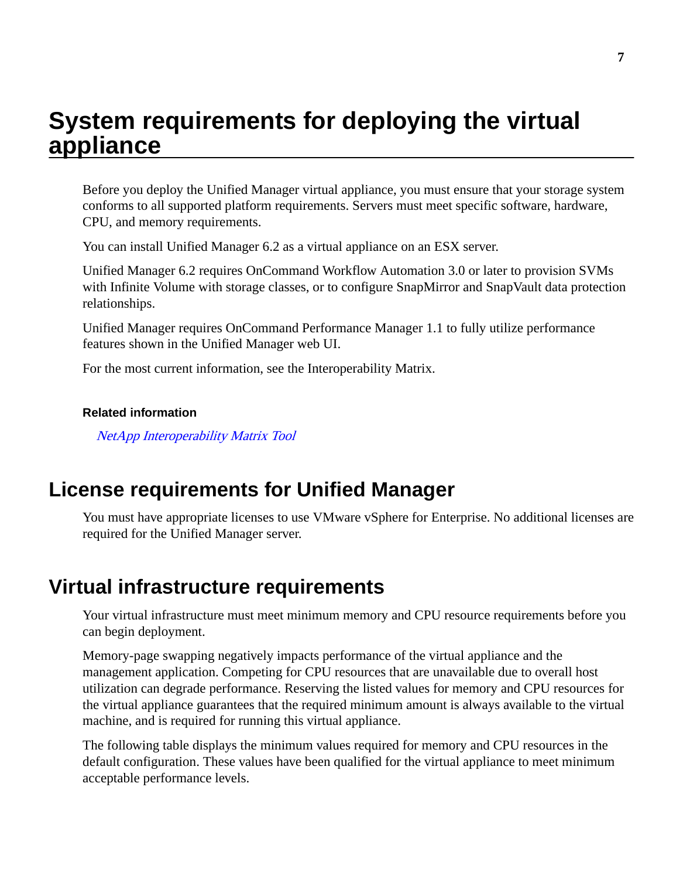# System requirements for deploying the virtual appliance

Before you deploy the Unified Manager virtual appliance, you must ensure that your storage system conforms to all supported platform requirements. Servers must meet specific software, hardware, CPU, and memory requirements.

You can install Unified Manager 6.2 as a virtual appliance on an ESX server.

Unified Manager 6.2 requires OnCommand Workflow Automation 3.0 or later to provision SVMs with Infinite Volume with storage classes, or to configure SnapMirror and SnapVault data protection relationships.

Unified Manager requires OnCommand Performance Manager 1.1 to fully utilize performance features shown in the Unified Manager web UI.

For the most current information, see the Interoperability Matrix.

**Related information**

*NetApp Interoperability Matrix Tool*

## License requirements for Unified Manager

You must have appropriate licenses to use VMware vSphere for Enterprise. No additional licenses are required for the Unified Manager server.

## Virtual infrastructure requirements

Your virtual infrastructure must meet minimum memory and CPU resource requirements before you can begin deployment.

Memory-page swapping negatively impacts performance of the virtual appliance and the management application. Competing for CPU resources that are unavailable due to overall host utilization can degrade performance. Reserving the listed values for memory and CPU resources for the virtual appliance guarantees that the required minimum amount is always available to the virtual machine, and is required for running this virtual appliance.

The following table displays the minimum values required for memory and CPU resources in the default configuration. These values have been qualified for the virtual appliance to meet minimum acceptable performance levels.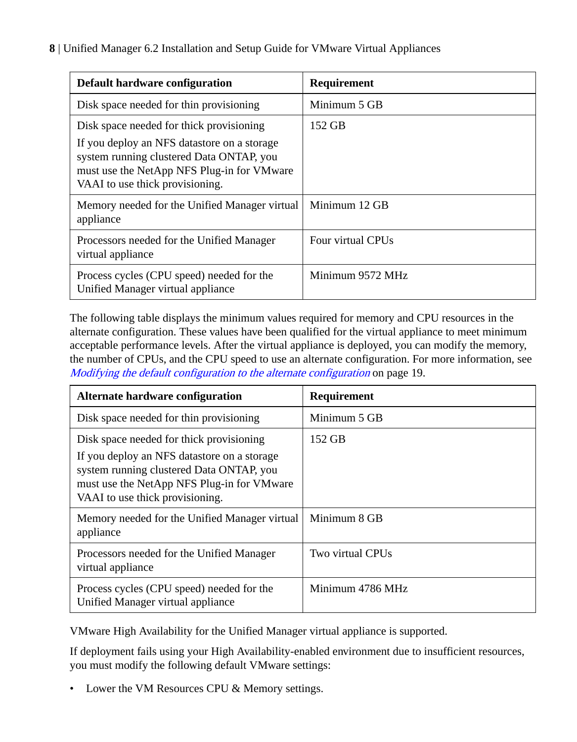| Default hardware configuration | Requirement |
|---|---|
| Disk space needed for thin provisioning | Minimum 5 GB |
| Disk space needed for thick provisioning<br>If you deploy an NFS datastore on a storage system running clustered Data ONTAP, you must use the NetApp NFS Plug-in for VMware VAAI to use thick provisioning. | 152 GB |
| Memory needed for the Unified Manager virtual appliance | Minimum 12 GB |
| Processors needed for the Unified Manager virtual appliance | Four virtual CPUs |
| Process cycles (CPU speed) needed for the Unified Manager virtual appliance | Minimum 9572 MHz |

The following table displays the minimum values required for memory and CPU resources in the alternate configuration. These values have been qualified for the virtual appliance to meet minimum acceptable performance levels. After the virtual appliance is deployed, you can modify the memory, the number of CPUs, and the CPU speed to use an alternate configuration. For more information, see *Modifying the default configuration to the alternate configuration* on page 19.

| Alternate hardware configuration | Requirement |
|---|---|
| Disk space needed for thin provisioning | Minimum 5 GB |
| Disk space needed for thick provisioning<br>If you deploy an NFS datastore on a storage system running clustered Data ONTAP, you must use the NetApp NFS Plug-in for VMware VAAI to use thick provisioning. | 152 GB |
| Memory needed for the Unified Manager virtual appliance | Minimum 8 GB |
| Processors needed for the Unified Manager virtual appliance | Two virtual CPUs |
| Process cycles (CPU speed) needed for the Unified Manager virtual appliance | Minimum 4786 MHz |

VMware High Availability for the Unified Manager virtual appliance is supported.

If deployment fails using your High Availability-enabled environment due to insufficient resources, you must modify the following default VMware settings:

- Lower the VM Resources CPU & Memory settings.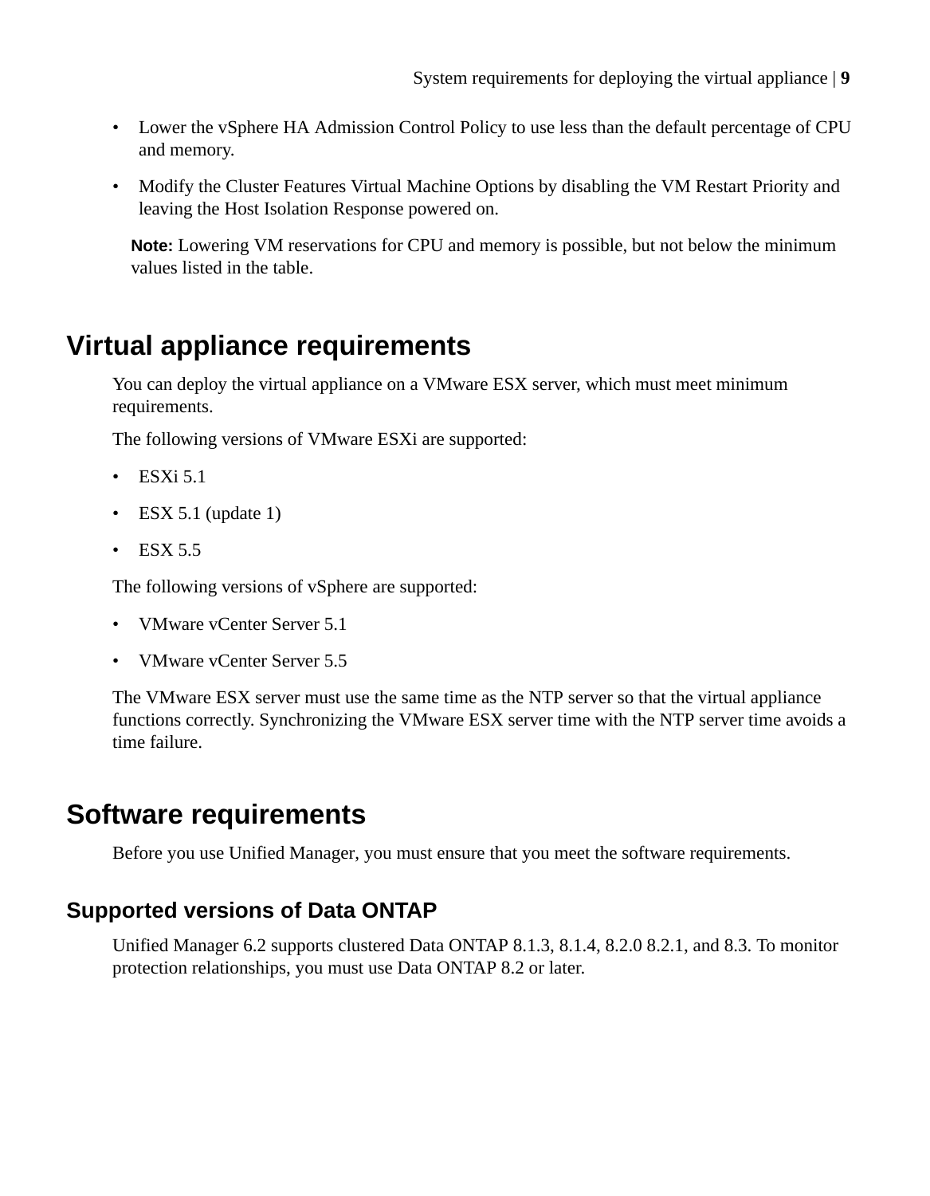- Lower the vSphere HA Admission Control Policy to use less than the default percentage of CPU and memory.
- Modify the Cluster Features Virtual Machine Options by disabling the VM Restart Priority and leaving the Host Isolation Response powered on.

**Note:** Lowering VM reservations for CPU and memory is possible, but not below the minimum values listed in the table.

# Virtual appliance requirements

You can deploy the virtual appliance on a VMware ESX server, which must meet minimum requirements.

The following versions of VMware ESXi are supported:

- ESXi 5.1
- ESX 5.1 (update 1)
- ESX 5.5

The following versions of vSphere are supported:

- VMware vCenter Server 5.1
- VMware vCenter Server 5.5

The VMware ESX server must use the same time as the NTP server so that the virtual appliance functions correctly. Synchronizing the VMware ESX server time with the NTP server time avoids a time failure.

# Software requirements

Before you use Unified Manager, you must ensure that you meet the software requirements.

## Supported versions of Data ONTAP

Unified Manager 6.2 supports clustered Data ONTAP 8.1.3, 8.1.4, 8.2.0 8.2.1, and 8.3. To monitor protection relationships, you must use Data ONTAP 8.2 or later.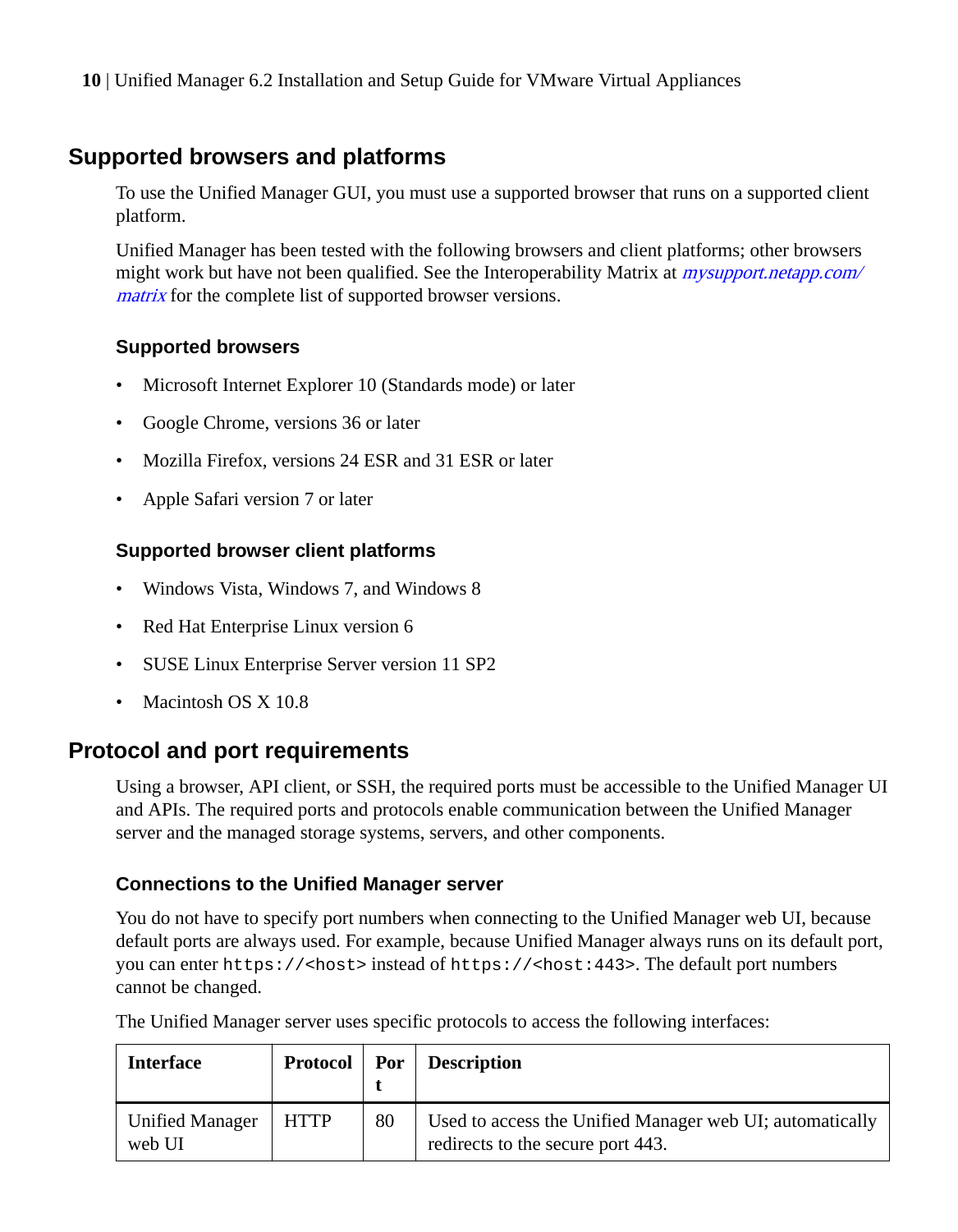## Supported browsers and platforms

To use the Unified Manager GUI, you must use a supported browser that runs on a supported client platform.

Unified Manager has been tested with the following browsers and client platforms; other browsers might work but have not been qualified. See the Interoperability Matrix at *mysupport.netapp.com/matrix* for the complete list of supported browser versions.

### Supported browsers

- Microsoft Internet Explorer 10 (Standards mode) or later
- Google Chrome, versions 36 or later
- Mozilla Firefox, versions 24 ESR and 31 ESR or later
- Apple Safari version 7 or later

### Supported browser client platforms

- Windows Vista, Windows 7, and Windows 8
- Red Hat Enterprise Linux version 6
- SUSE Linux Enterprise Server version 11 SP2
- Macintosh OS X 10.8

## Protocol and port requirements

Using a browser, API client, or SSH, the required ports must be accessible to the Unified Manager UI and APIs. The required ports and protocols enable communication between the Unified Manager server and the managed storage systems, servers, and other components.

### Connections to the Unified Manager server

You do not have to specify port numbers when connecting to the Unified Manager web UI, because default ports are always used. For example, because Unified Manager always runs on its default port, you can enter `https://<host>` instead of `https://<host:443>`. The default port numbers cannot be changed.

The Unified Manager server uses specific protocols to access the following interfaces:

| Interface | Protocol | Port | Description |
|---|---|---|---|
| Unified Manager web UI | HTTP | 80 | Used to access the Unified Manager web UI; automatically redirects to the secure port 443. |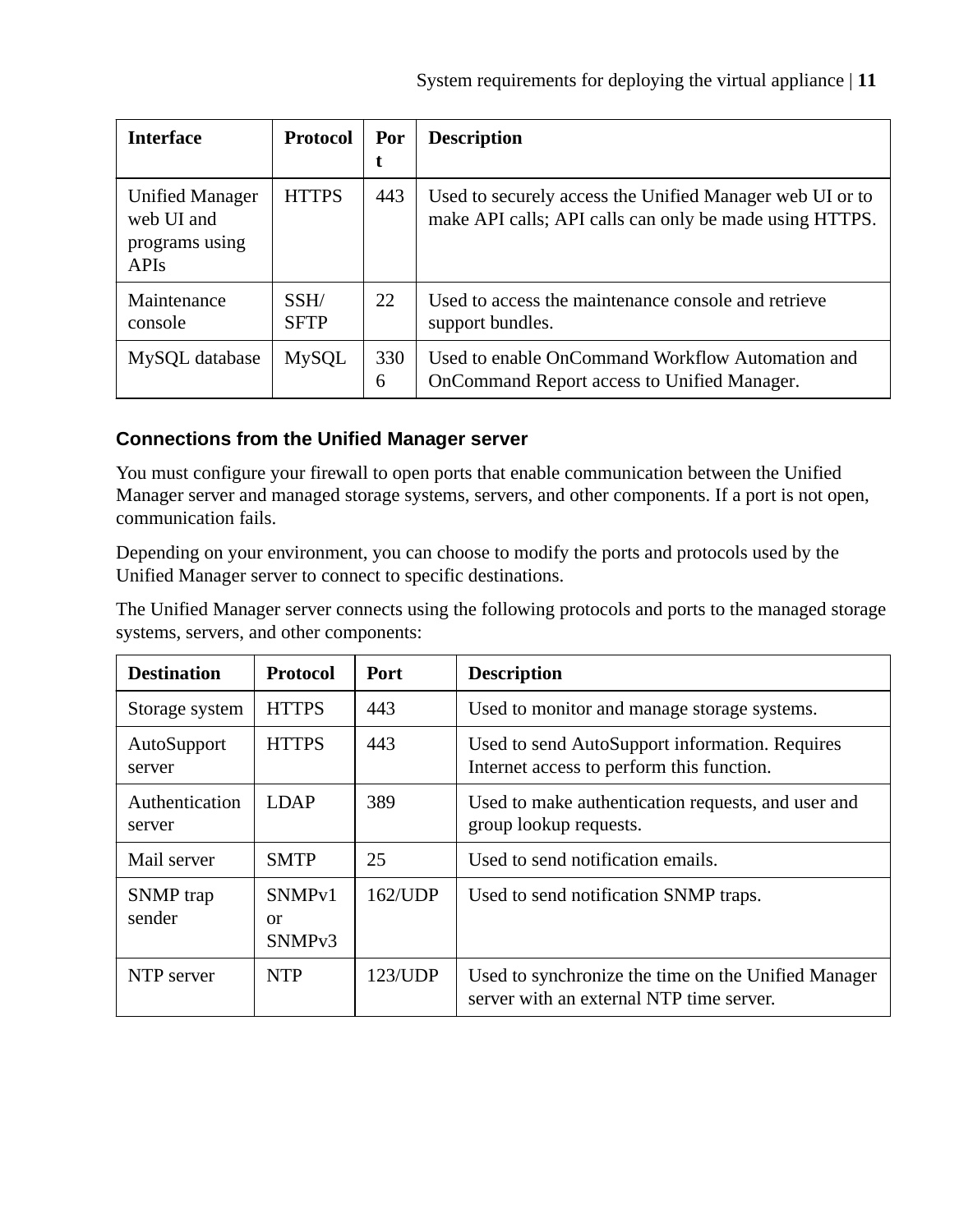| Interface | Protocol | Port | Description |
| --- | --- | --- | --- |
| Unified Manager web UI and programs using APIs | HTTPS | 443 | Used to securely access the Unified Manager web UI or to make API calls; API calls can only be made using HTTPS. |
| Maintenance console | SSH/SFTP | 22 | Used to access the maintenance console and retrieve support bundles. |
| MySQL database | MySQL | 3306 | Used to enable OnCommand Workflow Automation and OnCommand Report access to Unified Manager. |

### Connections from the Unified Manager server

You must configure your firewall to open ports that enable communication between the Unified Manager server and managed storage systems, servers, and other components. If a port is not open, communication fails.

Depending on your environment, you can choose to modify the ports and protocols used by the Unified Manager server to connect to specific destinations.

The Unified Manager server connects using the following protocols and ports to the managed storage systems, servers, and other components:

| Destination | Protocol | Port | Description |
| --- | --- | --- | --- |
| Storage system | HTTPS | 443 | Used to monitor and manage storage systems. |
| AutoSupport server | HTTPS | 443 | Used to send AutoSupport information. Requires Internet access to perform this function. |
| Authentication server | LDAP | 389 | Used to make authentication requests, and user and group lookup requests. |
| Mail server | SMTP | 25 | Used to send notification emails. |
| SNMP trap sender | SNMPv1 or SNMPv3 | 162/UDP | Used to send notification SNMP traps. |
| NTP server | NTP | 123/UDP | Used to synchronize the time on the Unified Manager server with an external NTP time server. |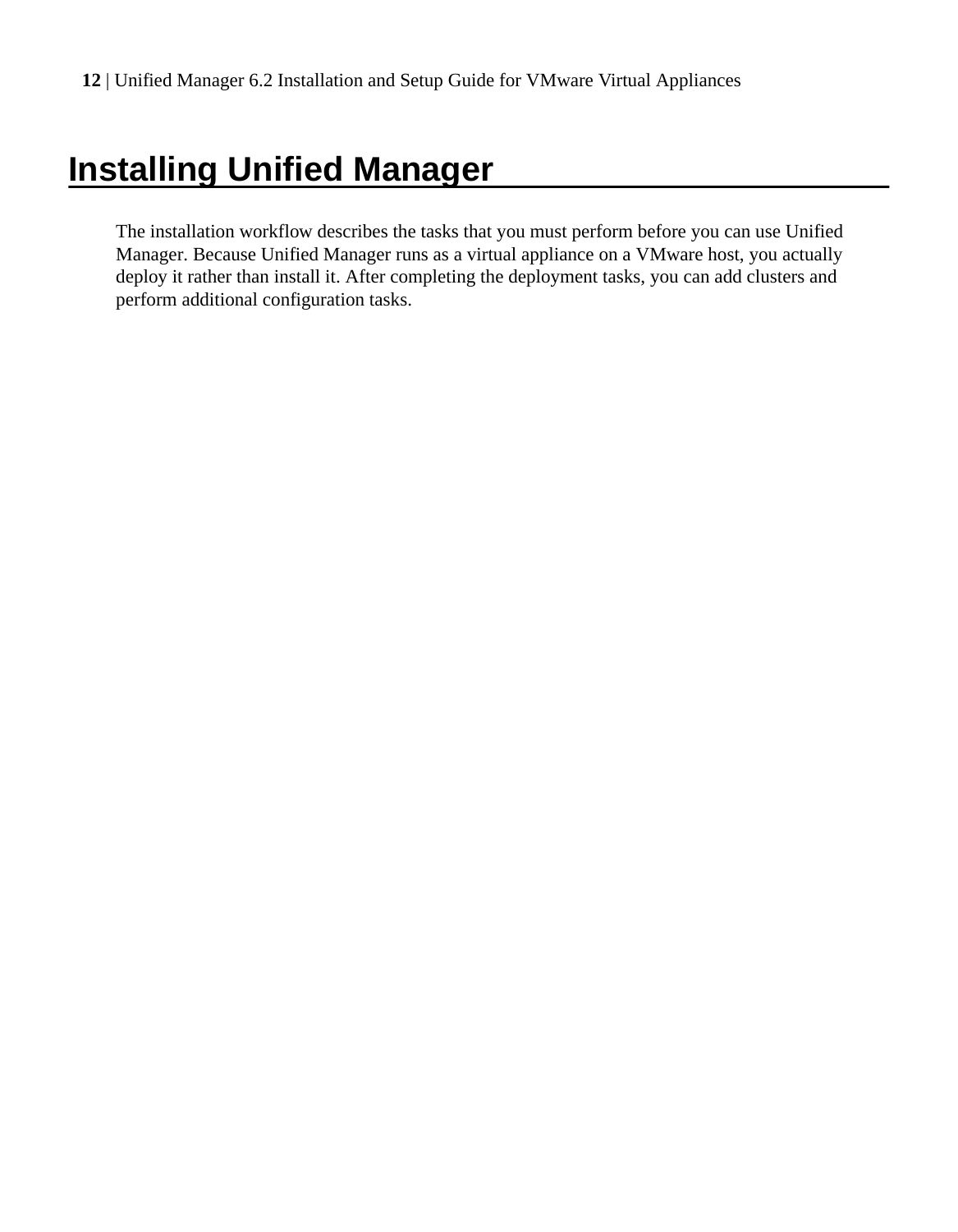# Installing Unified Manager

The installation workflow describes the tasks that you must perform before you can use Unified Manager. Because Unified Manager runs as a virtual appliance on a VMware host, you actually deploy it rather than install it. After completing the deployment tasks, you can add clusters and perform additional configuration tasks.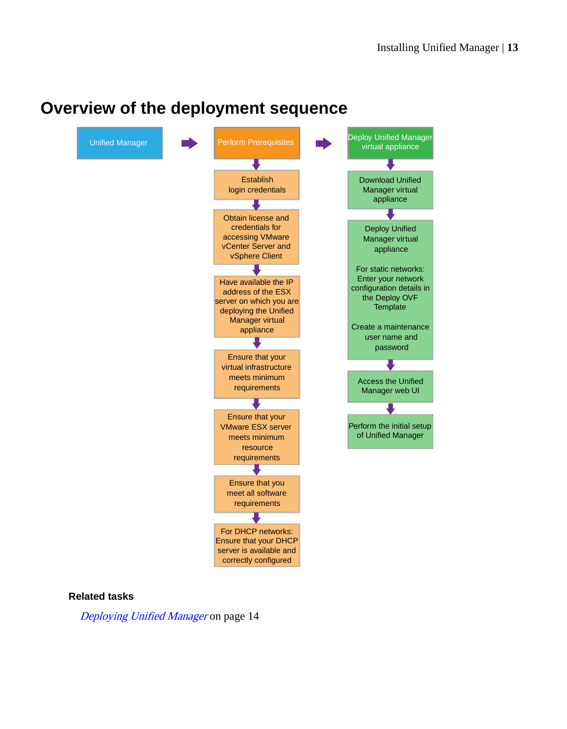# Overview of the deployment sequence

Unified Manager → Perform Prerequisites → Deploy Unified Manager virtual appliance

**Perform Prerequisites**

1. Establish login credentials
2. Obtain license and credentials for accessing VMware vCenter Server and vSphere Client
3. Have available the IP address of the ESX server on which you are deploying the Unified Manager virtual appliance
4. Ensure that your virtual infrastructure meets minimum requirements
5. Ensure that your VMware ESX server meets minimum resource requirements
6. Ensure that you meet all software requirements
7. For DHCP networks: Ensure that your DHCP server is available and correctly configured

**Deploy Unified Manager virtual appliance**

1. Download Unified Manager virtual appliance
2. Deploy Unified Manager virtual appliance

   For static networks: Enter your network configuration details in the Deploy OVF Template

   Create a maintenance user name and password
3. Access the Unified Manager web UI
4. Perform the initial setup of Unified Manager

**Related tasks**

*Deploying Unified Manager* on page 14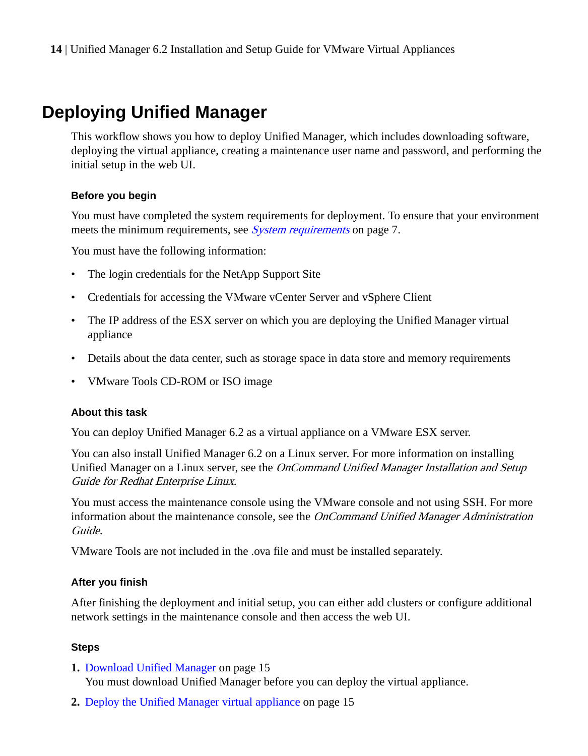# Deploying Unified Manager

This workflow shows you how to deploy Unified Manager, which includes downloading software, deploying the virtual appliance, creating a maintenance user name and password, and performing the initial setup in the web UI.

### Before you begin

You must have completed the system requirements for deployment. To ensure that your environment meets the minimum requirements, see *System requirements* on page 7.

You must have the following information:

- The login credentials for the NetApp Support Site
- Credentials for accessing the VMware vCenter Server and vSphere Client
- The IP address of the ESX server on which you are deploying the Unified Manager virtual appliance
- Details about the data center, such as storage space in data store and memory requirements
- VMware Tools CD-ROM or ISO image

### About this task

You can deploy Unified Manager 6.2 as a virtual appliance on a VMware ESX server.

You can also install Unified Manager 6.2 on a Linux server. For more information on installing Unified Manager on a Linux server, see the *OnCommand Unified Manager Installation and Setup Guide for Redhat Enterprise Linux*.

You must access the maintenance console using the VMware console and not using SSH. For more information about the maintenance console, see the *OnCommand Unified Manager Administration Guide*.

VMware Tools are not included in the .ova file and must be installed separately.

### After you finish

After finishing the deployment and initial setup, you can either add clusters or configure additional network settings in the maintenance console and then access the web UI.

### Steps

1. Download Unified Manager on page 15
   You must download Unified Manager before you can deploy the virtual appliance.
2. Deploy the Unified Manager virtual appliance on page 15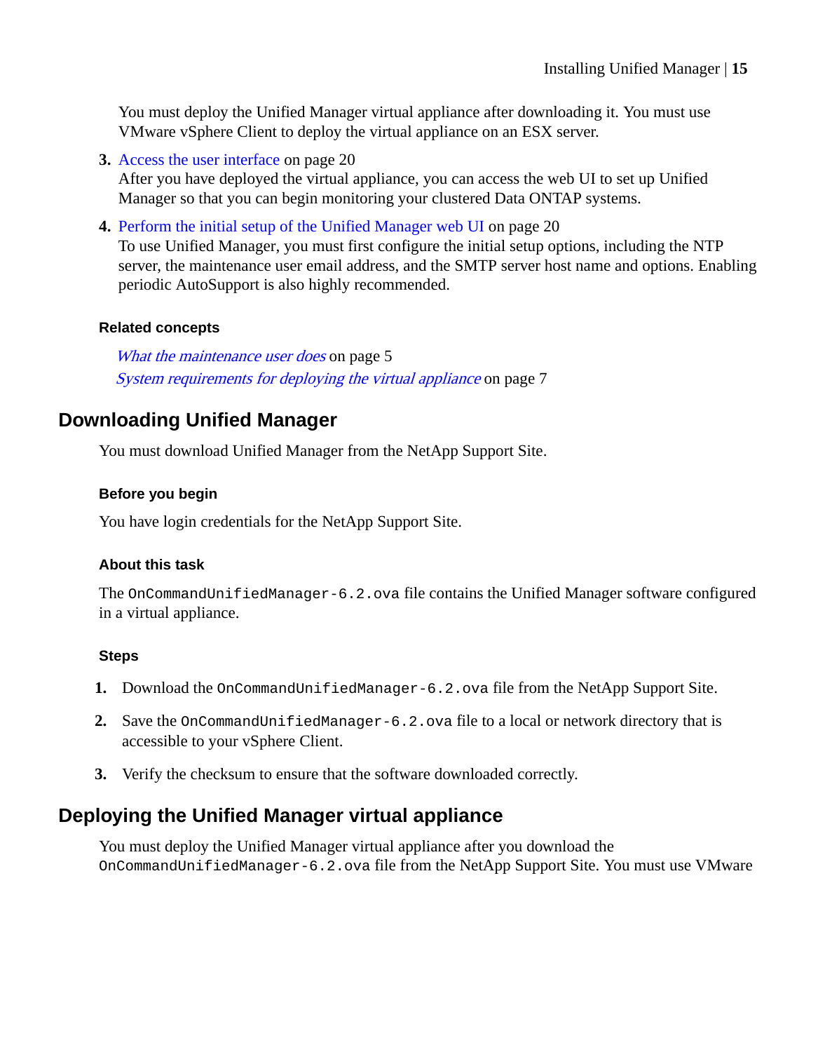You must deploy the Unified Manager virtual appliance after downloading it. You must use VMware vSphere Client to deploy the virtual appliance on an ESX server.

3. Access the user interface on page 20
   After you have deployed the virtual appliance, you can access the web UI to set up Unified Manager so that you can begin monitoring your clustered Data ONTAP systems.
4. Perform the initial setup of the Unified Manager web UI on page 20
   To use Unified Manager, you must first configure the initial setup options, including the NTP server, the maintenance user email address, and the SMTP server host name and options. Enabling periodic AutoSupport is also highly recommended.

#### Related concepts

*What the maintenance user does* on page 5
*System requirements for deploying the virtual appliance* on page 7

## Downloading Unified Manager

You must download Unified Manager from the NetApp Support Site.

#### Before you begin

You have login credentials for the NetApp Support Site.

#### About this task

The `OnCommandUnifiedManager-6.2.ova` file contains the Unified Manager software configured in a virtual appliance.

#### Steps

1. Download the `OnCommandUnifiedManager-6.2.ova` file from the NetApp Support Site.
2. Save the `OnCommandUnifiedManager-6.2.ova` file to a local or network directory that is accessible to your vSphere Client.
3. Verify the checksum to ensure that the software downloaded correctly.

## Deploying the Unified Manager virtual appliance

You must deploy the Unified Manager virtual appliance after you download the `OnCommandUnifiedManager-6.2.ova` file from the NetApp Support Site. You must use VMware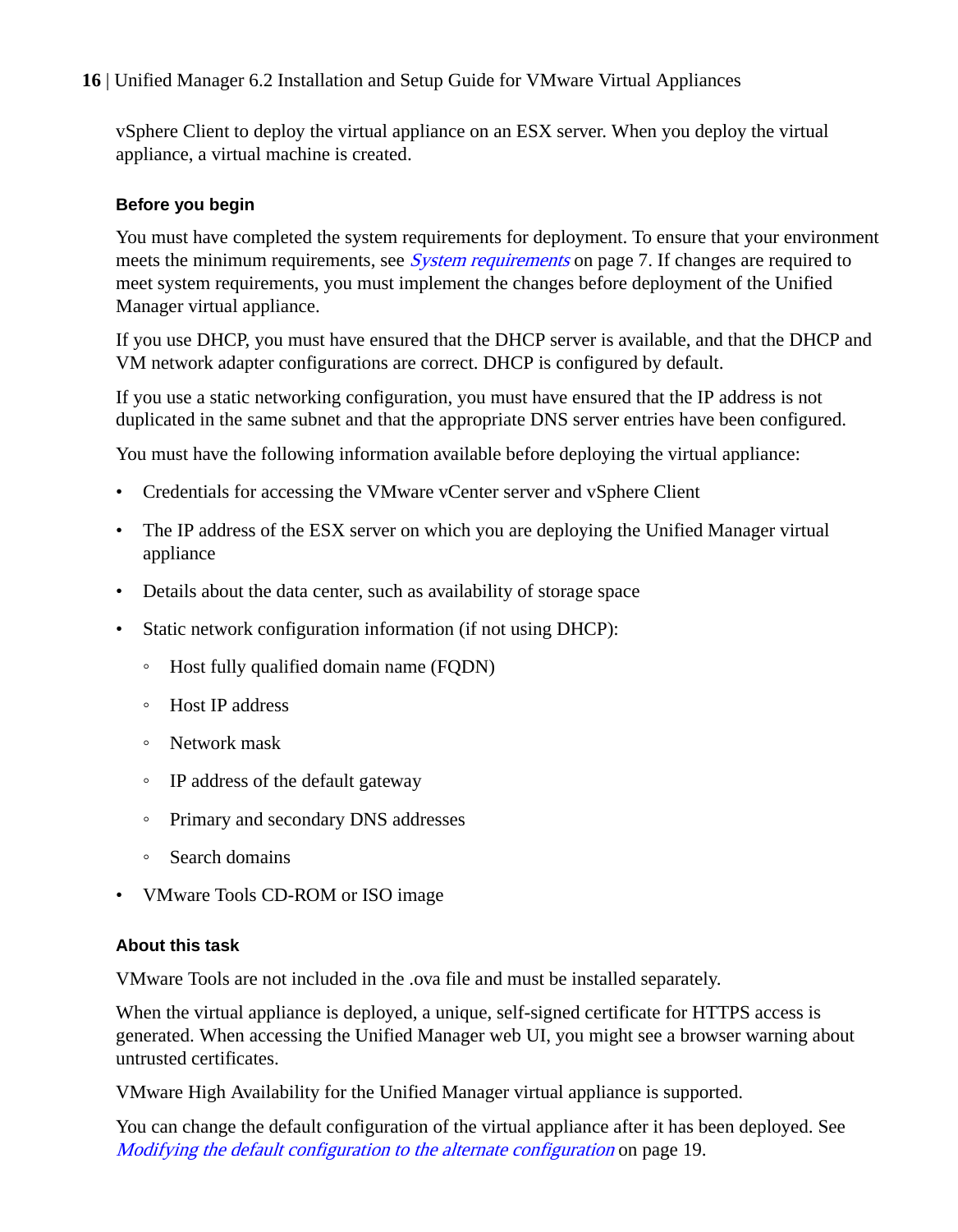vSphere Client to deploy the virtual appliance on an ESX server. When you deploy the virtual appliance, a virtual machine is created.

#### Before you begin

You must have completed the system requirements for deployment. To ensure that your environment meets the minimum requirements, see *System requirements* on page 7. If changes are required to meet system requirements, you must implement the changes before deployment of the Unified Manager virtual appliance.

If you use DHCP, you must have ensured that the DHCP server is available, and that the DHCP and VM network adapter configurations are correct. DHCP is configured by default.

If you use a static networking configuration, you must have ensured that the IP address is not duplicated in the same subnet and that the appropriate DNS server entries have been configured.

You must have the following information available before deploying the virtual appliance:

- Credentials for accessing the VMware vCenter server and vSphere Client
- The IP address of the ESX server on which you are deploying the Unified Manager virtual appliance
- Details about the data center, such as availability of storage space
- Static network configuration information (if not using DHCP):
    - Host fully qualified domain name (FQDN)
    - Host IP address
    - Network mask
    - IP address of the default gateway
    - Primary and secondary DNS addresses
    - Search domains
- VMware Tools CD-ROM or ISO image

#### About this task

VMware Tools are not included in the .ova file and must be installed separately.

When the virtual appliance is deployed, a unique, self-signed certificate for HTTPS access is generated. When accessing the Unified Manager web UI, you might see a browser warning about untrusted certificates.

VMware High Availability for the Unified Manager virtual appliance is supported.

You can change the default configuration of the virtual appliance after it has been deployed. See *Modifying the default configuration to the alternate configuration* on page 19.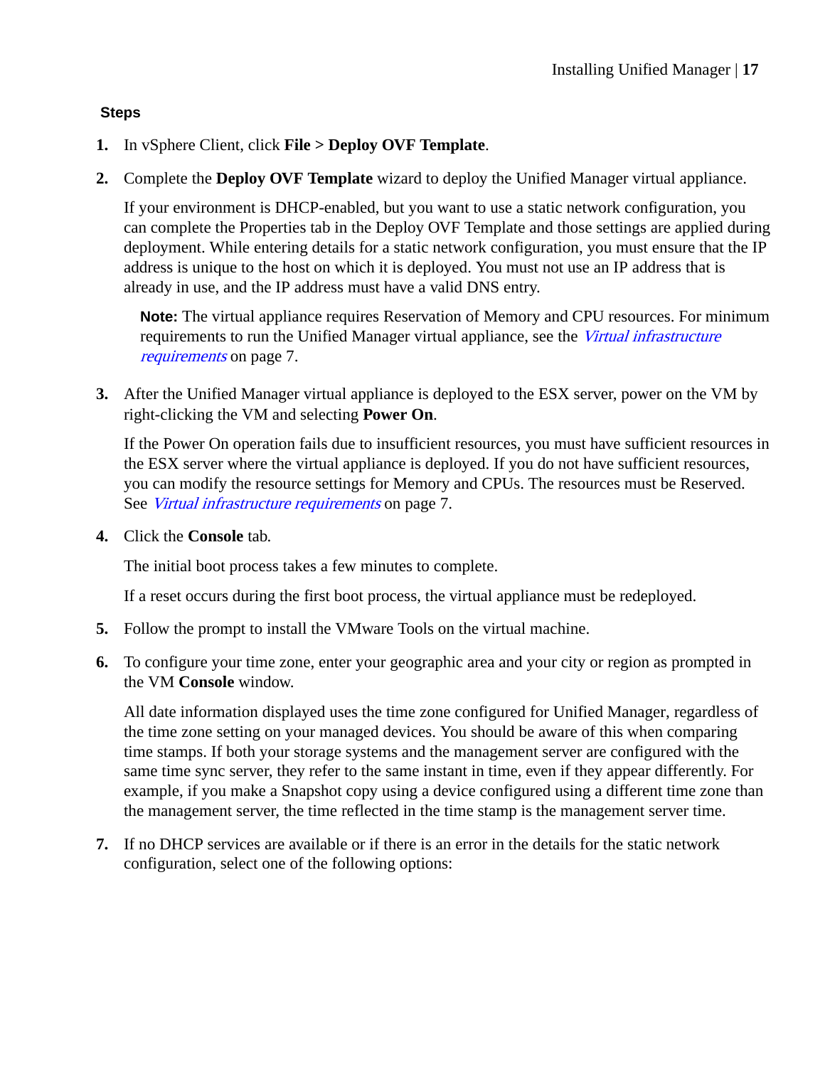#### Steps

1. In vSphere Client, click **File > Deploy OVF Template**.
2. Complete the **Deploy OVF Template** wizard to deploy the Unified Manager virtual appliance.

   If your environment is DHCP-enabled, but you want to use a static network configuration, you can complete the Properties tab in the Deploy OVF Template and those settings are applied during deployment. While entering details for a static network configuration, you must ensure that the IP address is unique to the host on which it is deployed. You must not use an IP address that is already in use, and the IP address must have a valid DNS entry.

   **Note:** The virtual appliance requires Reservation of Memory and CPU resources. For minimum requirements to run the Unified Manager virtual appliance, see the *Virtual infrastructure requirements* on page 7.

3. After the Unified Manager virtual appliance is deployed to the ESX server, power on the VM by right-clicking the VM and selecting **Power On**.

   If the Power On operation fails due to insufficient resources, you must have sufficient resources in the ESX server where the virtual appliance is deployed. If you do not have sufficient resources, you can modify the resource settings for Memory and CPUs. The resources must be Reserved. See *Virtual infrastructure requirements* on page 7.

4. Click the **Console** tab.

   The initial boot process takes a few minutes to complete.

   If a reset occurs during the first boot process, the virtual appliance must be redeployed.

5. Follow the prompt to install the VMware Tools on the virtual machine.
6. To configure your time zone, enter your geographic area and your city or region as prompted in the VM **Console** window.

   All date information displayed uses the time zone configured for Unified Manager, regardless of the time zone setting on your managed devices. You should be aware of this when comparing time stamps. If both your storage systems and the management server are configured with the same time sync server, they refer to the same instant in time, even if they appear differently. For example, if you make a Snapshot copy using a device configured using a different time zone than the management server, the time reflected in the time stamp is the management server time.

7. If no DHCP services are available or if there is an error in the details for the static network configuration, select one of the following options: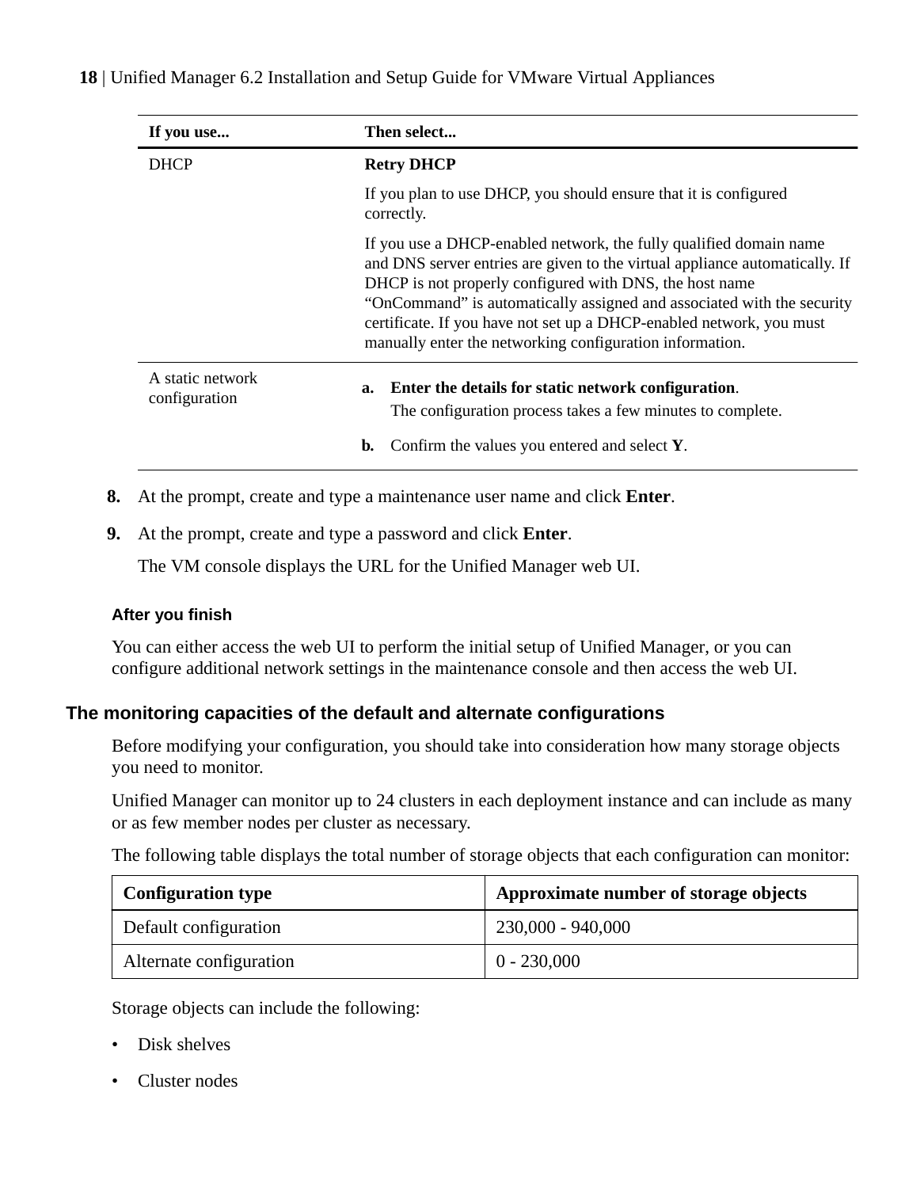| If you use... | Then select... |
|---|---|
| DHCP | **Retry DHCP**<br><br>If you plan to use DHCP, you should ensure that it is configured correctly.<br><br>If you use a DHCP-enabled network, the fully qualified domain name and DNS server entries are given to the virtual appliance automatically. If DHCP is not properly configured with DNS, the host name "OnCommand" is automatically assigned and associated with the security certificate. If you have not set up a DHCP-enabled network, you must manually enter the networking configuration information. |
| A static network configuration | **a. Enter the details for static network configuration**.<br>The configuration process takes a few minutes to complete.<br><br>**b.** Confirm the values you entered and select **Y**. |

8. At the prompt, create and type a maintenance user name and click **Enter**.
9. At the prompt, create and type a password and click **Enter**.

   The VM console displays the URL for the Unified Manager web UI.

#### After you finish

You can either access the web UI to perform the initial setup of Unified Manager, or you can configure additional network settings in the maintenance console and then access the web UI.

### The monitoring capacities of the default and alternate configurations

Before modifying your configuration, you should take into consideration how many storage objects you need to monitor.

Unified Manager can monitor up to 24 clusters in each deployment instance and can include as many or as few member nodes per cluster as necessary.

The following table displays the total number of storage objects that each configuration can monitor:

| Configuration type | Approximate number of storage objects |
|---|---|
| Default configuration | 230,000 - 940,000 |
| Alternate configuration | 0 - 230,000 |

Storage objects can include the following:

- Disk shelves
- Cluster nodes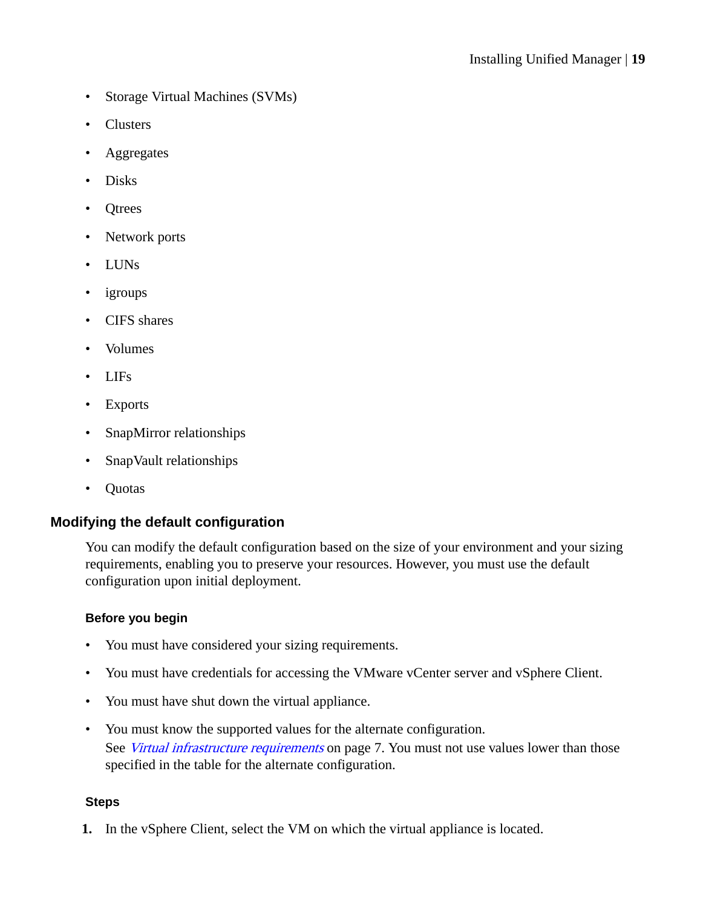- Storage Virtual Machines (SVMs)
- Clusters
- Aggregates
- Disks
- Qtrees
- Network ports
- LUNs
- igroups
- CIFS shares
- Volumes
- LIFs
- Exports
- SnapMirror relationships
- SnapVault relationships
- Quotas

## Modifying the default configuration

You can modify the default configuration based on the size of your environment and your sizing requirements, enabling you to preserve your resources. However, you must use the default configuration upon initial deployment.

### Before you begin

- You must have considered your sizing requirements.
- You must have credentials for accessing the VMware vCenter server and vSphere Client.
- You must have shut down the virtual appliance.
- You must know the supported values for the alternate configuration.
  See *Virtual infrastructure requirements* on page 7. You must not use values lower than those specified in the table for the alternate configuration.

### Steps

1. In the vSphere Client, select the VM on which the virtual appliance is located.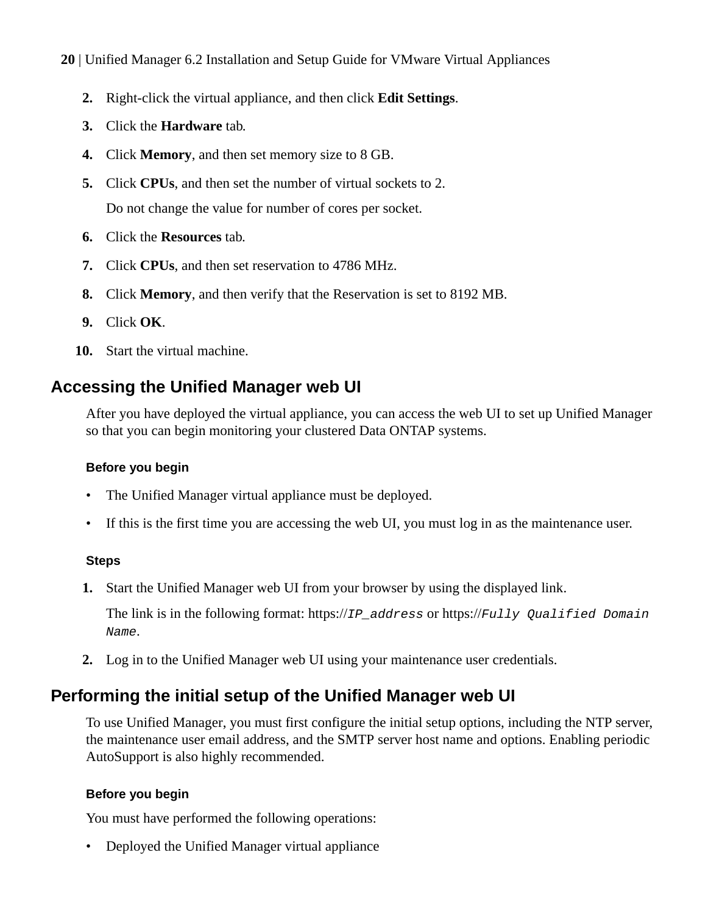2. Right-click the virtual appliance, and then click **Edit Settings**.
3. Click the **Hardware** tab.
4. Click **Memory**, and then set memory size to 8 GB.
5. Click **CPUs**, and then set the number of virtual sockets to 2.

   Do not change the value for number of cores per socket.
6. Click the **Resources** tab.
7. Click **CPUs**, and then set reservation to 4786 MHz.
8. Click **Memory**, and then verify that the Reservation is set to 8192 MB.
9. Click **OK**.
10. Start the virtual machine.

## Accessing the Unified Manager web UI

After you have deployed the virtual appliance, you can access the web UI to set up Unified Manager so that you can begin monitoring your clustered Data ONTAP systems.

### Before you begin

- The Unified Manager virtual appliance must be deployed.
- If this is the first time you are accessing the web UI, you must log in as the maintenance user.

### Steps

1. Start the Unified Manager web UI from your browser by using the displayed link.

   The link is in the following format: https://`IP_address` or https://`Fully Qualified Domain Name`.
2. Log in to the Unified Manager web UI using your maintenance user credentials.

## Performing the initial setup of the Unified Manager web UI

To use Unified Manager, you must first configure the initial setup options, including the NTP server, the maintenance user email address, and the SMTP server host name and options. Enabling periodic AutoSupport is also highly recommended.

### Before you begin

You must have performed the following operations:

- Deployed the Unified Manager virtual appliance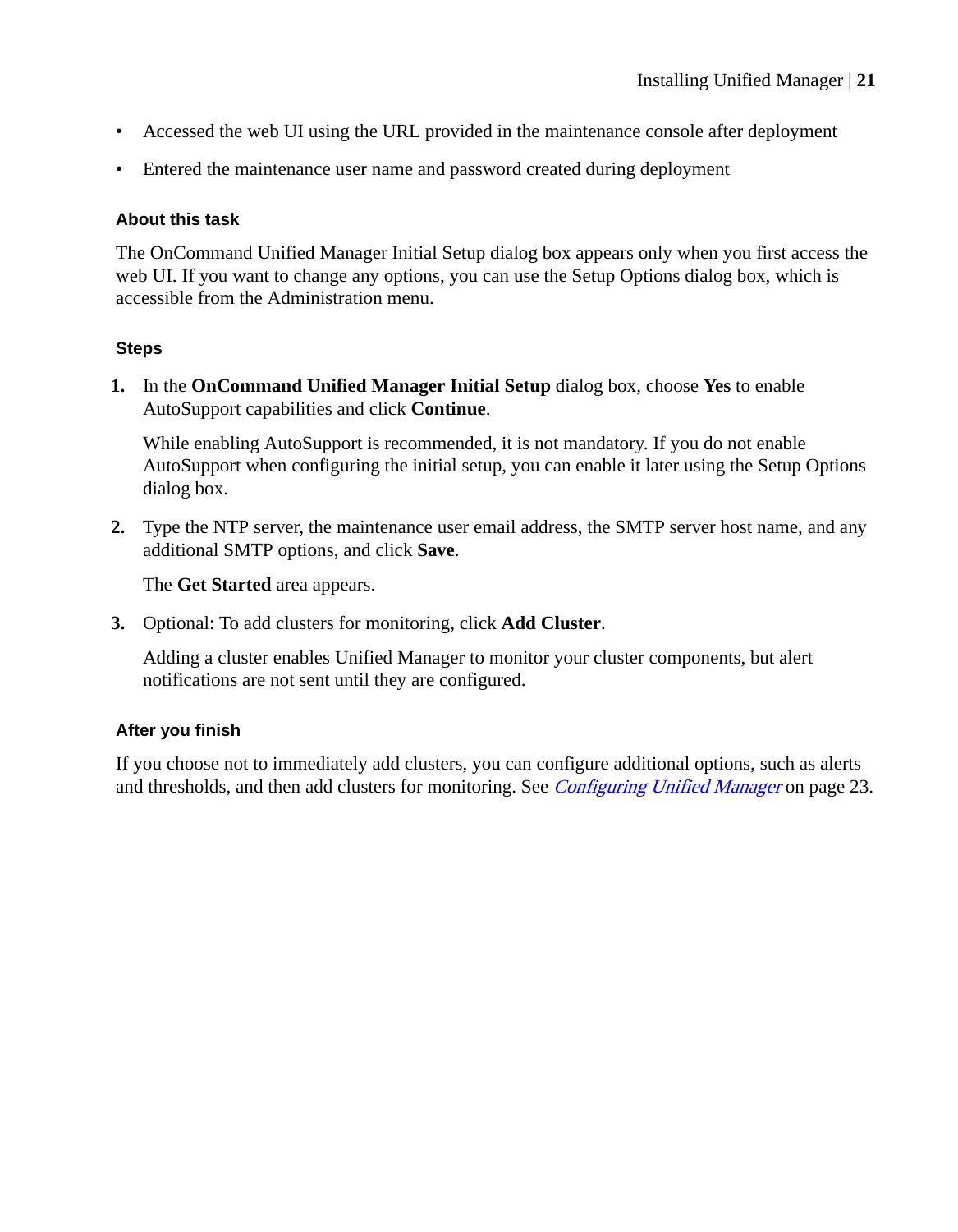- Accessed the web UI using the URL provided in the maintenance console after deployment
- Entered the maintenance user name and password created during deployment

#### About this task

The OnCommand Unified Manager Initial Setup dialog box appears only when you first access the web UI. If you want to change any options, you can use the Setup Options dialog box, which is accessible from the Administration menu.

#### Steps

1. In the **OnCommand Unified Manager Initial Setup** dialog box, choose **Yes** to enable AutoSupport capabilities and click **Continue**.

   While enabling AutoSupport is recommended, it is not mandatory. If you do not enable AutoSupport when configuring the initial setup, you can enable it later using the Setup Options dialog box.

2. Type the NTP server, the maintenance user email address, the SMTP server host name, and any additional SMTP options, and click **Save**.

   The **Get Started** area appears.

3. Optional: To add clusters for monitoring, click **Add Cluster**.

   Adding a cluster enables Unified Manager to monitor your cluster components, but alert notifications are not sent until they are configured.

#### After you finish

If you choose not to immediately add clusters, you can configure additional options, such as alerts and thresholds, and then add clusters for monitoring. See *Configuring Unified Manager* on page 23.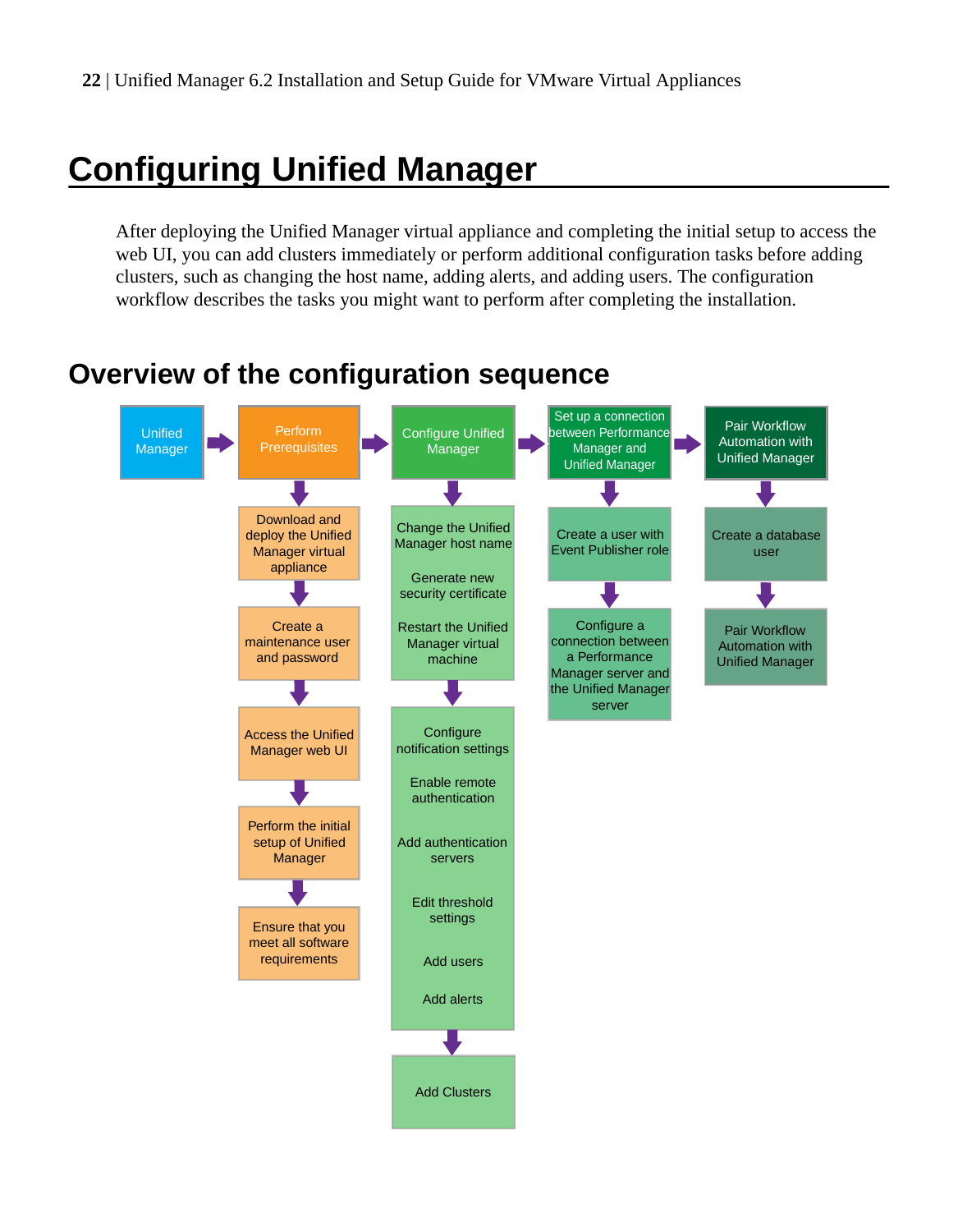# Configuring Unified Manager

After deploying the Unified Manager virtual appliance and completing the initial setup to access the web UI, you can add clusters immediately or perform additional configuration tasks before adding clusters, such as changing the host name, adding alerts, and adding users. The configuration workflow describes the tasks you might want to perform after completing the installation.

## Overview of the configuration sequence

Unified Manager → Perform Prerequisites → Configure Unified Manager → Set up a connection between Performance Manager and Unified Manager → Pair Workflow Automation with Unified Manager

**Perform Prerequisites**

- Download and deploy the Unified Manager virtual appliance
- Create a maintenance user and password
- Access the Unified Manager web UI
- Perform the initial setup of Unified Manager
- Ensure that you meet all software requirements

**Configure Unified Manager**

- Change the Unified Manager host name
- Generate new security certificate
- Restart the Unified Manager virtual machine
- Configure notification settings
- Enable remote authentication
- Add authentication servers
- Edit threshold settings
- Add users
- Add alerts
- Add Clusters

**Set up a connection between Performance Manager and Unified Manager**

- Create a user with Event Publisher role
- Configure a connection between a Performance Manager server and the Unified Manager server

**Pair Workflow Automation with Unified Manager**

- Create a database user
- Pair Workflow Automation with Unified Manager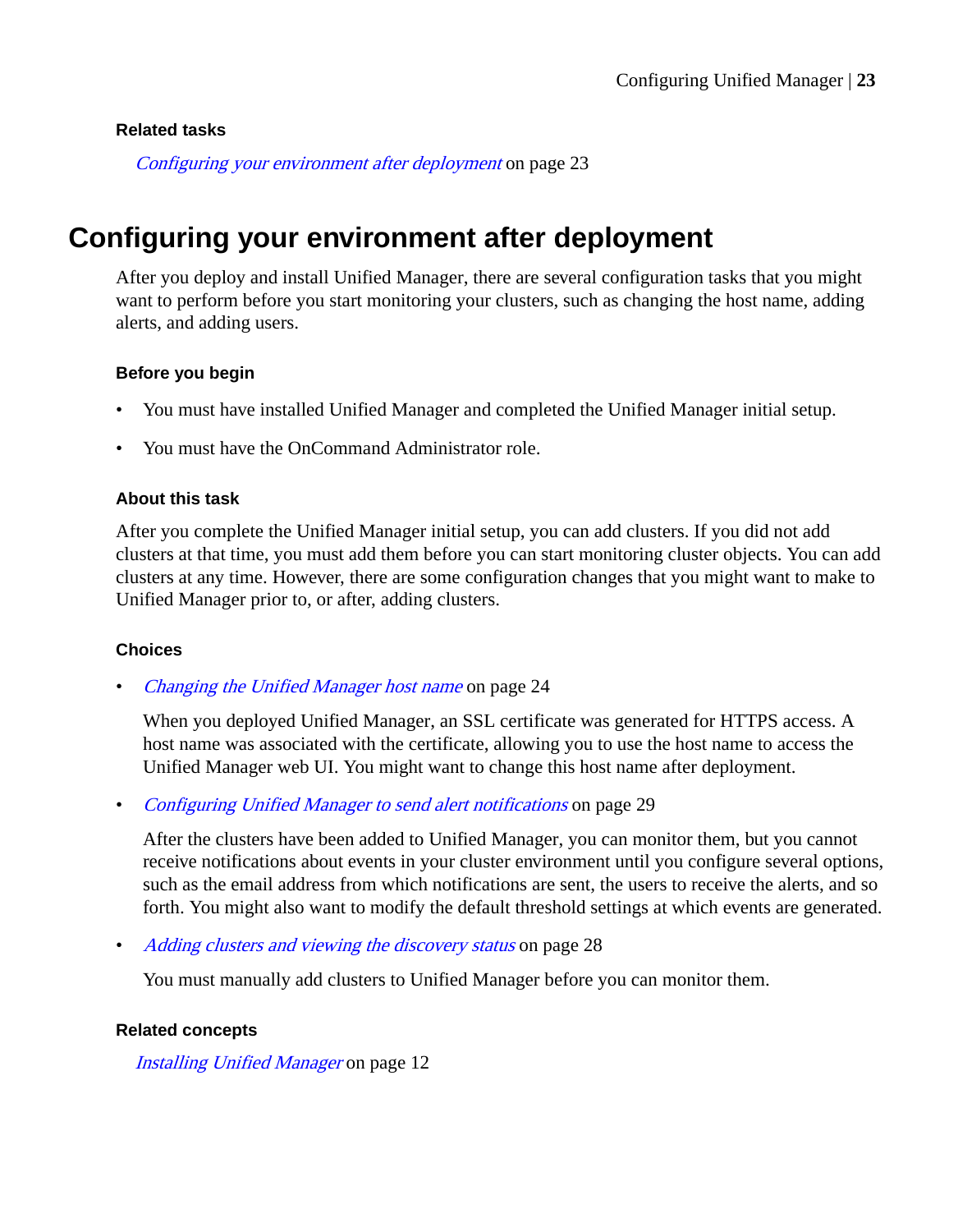#### Related tasks

*Configuring your environment after deployment* on page 23

## Configuring your environment after deployment

After you deploy and install Unified Manager, there are several configuration tasks that you might want to perform before you start monitoring your clusters, such as changing the host name, adding alerts, and adding users.

#### Before you begin

- You must have installed Unified Manager and completed the Unified Manager initial setup.
- You must have the OnCommand Administrator role.

#### About this task

After you complete the Unified Manager initial setup, you can add clusters. If you did not add clusters at that time, you must add them before you can start monitoring cluster objects. You can add clusters at any time. However, there are some configuration changes that you might want to make to Unified Manager prior to, or after, adding clusters.

#### Choices

- *Changing the Unified Manager host name* on page 24

  When you deployed Unified Manager, an SSL certificate was generated for HTTPS access. A host name was associated with the certificate, allowing you to use the host name to access the Unified Manager web UI. You might want to change this host name after deployment.

- *Configuring Unified Manager to send alert notifications* on page 29

  After the clusters have been added to Unified Manager, you can monitor them, but you cannot receive notifications about events in your cluster environment until you configure several options, such as the email address from which notifications are sent, the users to receive the alerts, and so forth. You might also want to modify the default threshold settings at which events are generated.

- *Adding clusters and viewing the discovery status* on page 28

  You must manually add clusters to Unified Manager before you can monitor them.

#### Related concepts

*Installing Unified Manager* on page 12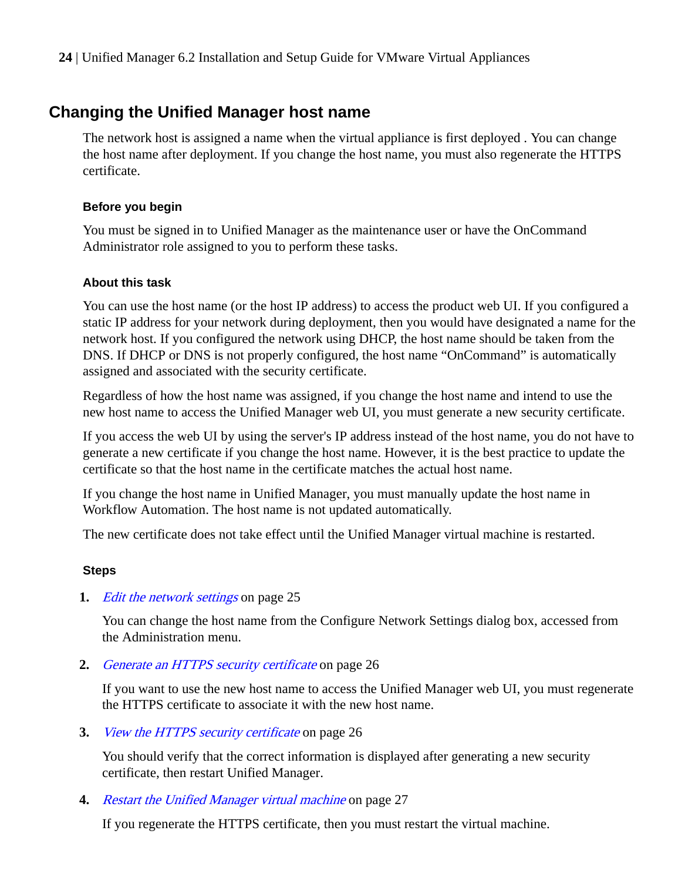## Changing the Unified Manager host name

The network host is assigned a name when the virtual appliance is first deployed . You can change the host name after deployment. If you change the host name, you must also regenerate the HTTPS certificate.

### Before you begin

You must be signed in to Unified Manager as the maintenance user or have the OnCommand Administrator role assigned to you to perform these tasks.

### About this task

You can use the host name (or the host IP address) to access the product web UI. If you configured a static IP address for your network during deployment, then you would have designated a name for the network host. If you configured the network using DHCP, the host name should be taken from the DNS. If DHCP or DNS is not properly configured, the host name “OnCommand” is automatically assigned and associated with the security certificate.

Regardless of how the host name was assigned, if you change the host name and intend to use the new host name to access the Unified Manager web UI, you must generate a new security certificate.

If you access the web UI by using the server's IP address instead of the host name, you do not have to generate a new certificate if you change the host name. However, it is the best practice to update the certificate so that the host name in the certificate matches the actual host name.

If you change the host name in Unified Manager, you must manually update the host name in Workflow Automation. The host name is not updated automatically.

The new certificate does not take effect until the Unified Manager virtual machine is restarted.

### Steps

1. *Edit the network settings* on page 25

   You can change the host name from the Configure Network Settings dialog box, accessed from the Administration menu.

2. *Generate an HTTPS security certificate* on page 26

   If you want to use the new host name to access the Unified Manager web UI, you must regenerate the HTTPS certificate to associate it with the new host name.

3. *View the HTTPS security certificate* on page 26

   You should verify that the correct information is displayed after generating a new security certificate, then restart Unified Manager.

4. *Restart the Unified Manager virtual machine* on page 27

   If you regenerate the HTTPS certificate, then you must restart the virtual machine.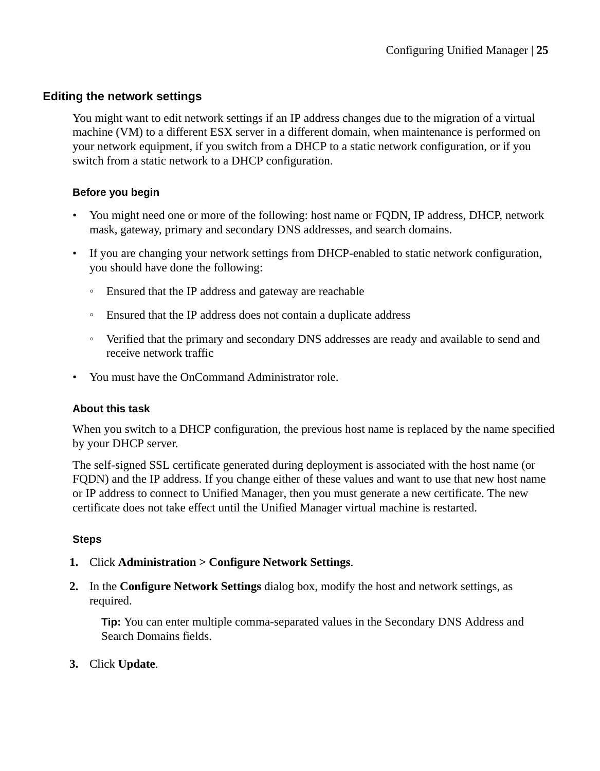## Editing the network settings

You might want to edit network settings if an IP address changes due to the migration of a virtual machine (VM) to a different ESX server in a different domain, when maintenance is performed on your network equipment, if you switch from a DHCP to a static network configuration, or if you switch from a static network to a DHCP configuration.

### Before you begin

- You might need one or more of the following: host name or FQDN, IP address, DHCP, network mask, gateway, primary and secondary DNS addresses, and search domains.
- If you are changing your network settings from DHCP-enabled to static network configuration, you should have done the following:
  - Ensured that the IP address and gateway are reachable
  - Ensured that the IP address does not contain a duplicate address
  - Verified that the primary and secondary DNS addresses are ready and available to send and receive network traffic
- You must have the OnCommand Administrator role.

### About this task

When you switch to a DHCP configuration, the previous host name is replaced by the name specified by your DHCP server.

The self-signed SSL certificate generated during deployment is associated with the host name (or FQDN) and the IP address. If you change either of these values and want to use that new host name or IP address to connect to Unified Manager, then you must generate a new certificate. The new certificate does not take effect until the Unified Manager virtual machine is restarted.

### Steps

1. Click **Administration > Configure Network Settings**.
2. In the **Configure Network Settings** dialog box, modify the host and network settings, as required.

   **Tip:** You can enter multiple comma-separated values in the Secondary DNS Address and Search Domains fields.

3. Click **Update**.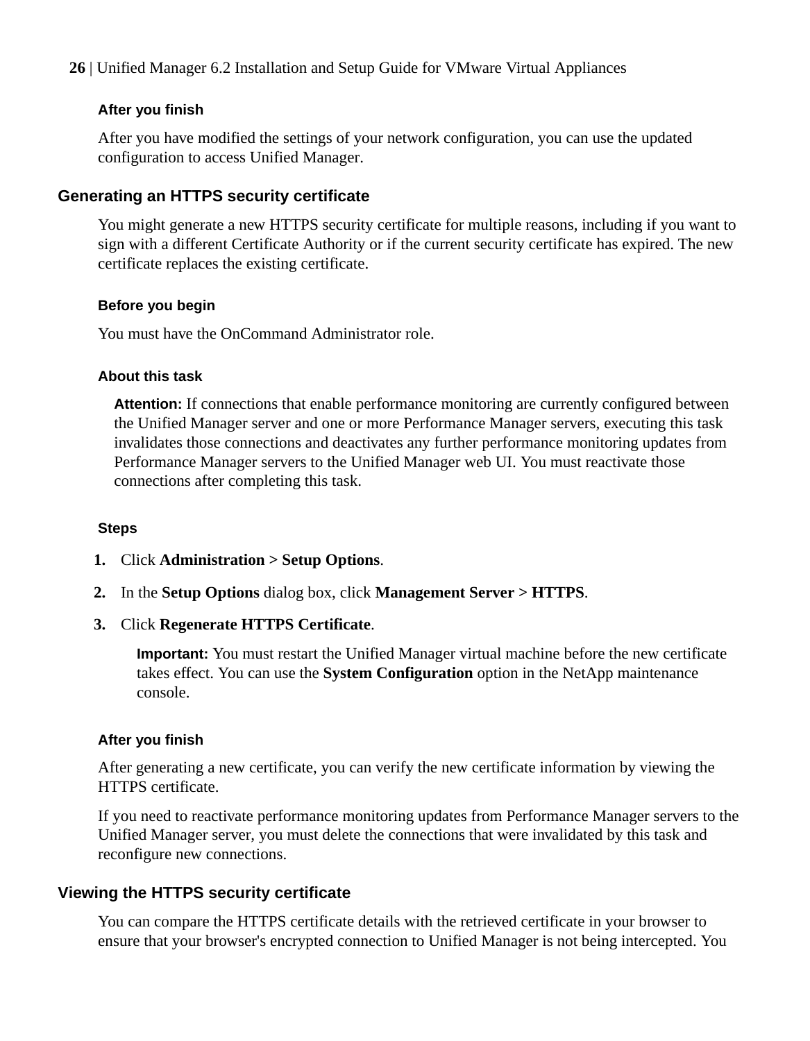#### After you finish

After you have modified the settings of your network configuration, you can use the updated configuration to access Unified Manager.

### Generating an HTTPS security certificate

You might generate a new HTTPS security certificate for multiple reasons, including if you want to sign with a different Certificate Authority or if the current security certificate has expired. The new certificate replaces the existing certificate.

#### Before you begin

You must have the OnCommand Administrator role.

#### About this task

**Attention:** If connections that enable performance monitoring are currently configured between the Unified Manager server and one or more Performance Manager servers, executing this task invalidates those connections and deactivates any further performance monitoring updates from Performance Manager servers to the Unified Manager web UI. You must reactivate those connections after completing this task.

#### Steps

1. Click **Administration > Setup Options**.
2. In the **Setup Options** dialog box, click **Management Server > HTTPS**.
3. Click **Regenerate HTTPS Certificate**.

   **Important:** You must restart the Unified Manager virtual machine before the new certificate takes effect. You can use the **System Configuration** option in the NetApp maintenance console.

#### After you finish

After generating a new certificate, you can verify the new certificate information by viewing the HTTPS certificate.

If you need to reactivate performance monitoring updates from Performance Manager servers to the Unified Manager server, you must delete the connections that were invalidated by this task and reconfigure new connections.

### Viewing the HTTPS security certificate

You can compare the HTTPS certificate details with the retrieved certificate in your browser to ensure that your browser's encrypted connection to Unified Manager is not being intercepted. You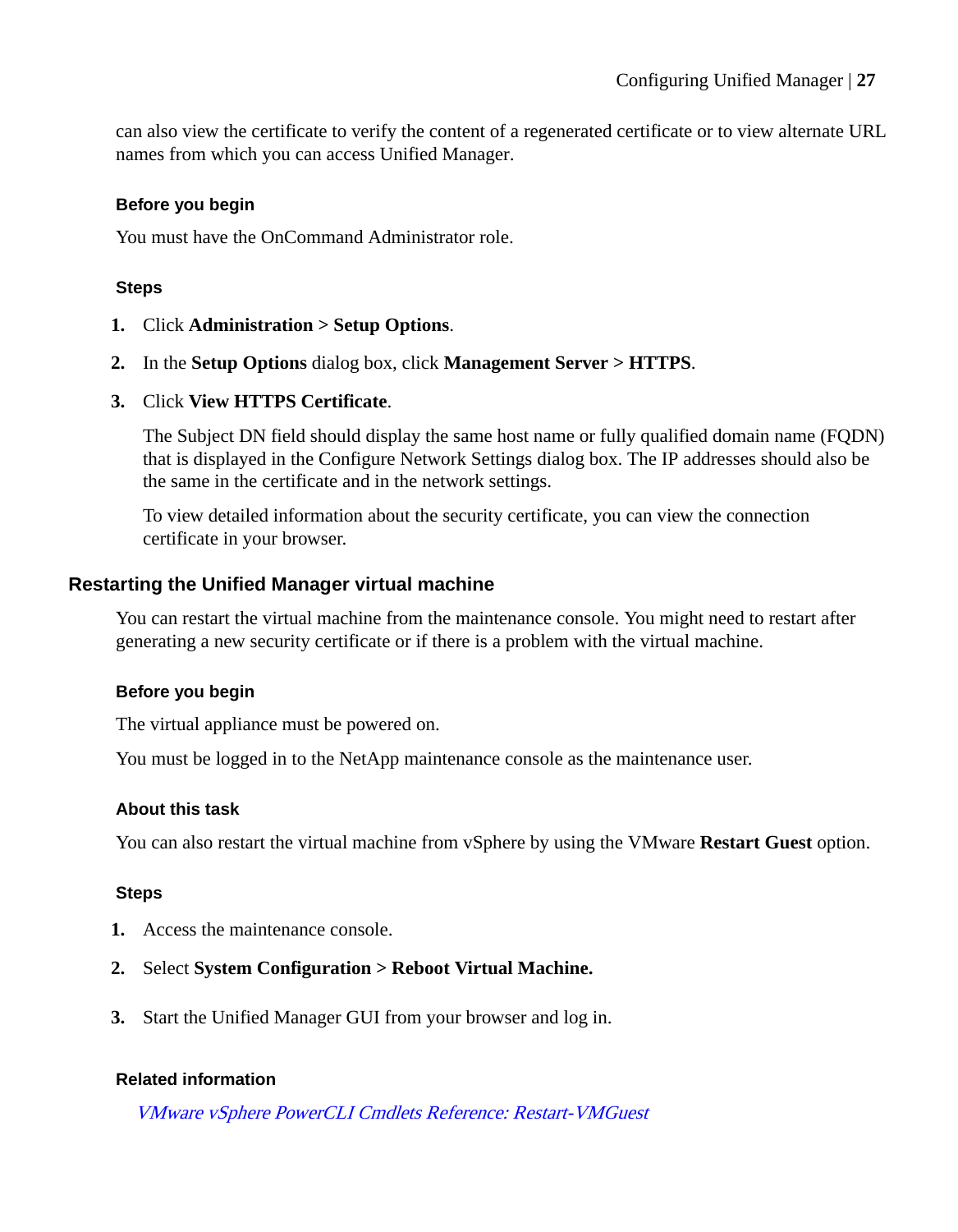can also view the certificate to verify the content of a regenerated certificate or to view alternate URL names from which you can access Unified Manager.

#### Before you begin

You must have the OnCommand Administrator role.

#### Steps

1. Click **Administration > Setup Options**.
2. In the **Setup Options** dialog box, click **Management Server > HTTPS**.
3. Click **View HTTPS Certificate**.

   The Subject DN field should display the same host name or fully qualified domain name (FQDN) that is displayed in the Configure Network Settings dialog box. The IP addresses should also be the same in the certificate and in the network settings.

   To view detailed information about the security certificate, you can view the connection certificate in your browser.

### Restarting the Unified Manager virtual machine

You can restart the virtual machine from the maintenance console. You might need to restart after generating a new security certificate or if there is a problem with the virtual machine.

#### Before you begin

The virtual appliance must be powered on.

You must be logged in to the NetApp maintenance console as the maintenance user.

#### About this task

You can also restart the virtual machine from vSphere by using the VMware **Restart Guest** option.

#### Steps

1. Access the maintenance console.
2. Select **System Configuration > Reboot Virtual Machine.**
3. Start the Unified Manager GUI from your browser and log in.

#### Related information

*VMware vSphere PowerCLI Cmdlets Reference: Restart-VMGuest*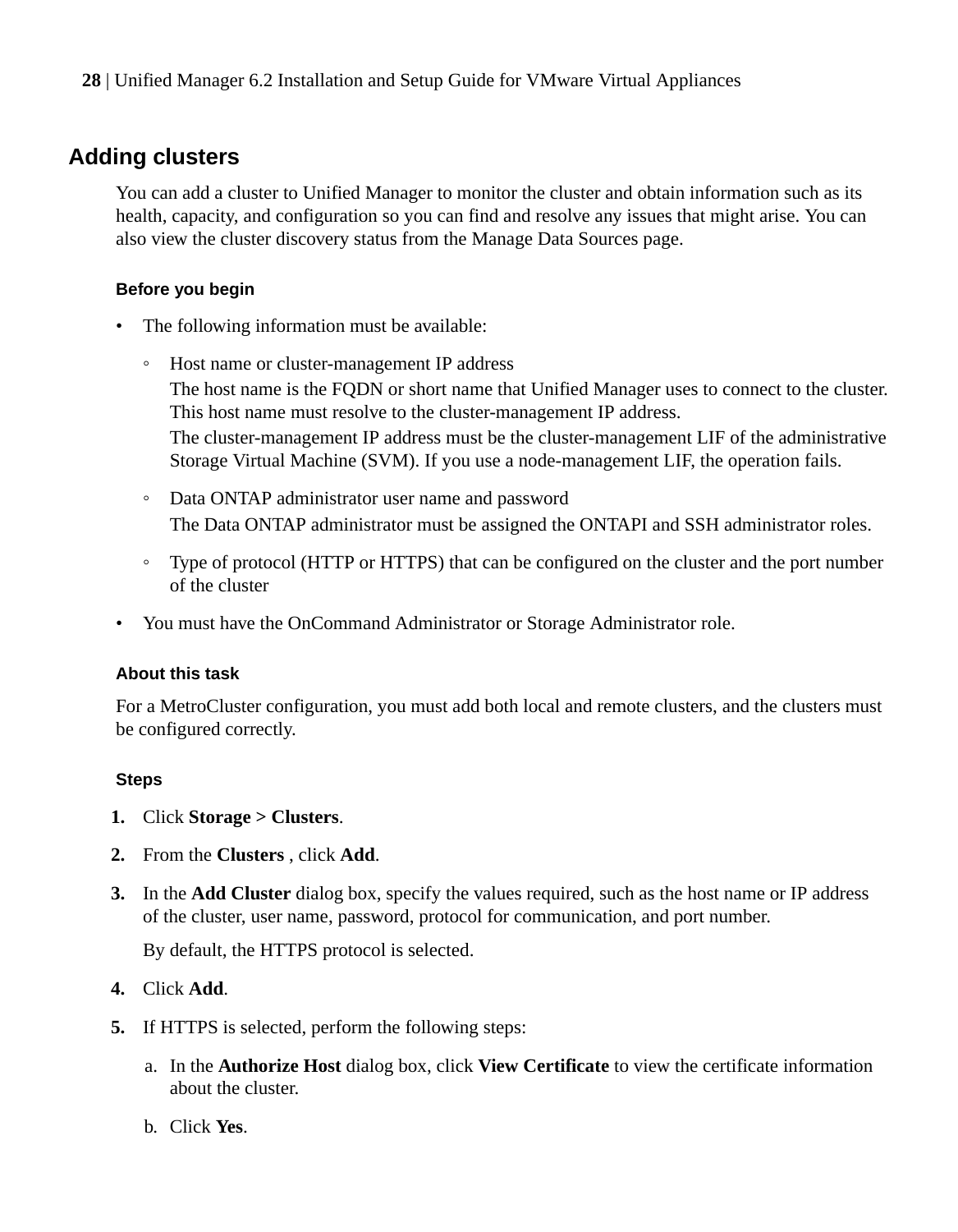## Adding clusters

You can add a cluster to Unified Manager to monitor the cluster and obtain information such as its health, capacity, and configuration so you can find and resolve any issues that might arise. You can also view the cluster discovery status from the Manage Data Sources page.

#### Before you begin

- The following information must be available:
  - Host name or cluster-management IP address

    The host name is the FQDN or short name that Unified Manager uses to connect to the cluster. This host name must resolve to the cluster-management IP address.

    The cluster-management IP address must be the cluster-management LIF of the administrative Storage Virtual Machine (SVM). If you use a node-management LIF, the operation fails.
  - Data ONTAP administrator user name and password

    The Data ONTAP administrator must be assigned the ONTAPI and SSH administrator roles.
  - Type of protocol (HTTP or HTTPS) that can be configured on the cluster and the port number of the cluster
- You must have the OnCommand Administrator or Storage Administrator role.

#### About this task

For a MetroCluster configuration, you must add both local and remote clusters, and the clusters must be configured correctly.

#### Steps

1. Click **Storage > Clusters**.
2. From the **Clusters** , click **Add**.
3. In the **Add Cluster** dialog box, specify the values required, such as the host name or IP address of the cluster, user name, password, protocol for communication, and port number.

   By default, the HTTPS protocol is selected.
4. Click **Add**.
5. If HTTPS is selected, perform the following steps:
   a. In the **Authorize Host** dialog box, click **View Certificate** to view the certificate information about the cluster.
   b. Click **Yes**.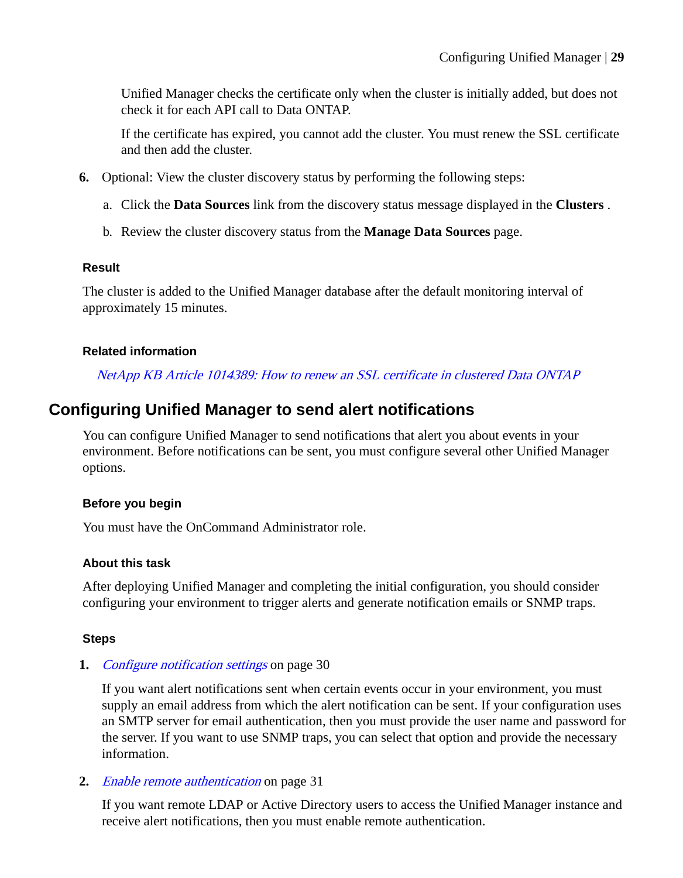Unified Manager checks the certificate only when the cluster is initially added, but does not check it for each API call to Data ONTAP.

If the certificate has expired, you cannot add the cluster. You must renew the SSL certificate and then add the cluster.

6. Optional: View the cluster discovery status by performing the following steps:

   a. Click the **Data Sources** link from the discovery status message displayed in the **Clusters** .

   b. Review the cluster discovery status from the **Manage Data Sources** page.

### Result

The cluster is added to the Unified Manager database after the default monitoring interval of approximately 15 minutes.

### Related information

*NetApp KB Article 1014389: How to renew an SSL certificate in clustered Data ONTAP*

## Configuring Unified Manager to send alert notifications

You can configure Unified Manager to send notifications that alert you about events in your environment. Before notifications can be sent, you must configure several other Unified Manager options.

### Before you begin

You must have the OnCommand Administrator role.

### About this task

After deploying Unified Manager and completing the initial configuration, you should consider configuring your environment to trigger alerts and generate notification emails or SNMP traps.

### Steps

1. *Configure notification settings* on page 30

   If you want alert notifications sent when certain events occur in your environment, you must supply an email address from which the alert notification can be sent. If your configuration uses an SMTP server for email authentication, then you must provide the user name and password for the server. If you want to use SNMP traps, you can select that option and provide the necessary information.

2. *Enable remote authentication* on page 31

   If you want remote LDAP or Active Directory users to access the Unified Manager instance and receive alert notifications, then you must enable remote authentication.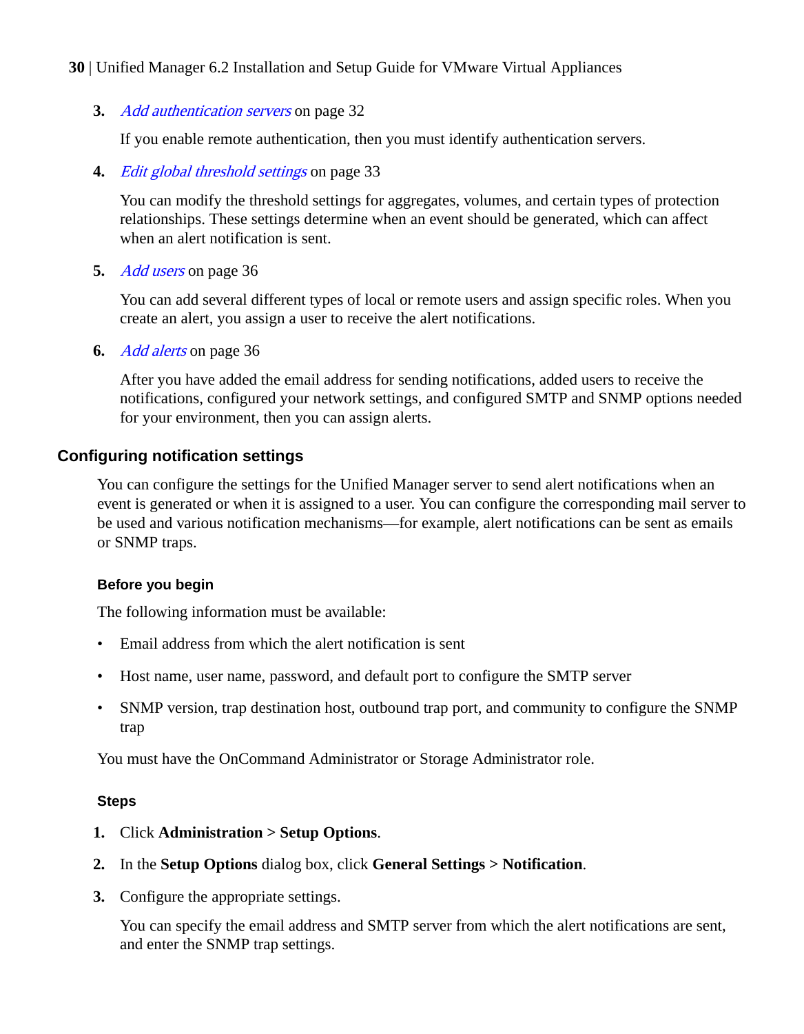3. *Add authentication servers* on page 32

   If you enable remote authentication, then you must identify authentication servers.

4. *Edit global threshold settings* on page 33

   You can modify the threshold settings for aggregates, volumes, and certain types of protection relationships. These settings determine when an event should be generated, which can affect when an alert notification is sent.

5. *Add users* on page 36

   You can add several different types of local or remote users and assign specific roles. When you create an alert, you assign a user to receive the alert notifications.

6. *Add alerts* on page 36

   After you have added the email address for sending notifications, added users to receive the notifications, configured your network settings, and configured SMTP and SNMP options needed for your environment, then you can assign alerts.

## Configuring notification settings

You can configure the settings for the Unified Manager server to send alert notifications when an event is generated or when it is assigned to a user. You can configure the corresponding mail server to be used and various notification mechanisms—for example, alert notifications can be sent as emails or SNMP traps.

### Before you begin

The following information must be available:

- Email address from which the alert notification is sent
- Host name, user name, password, and default port to configure the SMTP server
- SNMP version, trap destination host, outbound trap port, and community to configure the SNMP trap

You must have the OnCommand Administrator or Storage Administrator role.

### Steps

1. Click **Administration > Setup Options**.
2. In the **Setup Options** dialog box, click **General Settings > Notification**.
3. Configure the appropriate settings.

   You can specify the email address and SMTP server from which the alert notifications are sent, and enter the SNMP trap settings.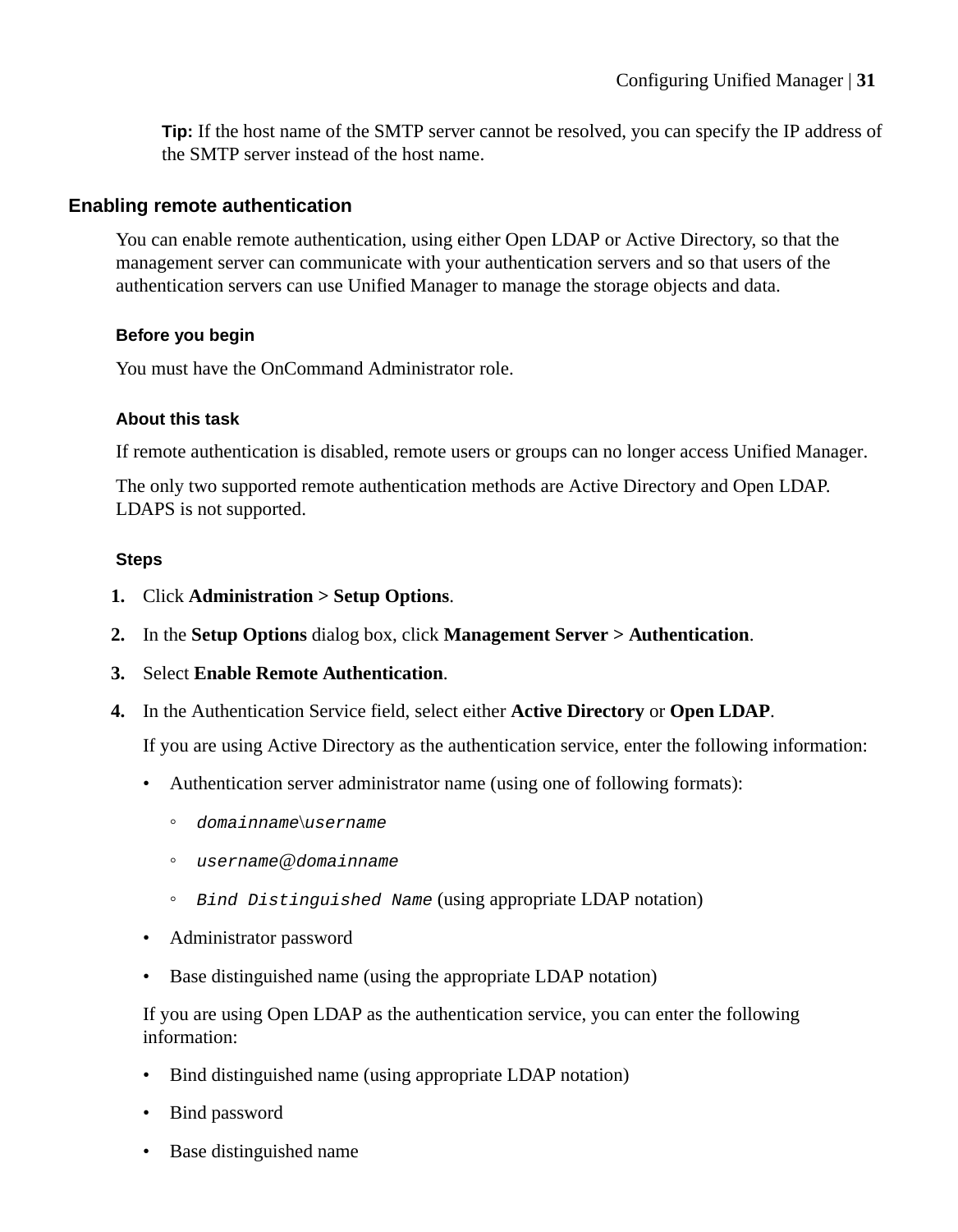**Tip:** If the host name of the SMTP server cannot be resolved, you can specify the IP address of the SMTP server instead of the host name.

## Enabling remote authentication

You can enable remote authentication, using either Open LDAP or Active Directory, so that the management server can communicate with your authentication servers and so that users of the authentication servers can use Unified Manager to manage the storage objects and data.

### Before you begin

You must have the OnCommand Administrator role.

### About this task

If remote authentication is disabled, remote users or groups can no longer access Unified Manager.

The only two supported remote authentication methods are Active Directory and Open LDAP. LDAPS is not supported.

### Steps

1. Click **Administration > Setup Options**.
2. In the **Setup Options** dialog box, click **Management Server > Authentication**.
3. Select **Enable Remote Authentication**.
4. In the Authentication Service field, select either **Active Directory** or **Open LDAP**.

   If you are using Active Directory as the authentication service, enter the following information:

   - Authentication server administrator name (using one of following formats):
     - `domainname\username`
     - `username@domainname`
     - `Bind Distinguished Name` (using appropriate LDAP notation)
   - Administrator password
   - Base distinguished name (using the appropriate LDAP notation)

   If you are using Open LDAP as the authentication service, you can enter the following information:

   - Bind distinguished name (using appropriate LDAP notation)
   - Bind password
   - Base distinguished name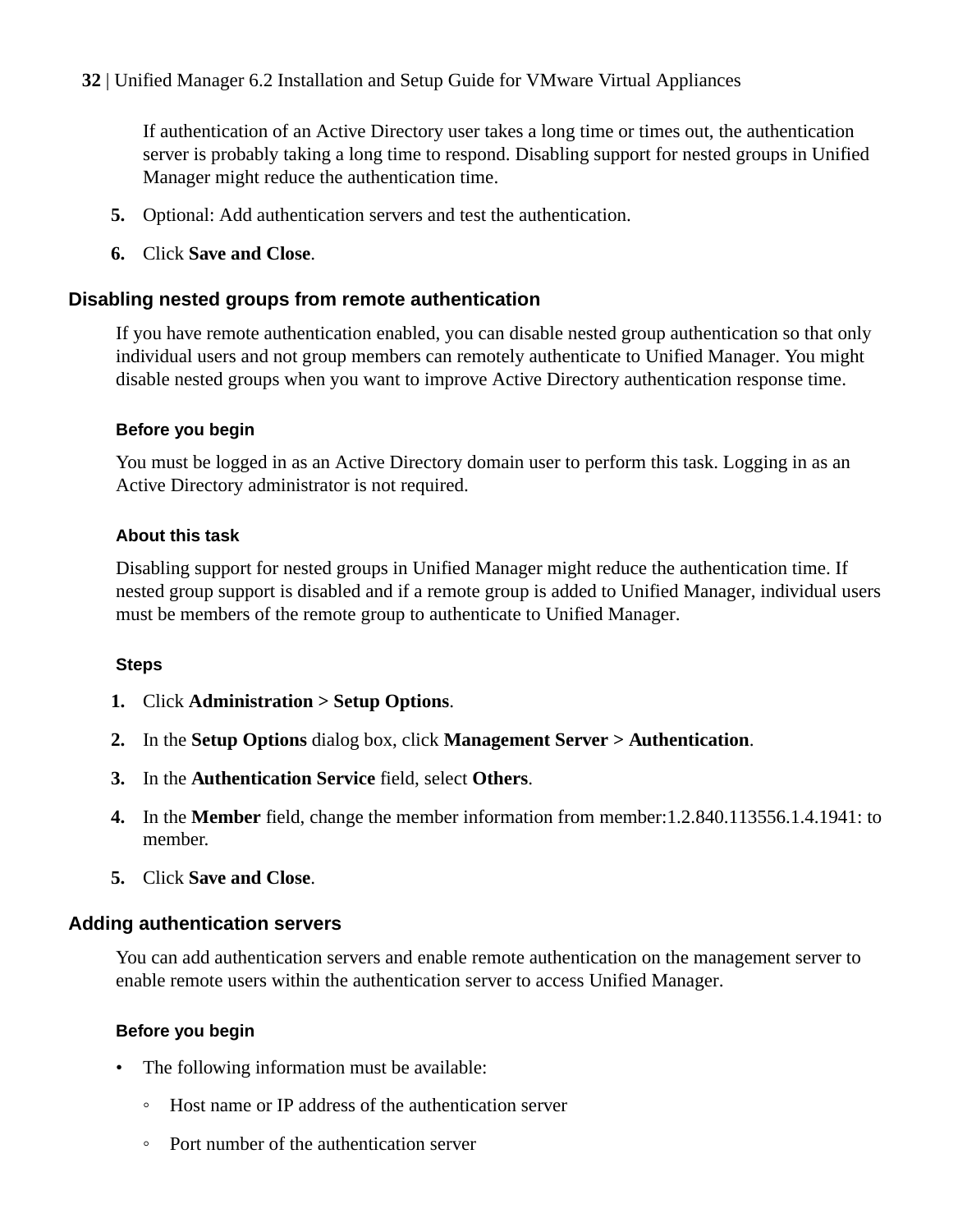If authentication of an Active Directory user takes a long time or times out, the authentication server is probably taking a long time to respond. Disabling support for nested groups in Unified Manager might reduce the authentication time.

5. Optional: Add authentication servers and test the authentication.
6. Click **Save and Close**.

## Disabling nested groups from remote authentication

If you have remote authentication enabled, you can disable nested group authentication so that only individual users and not group members can remotely authenticate to Unified Manager. You might disable nested groups when you want to improve Active Directory authentication response time.

### Before you begin

You must be logged in as an Active Directory domain user to perform this task. Logging in as an Active Directory administrator is not required.

### About this task

Disabling support for nested groups in Unified Manager might reduce the authentication time. If nested group support is disabled and if a remote group is added to Unified Manager, individual users must be members of the remote group to authenticate to Unified Manager.

### Steps

1. Click **Administration > Setup Options**.
2. In the **Setup Options** dialog box, click **Management Server > Authentication**.
3. In the **Authentication Service** field, select **Others**.
4. In the **Member** field, change the member information from member:1.2.840.113556.1.4.1941: to member.
5. Click **Save and Close**.

## Adding authentication servers

You can add authentication servers and enable remote authentication on the management server to enable remote users within the authentication server to access Unified Manager.

### Before you begin

- The following information must be available:
  - Host name or IP address of the authentication server
  - Port number of the authentication server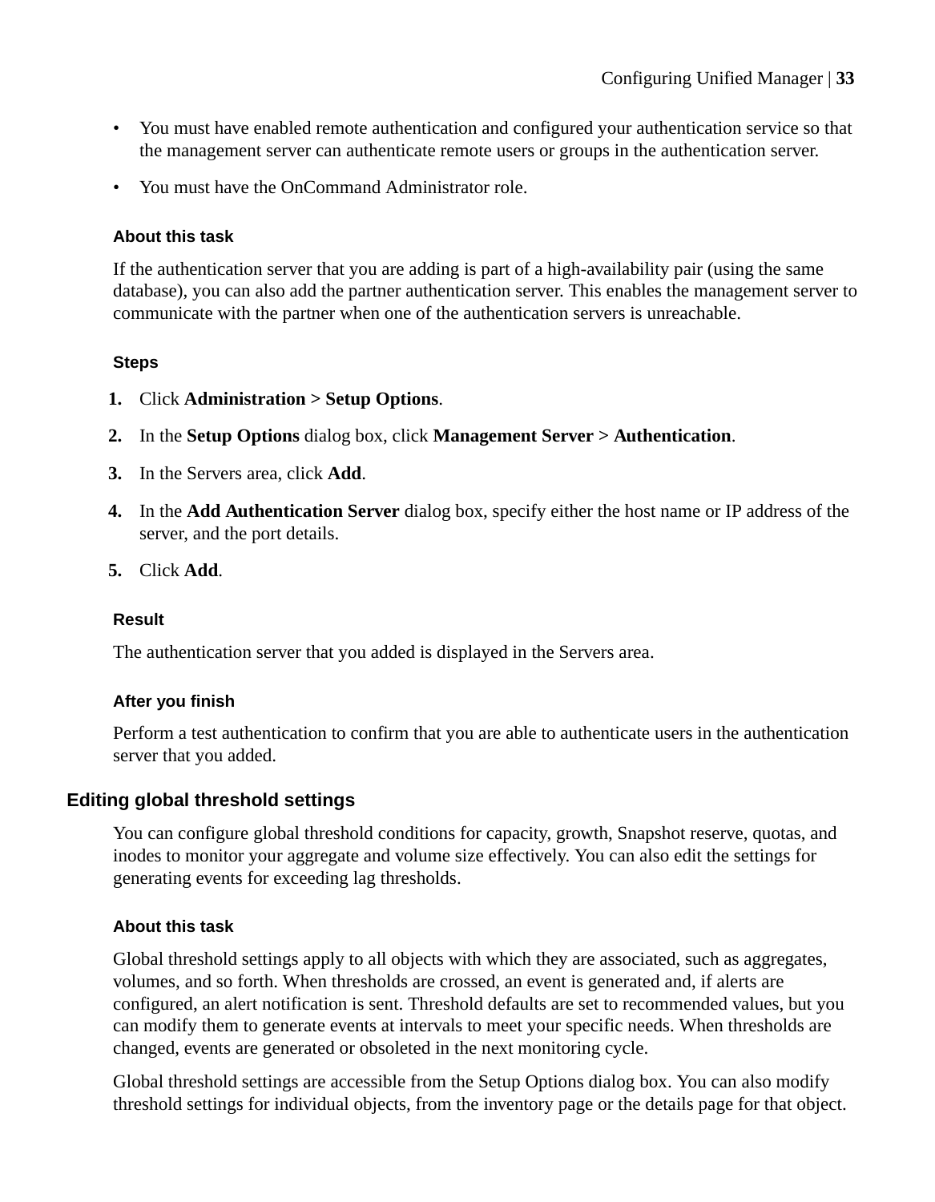- You must have enabled remote authentication and configured your authentication service so that the management server can authenticate remote users or groups in the authentication server.
- You must have the OnCommand Administrator role.

#### About this task

If the authentication server that you are adding is part of a high-availability pair (using the same database), you can also add the partner authentication server. This enables the management server to communicate with the partner when one of the authentication servers is unreachable.

#### Steps

1. Click **Administration > Setup Options**.
2. In the **Setup Options** dialog box, click **Management Server > Authentication**.
3. In the Servers area, click **Add**.
4. In the **Add Authentication Server** dialog box, specify either the host name or IP address of the server, and the port details.
5. Click **Add**.

#### Result

The authentication server that you added is displayed in the Servers area.

#### After you finish

Perform a test authentication to confirm that you are able to authenticate users in the authentication server that you added.

### Editing global threshold settings

You can configure global threshold conditions for capacity, growth, Snapshot reserve, quotas, and inodes to monitor your aggregate and volume size effectively. You can also edit the settings for generating events for exceeding lag thresholds.

#### About this task

Global threshold settings apply to all objects with which they are associated, such as aggregates, volumes, and so forth. When thresholds are crossed, an event is generated and, if alerts are configured, an alert notification is sent. Threshold defaults are set to recommended values, but you can modify them to generate events at intervals to meet your specific needs. When thresholds are changed, events are generated or obsoleted in the next monitoring cycle.

Global threshold settings are accessible from the Setup Options dialog box. You can also modify threshold settings for individual objects, from the inventory page or the details page for that object.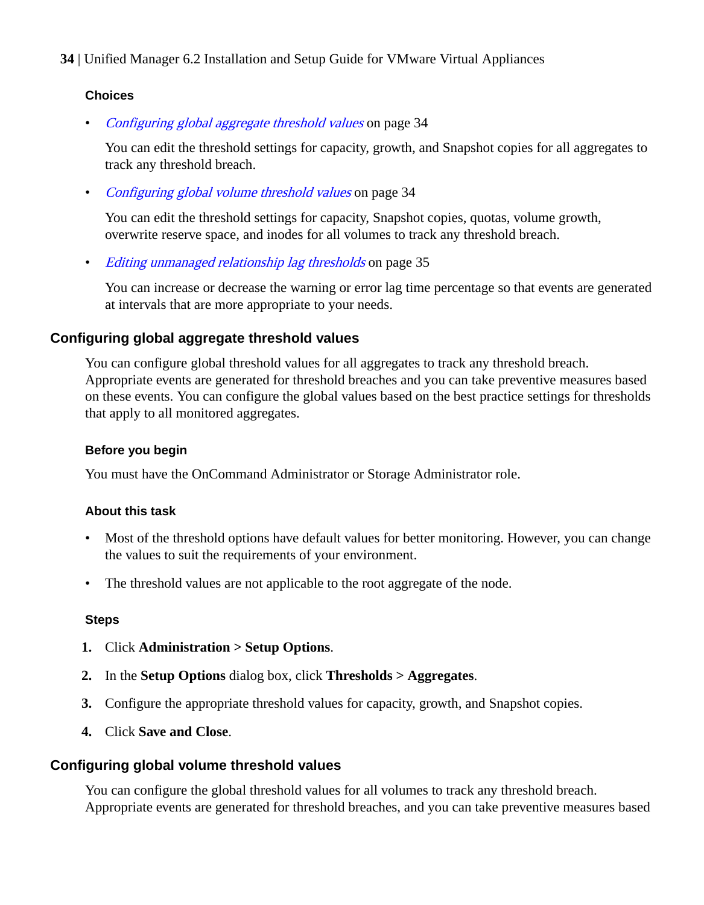#### Choices

- *Configuring global aggregate threshold values* on page 34

  You can edit the threshold settings for capacity, growth, and Snapshot copies for all aggregates to track any threshold breach.

- *Configuring global volume threshold values* on page 34

  You can edit the threshold settings for capacity, Snapshot copies, quotas, volume growth, overwrite reserve space, and inodes for all volumes to track any threshold breach.

- *Editing unmanaged relationship lag thresholds* on page 35

  You can increase or decrease the warning or error lag time percentage so that events are generated at intervals that are more appropriate to your needs.

### Configuring global aggregate threshold values

You can configure global threshold values for all aggregates to track any threshold breach. Appropriate events are generated for threshold breaches and you can take preventive measures based on these events. You can configure the global values based on the best practice settings for thresholds that apply to all monitored aggregates.

#### Before you begin

You must have the OnCommand Administrator or Storage Administrator role.

#### About this task

- Most of the threshold options have default values for better monitoring. However, you can change the values to suit the requirements of your environment.
- The threshold values are not applicable to the root aggregate of the node.

#### Steps

1. Click **Administration > Setup Options**.
2. In the **Setup Options** dialog box, click **Thresholds > Aggregates**.
3. Configure the appropriate threshold values for capacity, growth, and Snapshot copies.
4. Click **Save and Close**.

### Configuring global volume threshold values

You can configure the global threshold values for all volumes to track any threshold breach. Appropriate events are generated for threshold breaches, and you can take preventive measures based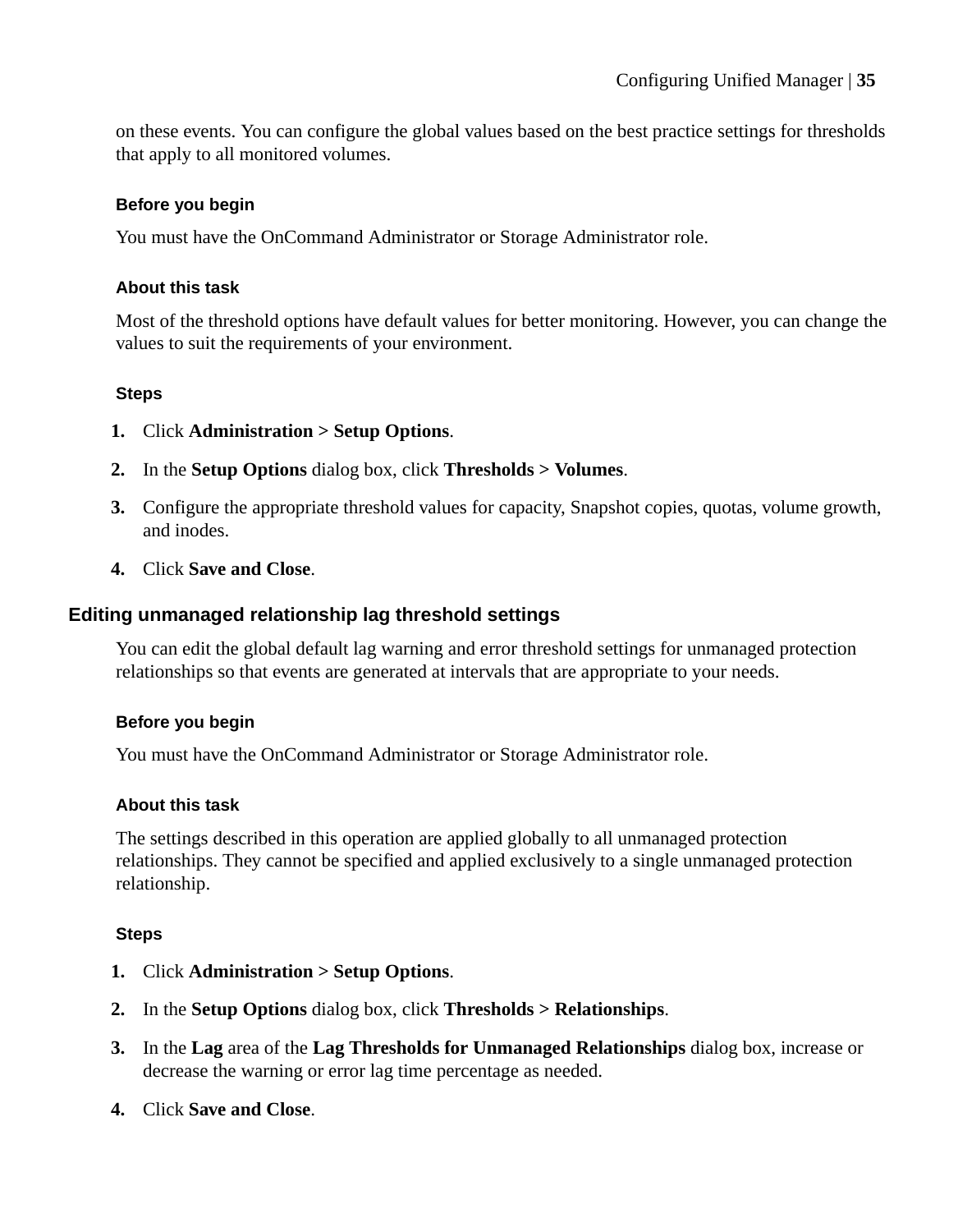on these events. You can configure the global values based on the best practice settings for thresholds that apply to all monitored volumes.

#### Before you begin

You must have the OnCommand Administrator or Storage Administrator role.

#### About this task

Most of the threshold options have default values for better monitoring. However, you can change the values to suit the requirements of your environment.

#### Steps

1. Click **Administration > Setup Options**.
2. In the **Setup Options** dialog box, click **Thresholds > Volumes**.
3. Configure the appropriate threshold values for capacity, Snapshot copies, quotas, volume growth, and inodes.
4. Click **Save and Close**.

### Editing unmanaged relationship lag threshold settings

You can edit the global default lag warning and error threshold settings for unmanaged protection relationships so that events are generated at intervals that are appropriate to your needs.

#### Before you begin

You must have the OnCommand Administrator or Storage Administrator role.

#### About this task

The settings described in this operation are applied globally to all unmanaged protection relationships. They cannot be specified and applied exclusively to a single unmanaged protection relationship.

#### Steps

1. Click **Administration > Setup Options**.
2. In the **Setup Options** dialog box, click **Thresholds > Relationships**.
3. In the **Lag** area of the **Lag Thresholds for Unmanaged Relationships** dialog box, increase or decrease the warning or error lag time percentage as needed.
4. Click **Save and Close**.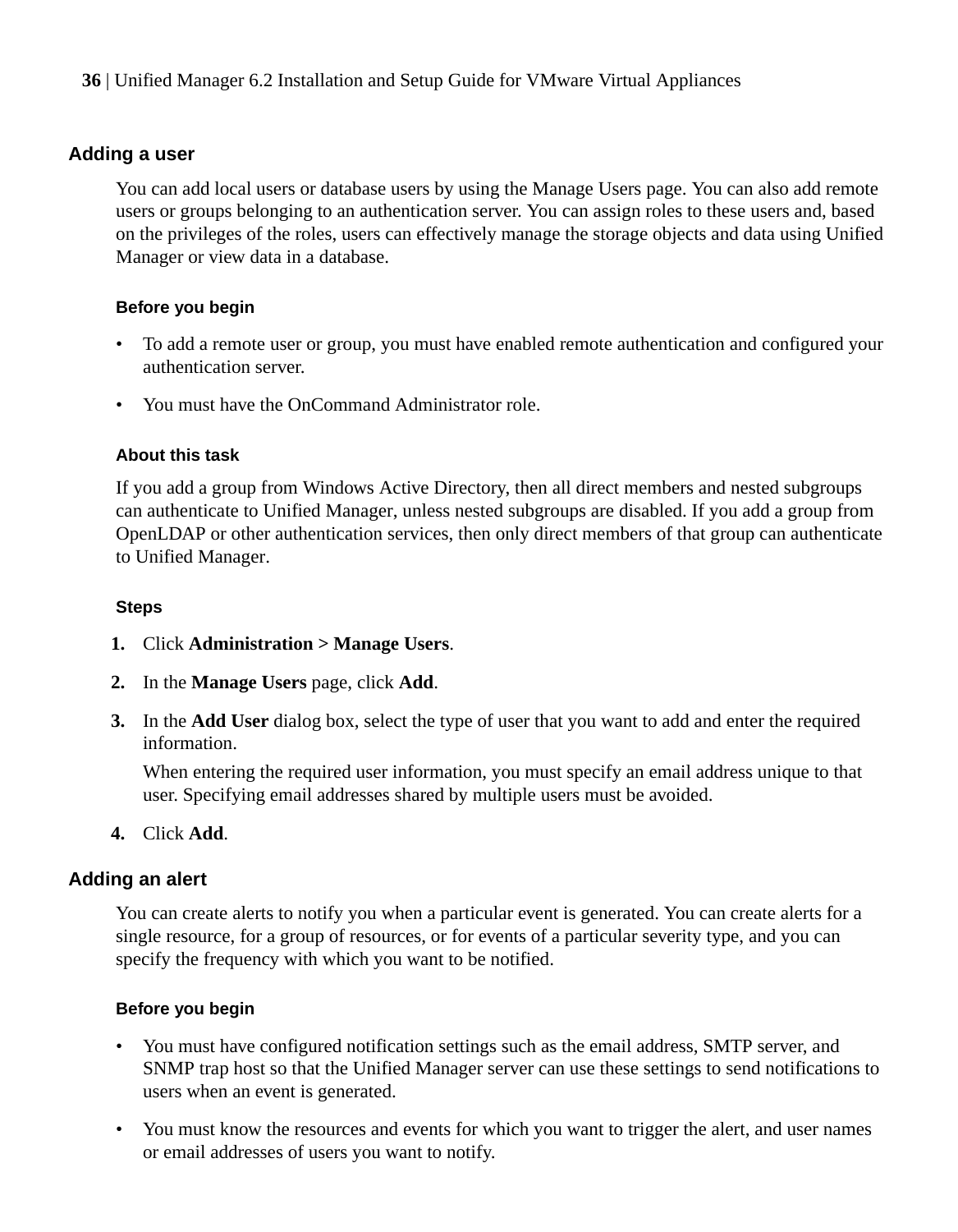## Adding a user

You can add local users or database users by using the Manage Users page. You can also add remote users or groups belonging to an authentication server. You can assign roles to these users and, based on the privileges of the roles, users can effectively manage the storage objects and data using Unified Manager or view data in a database.

#### Before you begin

- To add a remote user or group, you must have enabled remote authentication and configured your authentication server.
- You must have the OnCommand Administrator role.

#### About this task

If you add a group from Windows Active Directory, then all direct members and nested subgroups can authenticate to Unified Manager, unless nested subgroups are disabled. If you add a group from OpenLDAP or other authentication services, then only direct members of that group can authenticate to Unified Manager.

#### Steps

1. Click **Administration > Manage Users**.
2. In the **Manage Users** page, click **Add**.
3. In the **Add User** dialog box, select the type of user that you want to add and enter the required information.

   When entering the required user information, you must specify an email address unique to that user. Specifying email addresses shared by multiple users must be avoided.
4. Click **Add**.

## Adding an alert

You can create alerts to notify you when a particular event is generated. You can create alerts for a single resource, for a group of resources, or for events of a particular severity type, and you can specify the frequency with which you want to be notified.

#### Before you begin

- You must have configured notification settings such as the email address, SMTP server, and SNMP trap host so that the Unified Manager server can use these settings to send notifications to users when an event is generated.
- You must know the resources and events for which you want to trigger the alert, and user names or email addresses of users you want to notify.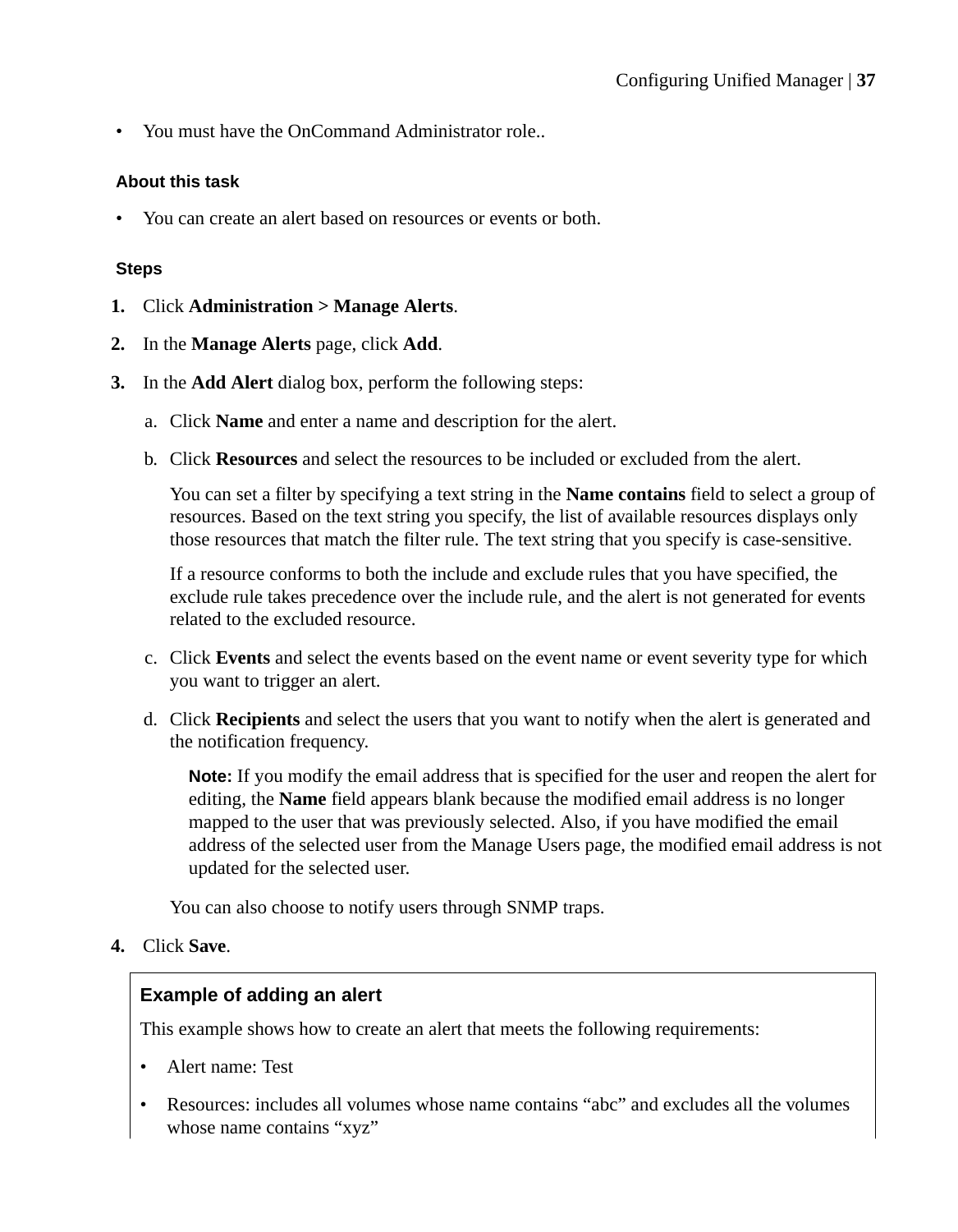- You must have the OnCommand Administrator role..

#### About this task

- You can create an alert based on resources or events or both.

#### Steps

1. Click **Administration > Manage Alerts**.
2. In the **Manage Alerts** page, click **Add**.
3. In the **Add Alert** dialog box, perform the following steps:
   a. Click **Name** and enter a name and description for the alert.
   b. Click **Resources** and select the resources to be included or excluded from the alert.

      You can set a filter by specifying a text string in the **Name contains** field to select a group of resources. Based on the text string you specify, the list of available resources displays only those resources that match the filter rule. The text string that you specify is case-sensitive.

      If a resource conforms to both the include and exclude rules that you have specified, the exclude rule takes precedence over the include rule, and the alert is not generated for events related to the excluded resource.
   c. Click **Events** and select the events based on the event name or event severity type for which you want to trigger an alert.
   d. Click **Recipients** and select the users that you want to notify when the alert is generated and the notification frequency.

      **Note:** If you modify the email address that is specified for the user and reopen the alert for editing, the **Name** field appears blank because the modified email address is no longer mapped to the user that was previously selected. Also, if you have modified the email address of the selected user from the Manage Users page, the modified email address is not updated for the selected user.

   You can also choose to notify users through SNMP traps.
4. Click **Save**.

#### Example of adding an alert

This example shows how to create an alert that meets the following requirements:

- Alert name: Test
- Resources: includes all volumes whose name contains “abc” and excludes all the volumes whose name contains “xyz”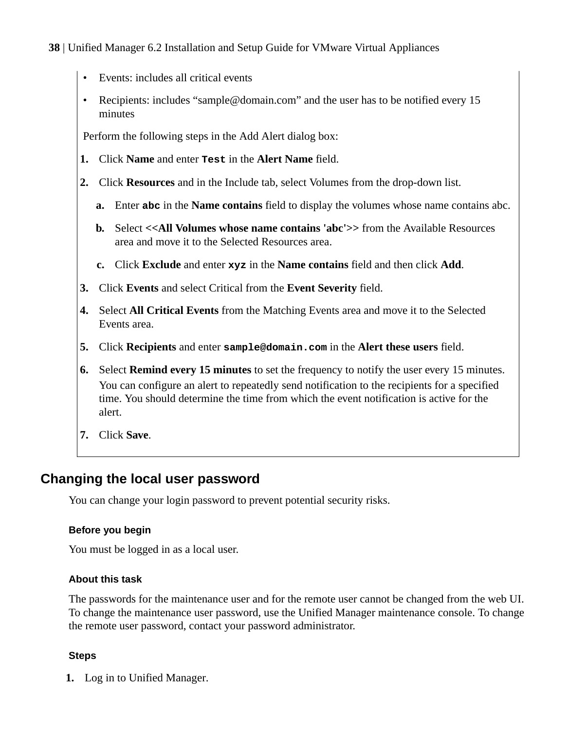- Events: includes all critical events
- Recipients: includes "sample@domain.com" and the user has to be notified every 15 minutes

Perform the following steps in the Add Alert dialog box:

1. Click **Name** and enter `Test` in the **Alert Name** field.
2. Click **Resources** and in the Include tab, select Volumes from the drop-down list.
    a. Enter `abc` in the **Name contains** field to display the volumes whose name contains abc.
    b. Select **<<All Volumes whose name contains 'abc'>>** from the Available Resources area and move it to the Selected Resources area.
    c. Click **Exclude** and enter `xyz` in the **Name contains** field and then click **Add**.
3. Click **Events** and select Critical from the **Event Severity** field.
4. Select **All Critical Events** from the Matching Events area and move it to the Selected Events area.
5. Click **Recipients** and enter `sample@domain.com` in the **Alert these users** field.
6. Select **Remind every 15 minutes** to set the frequency to notify the user every 15 minutes.
   You can configure an alert to repeatedly send notification to the recipients for a specified time. You should determine the time from which the event notification is active for the alert.
7. Click **Save**.

## Changing the local user password

You can change your login password to prevent potential security risks.

#### Before you begin

You must be logged in as a local user.

#### About this task

The passwords for the maintenance user and for the remote user cannot be changed from the web UI. To change the maintenance user password, use the Unified Manager maintenance console. To change the remote user password, contact your password administrator.

#### Steps

1. Log in to Unified Manager.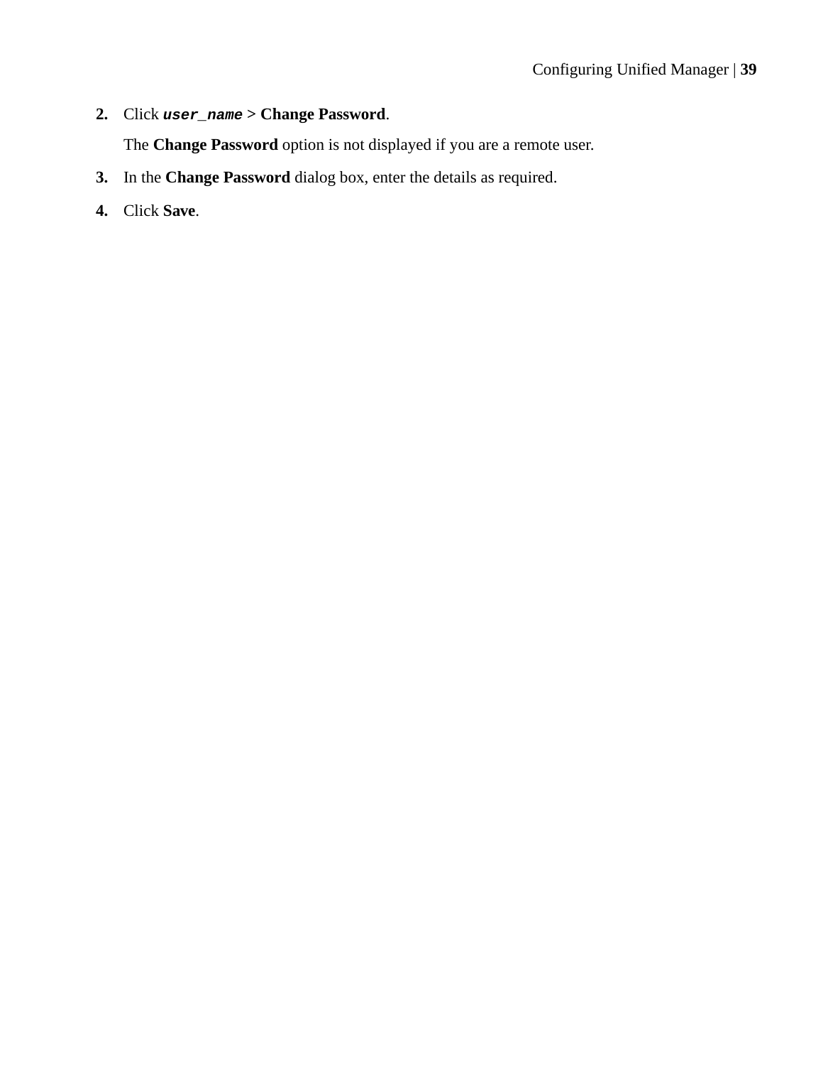2. Click ***`user_name`*** > **Change Password**.

   The **Change Password** option is not displayed if you are a remote user.

3. In the **Change Password** dialog box, enter the details as required.

4. Click **Save**.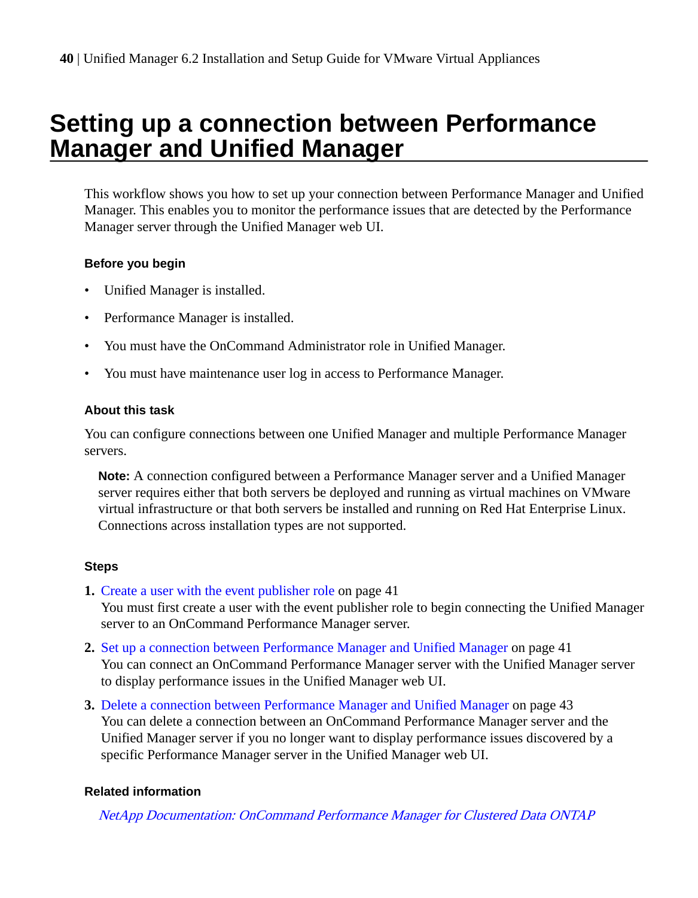# Setting up a connection between Performance Manager and Unified Manager

This workflow shows you how to set up your connection between Performance Manager and Unified Manager. This enables you to monitor the performance issues that are detected by the Performance Manager server through the Unified Manager web UI.

### Before you begin

- Unified Manager is installed.
- Performance Manager is installed.
- You must have the OnCommand Administrator role in Unified Manager.
- You must have maintenance user log in access to Performance Manager.

### About this task

You can configure connections between one Unified Manager and multiple Performance Manager servers.

> **Note:** A connection configured between a Performance Manager server and a Unified Manager server requires either that both servers be deployed and running as virtual machines on VMware virtual infrastructure or that both servers be installed and running on Red Hat Enterprise Linux. Connections across installation types are not supported.

### Steps

1. Create a user with the event publisher role on page 41
   You must first create a user with the event publisher role to begin connecting the Unified Manager server to an OnCommand Performance Manager server.
2. Set up a connection between Performance Manager and Unified Manager on page 41
   You can connect an OnCommand Performance Manager server with the Unified Manager server to display performance issues in the Unified Manager web UI.
3. Delete a connection between Performance Manager and Unified Manager on page 43
   You can delete a connection between an OnCommand Performance Manager server and the Unified Manager server if you no longer want to display performance issues discovered by a specific Performance Manager server in the Unified Manager web UI.

### Related information

*NetApp Documentation: OnCommand Performance Manager for Clustered Data ONTAP*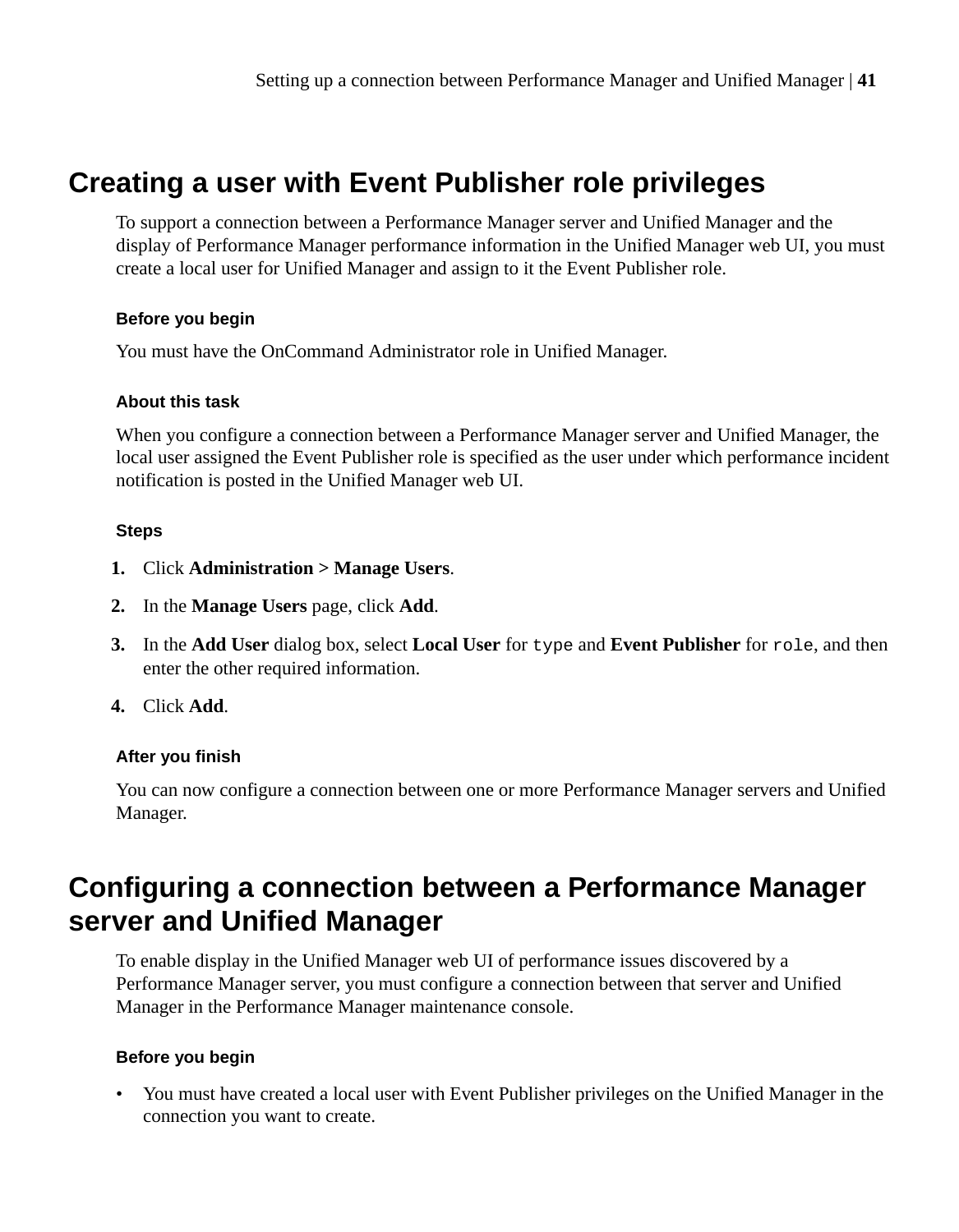# Creating a user with Event Publisher role privileges

To support a connection between a Performance Manager server and Unified Manager and the display of Performance Manager performance information in the Unified Manager web UI, you must create a local user for Unified Manager and assign to it the Event Publisher role.

### Before you begin

You must have the OnCommand Administrator role in Unified Manager.

### About this task

When you configure a connection between a Performance Manager server and Unified Manager, the local user assigned the Event Publisher role is specified as the user under which performance incident notification is posted in the Unified Manager web UI.

### Steps

1. Click **Administration > Manage Users**.
2. In the **Manage Users** page, click **Add**.
3. In the **Add User** dialog box, select **Local User** for `type` and **Event Publisher** for `role`, and then enter the other required information.
4. Click **Add**.

### After you finish

You can now configure a connection between one or more Performance Manager servers and Unified Manager.

# Configuring a connection between a Performance Manager server and Unified Manager

To enable display in the Unified Manager web UI of performance issues discovered by a Performance Manager server, you must configure a connection between that server and Unified Manager in the Performance Manager maintenance console.

### Before you begin

- You must have created a local user with Event Publisher privileges on the Unified Manager in the connection you want to create.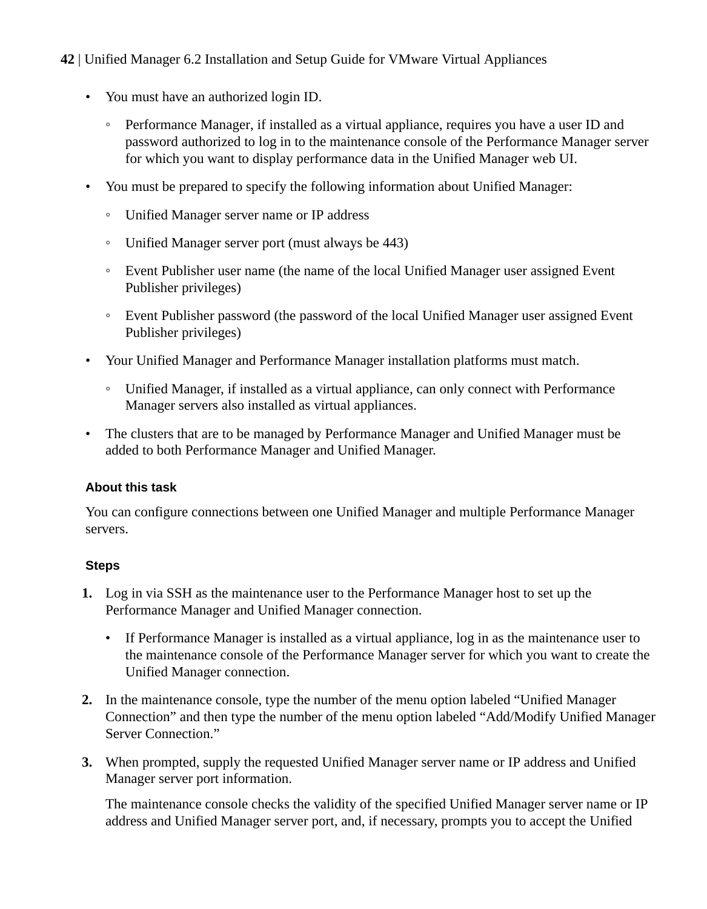- You must have an authorized login ID.
  - Performance Manager, if installed as a virtual appliance, requires you have a user ID and password authorized to log in to the maintenance console of the Performance Manager server for which you want to display performance data in the Unified Manager web UI.
- You must be prepared to specify the following information about Unified Manager:
  - Unified Manager server name or IP address
  - Unified Manager server port (must always be 443)
  - Event Publisher user name (the name of the local Unified Manager user assigned Event Publisher privileges)
  - Event Publisher password (the password of the local Unified Manager user assigned Event Publisher privileges)
- Your Unified Manager and Performance Manager installation platforms must match.
  - Unified Manager, if installed as a virtual appliance, can only connect with Performance Manager servers also installed as virtual appliances.
- The clusters that are to be managed by Performance Manager and Unified Manager must be added to both Performance Manager and Unified Manager.

#### About this task

You can configure connections between one Unified Manager and multiple Performance Manager servers.

#### Steps

1. Log in via SSH as the maintenance user to the Performance Manager host to set up the Performance Manager and Unified Manager connection.
   - If Performance Manager is installed as a virtual appliance, log in as the maintenance user to the maintenance console of the Performance Manager server for which you want to create the Unified Manager connection.
2. In the maintenance console, type the number of the menu option labeled "Unified Manager Connection" and then type the number of the menu option labeled "Add/Modify Unified Manager Server Connection."
3. When prompted, supply the requested Unified Manager server name or IP address and Unified Manager server port information.

   The maintenance console checks the validity of the specified Unified Manager server name or IP address and Unified Manager server port, and, if necessary, prompts you to accept the Unified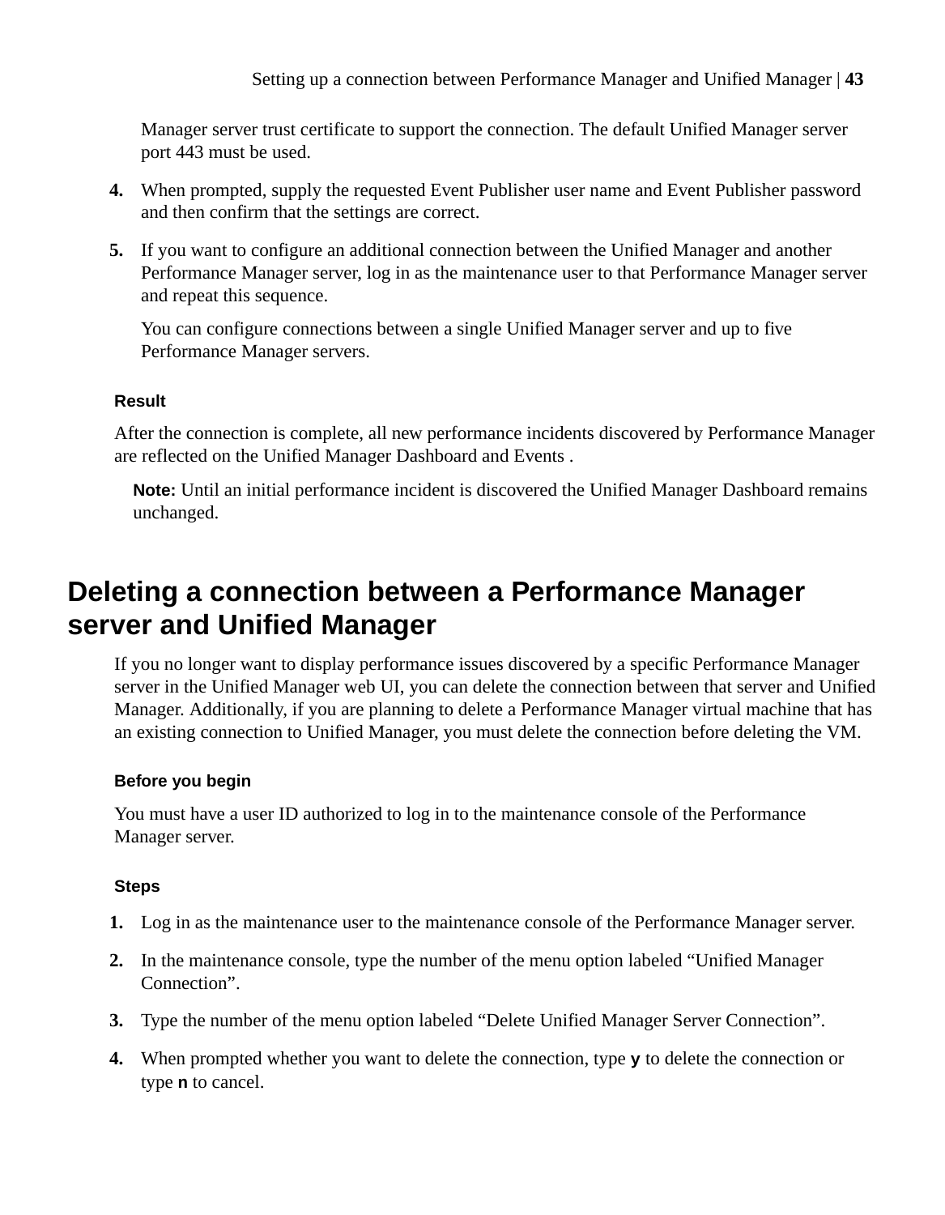Manager server trust certificate to support the connection. The default Unified Manager server port 443 must be used.

4. When prompted, supply the requested Event Publisher user name and Event Publisher password and then confirm that the settings are correct.
5. If you want to configure an additional connection between the Unified Manager and another Performance Manager server, log in as the maintenance user to that Performance Manager server and repeat this sequence.

   You can configure connections between a single Unified Manager server and up to five Performance Manager servers.

#### Result

After the connection is complete, all new performance incidents discovered by Performance Manager are reflected on the Unified Manager Dashboard and Events .

**Note:** Until an initial performance incident is discovered the Unified Manager Dashboard remains unchanged.

## Deleting a connection between a Performance Manager server and Unified Manager

If you no longer want to display performance issues discovered by a specific Performance Manager server in the Unified Manager web UI, you can delete the connection between that server and Unified Manager. Additionally, if you are planning to delete a Performance Manager virtual machine that has an existing connection to Unified Manager, you must delete the connection before deleting the VM.

#### Before you begin

You must have a user ID authorized to log in to the maintenance console of the Performance Manager server.

#### Steps

1. Log in as the maintenance user to the maintenance console of the Performance Manager server.
2. In the maintenance console, type the number of the menu option labeled “Unified Manager Connection”.
3. Type the number of the menu option labeled “Delete Unified Manager Server Connection”.
4. When prompted whether you want to delete the connection, type **y** to delete the connection or type **n** to cancel.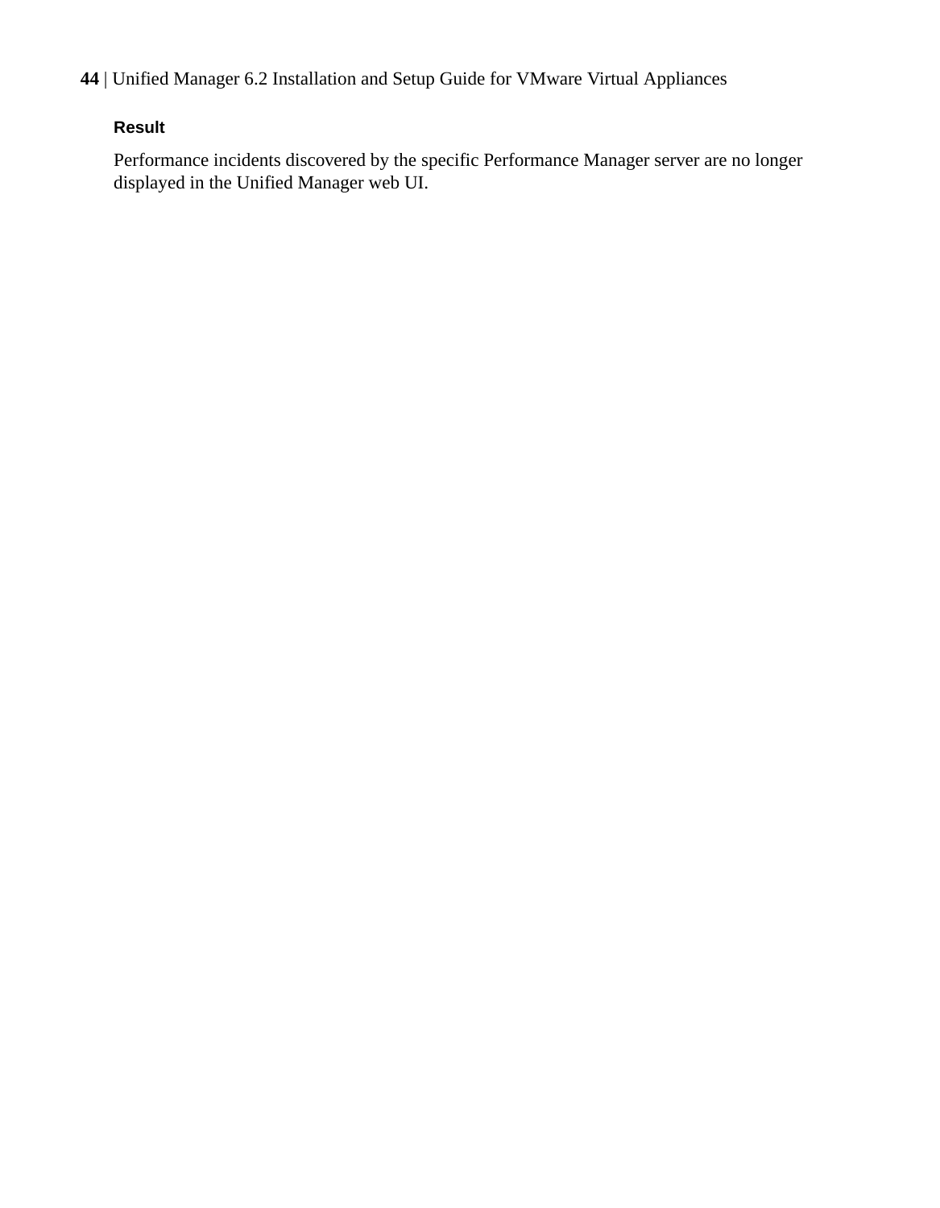#### Result

Performance incidents discovered by the specific Performance Manager server are no longer displayed in the Unified Manager web UI.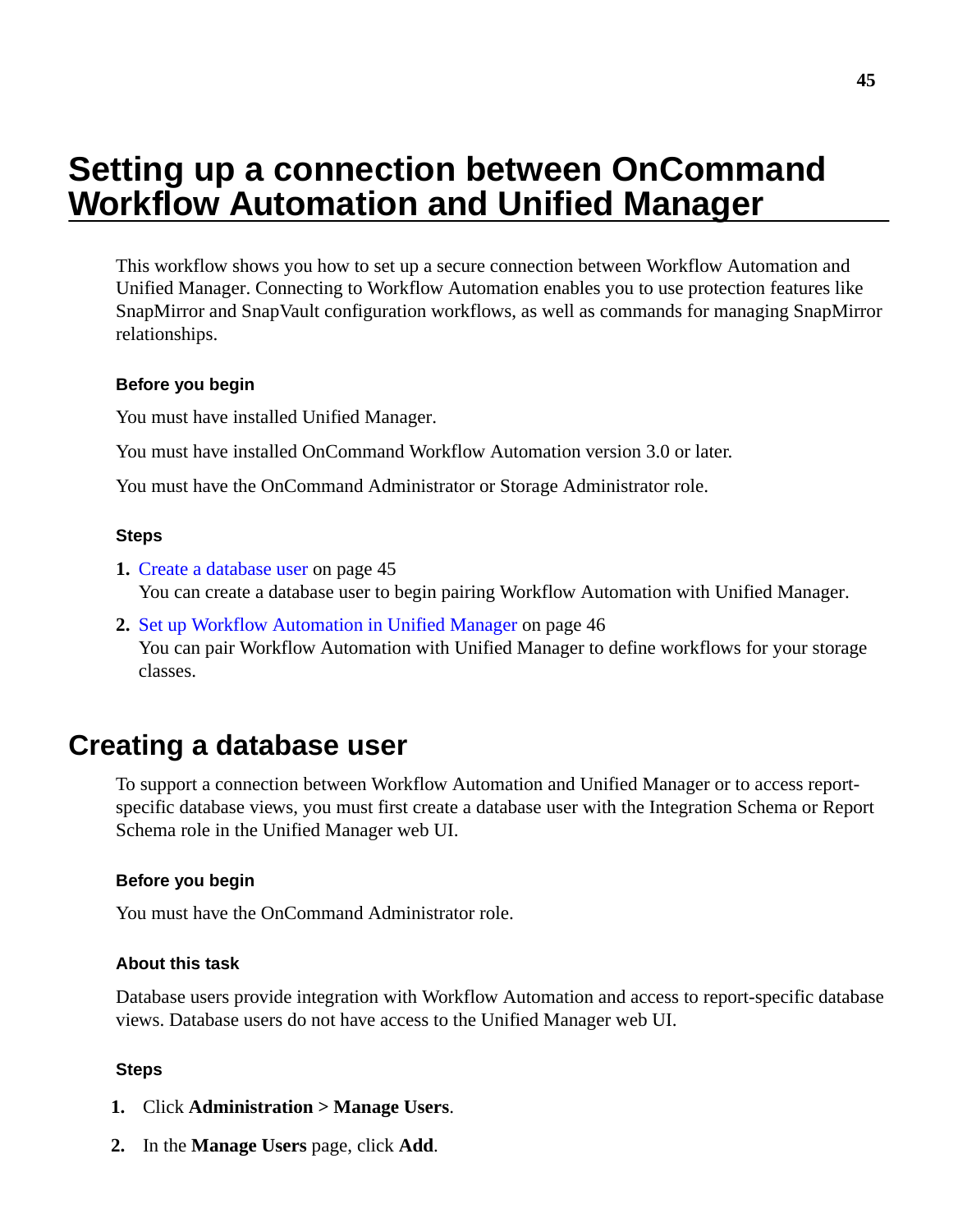# Setting up a connection between OnCommand Workflow Automation and Unified Manager

This workflow shows you how to set up a secure connection between Workflow Automation and Unified Manager. Connecting to Workflow Automation enables you to use protection features like SnapMirror and SnapVault configuration workflows, as well as commands for managing SnapMirror relationships.

### Before you begin

You must have installed Unified Manager.

You must have installed OnCommand Workflow Automation version 3.0 or later.

You must have the OnCommand Administrator or Storage Administrator role.

### Steps

1. Create a database user on page 45
   You can create a database user to begin pairing Workflow Automation with Unified Manager.
2. Set up Workflow Automation in Unified Manager on page 46
   You can pair Workflow Automation with Unified Manager to define workflows for your storage classes.

## Creating a database user

To support a connection between Workflow Automation and Unified Manager or to access report-specific database views, you must first create a database user with the Integration Schema or Report Schema role in the Unified Manager web UI.

### Before you begin

You must have the OnCommand Administrator role.

### About this task

Database users provide integration with Workflow Automation and access to report-specific database views. Database users do not have access to the Unified Manager web UI.

### Steps

1. Click **Administration > Manage Users**.
2. In the **Manage Users** page, click **Add**.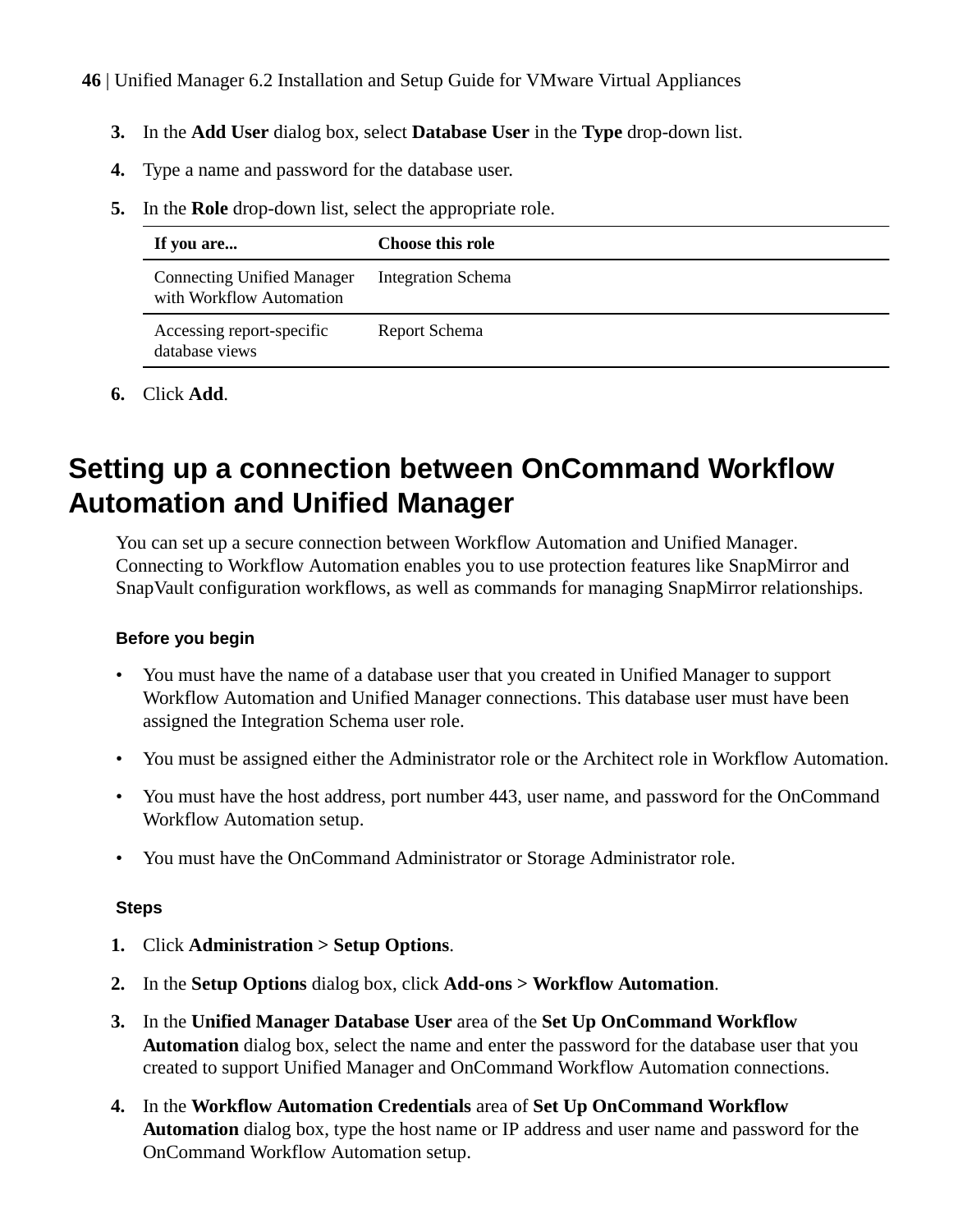3. In the **Add User** dialog box, select **Database User** in the **Type** drop-down list.
4. Type a name and password for the database user.
5. In the **Role** drop-down list, select the appropriate role.

| If you are... | Choose this role |
| --- | --- |
| Connecting Unified Manager with Workflow Automation | Integration Schema |
| Accessing report-specific database views | Report Schema |

6. Click **Add**.

## Setting up a connection between OnCommand Workflow Automation and Unified Manager

You can set up a secure connection between Workflow Automation and Unified Manager. Connecting to Workflow Automation enables you to use protection features like SnapMirror and SnapVault configuration workflows, as well as commands for managing SnapMirror relationships.

### Before you begin

- You must have the name of a database user that you created in Unified Manager to support Workflow Automation and Unified Manager connections. This database user must have been assigned the Integration Schema user role.
- You must be assigned either the Administrator role or the Architect role in Workflow Automation.
- You must have the host address, port number 443, user name, and password for the OnCommand Workflow Automation setup.
- You must have the OnCommand Administrator or Storage Administrator role.

### Steps

1. Click **Administration > Setup Options**.
2. In the **Setup Options** dialog box, click **Add-ons > Workflow Automation**.
3. In the **Unified Manager Database User** area of the **Set Up OnCommand Workflow Automation** dialog box, select the name and enter the password for the database user that you created to support Unified Manager and OnCommand Workflow Automation connections.
4. In the **Workflow Automation Credentials** area of **Set Up OnCommand Workflow Automation** dialog box, type the host name or IP address and user name and password for the OnCommand Workflow Automation setup.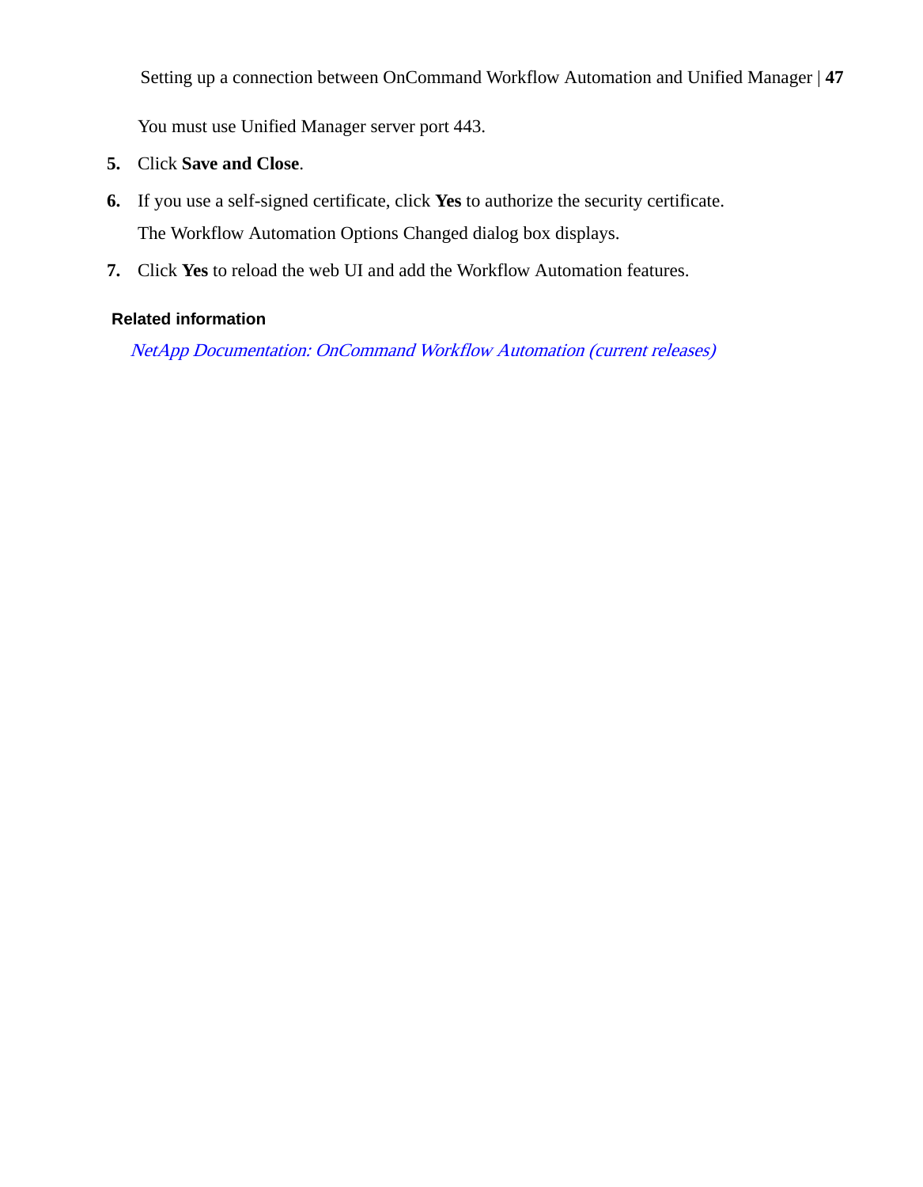You must use Unified Manager server port 443.

5. Click **Save and Close**.
6. If you use a self-signed certificate, click **Yes** to authorize the security certificate.

   The Workflow Automation Options Changed dialog box displays.
7. Click **Yes** to reload the web UI and add the Workflow Automation features.

#### Related information

*NetApp Documentation: OnCommand Workflow Automation (current releases)*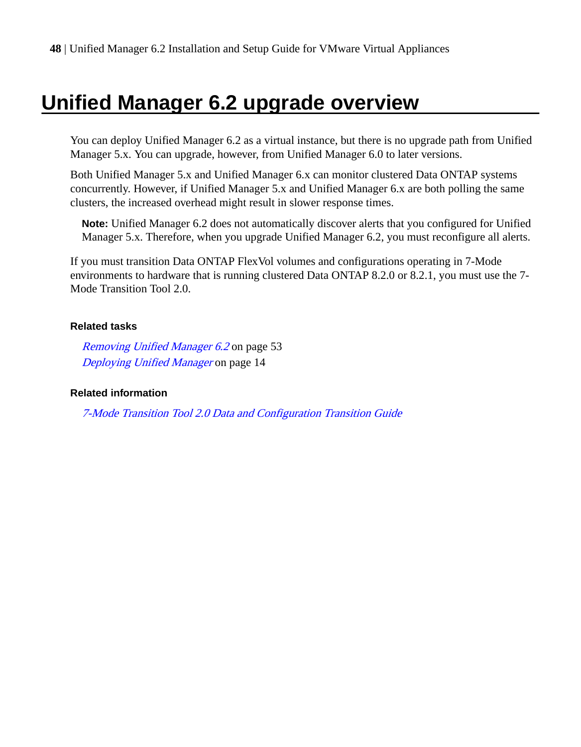# Unified Manager 6.2 upgrade overview

You can deploy Unified Manager 6.2 as a virtual instance, but there is no upgrade path from Unified Manager 5.x. You can upgrade, however, from Unified Manager 6.0 to later versions.

Both Unified Manager 5.x and Unified Manager 6.x can monitor clustered Data ONTAP systems concurrently. However, if Unified Manager 5.x and Unified Manager 6.x are both polling the same clusters, the increased overhead might result in slower response times.

> **Note:** Unified Manager 6.2 does not automatically discover alerts that you configured for Unified Manager 5.x. Therefore, when you upgrade Unified Manager 6.2, you must reconfigure all alerts.

If you must transition Data ONTAP FlexVol volumes and configurations operating in 7-Mode environments to hardware that is running clustered Data ONTAP 8.2.0 or 8.2.1, you must use the 7-Mode Transition Tool 2.0.

**Related tasks**

*Removing Unified Manager 6.2* on page 53
*Deploying Unified Manager* on page 14

**Related information**

*7-Mode Transition Tool 2.0 Data and Configuration Transition Guide*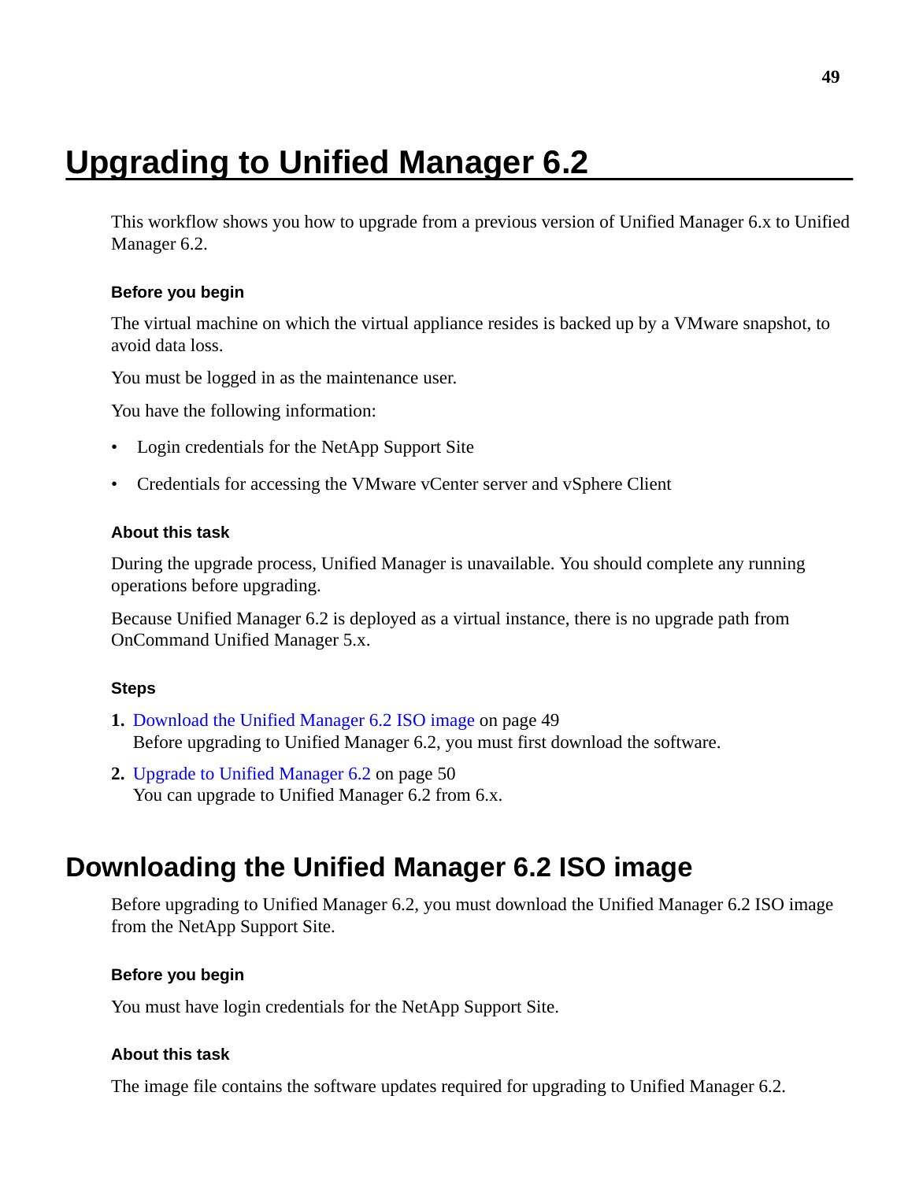# Upgrading to Unified Manager 6.2

This workflow shows you how to upgrade from a previous version of Unified Manager 6.x to Unified Manager 6.2.

#### Before you begin

The virtual machine on which the virtual appliance resides is backed up by a VMware snapshot, to avoid data loss.

You must be logged in as the maintenance user.

You have the following information:

- Login credentials for the NetApp Support Site
- Credentials for accessing the VMware vCenter server and vSphere Client

#### About this task

During the upgrade process, Unified Manager is unavailable. You should complete any running operations before upgrading.

Because Unified Manager 6.2 is deployed as a virtual instance, there is no upgrade path from OnCommand Unified Manager 5.x.

#### Steps

1. Download the Unified Manager 6.2 ISO image on page 49
   Before upgrading to Unified Manager 6.2, you must first download the software.
2. Upgrade to Unified Manager 6.2 on page 50
   You can upgrade to Unified Manager 6.2 from 6.x.

## Downloading the Unified Manager 6.2 ISO image

Before upgrading to Unified Manager 6.2, you must download the Unified Manager 6.2 ISO image from the NetApp Support Site.

#### Before you begin

You must have login credentials for the NetApp Support Site.

#### About this task

The image file contains the software updates required for upgrading to Unified Manager 6.2.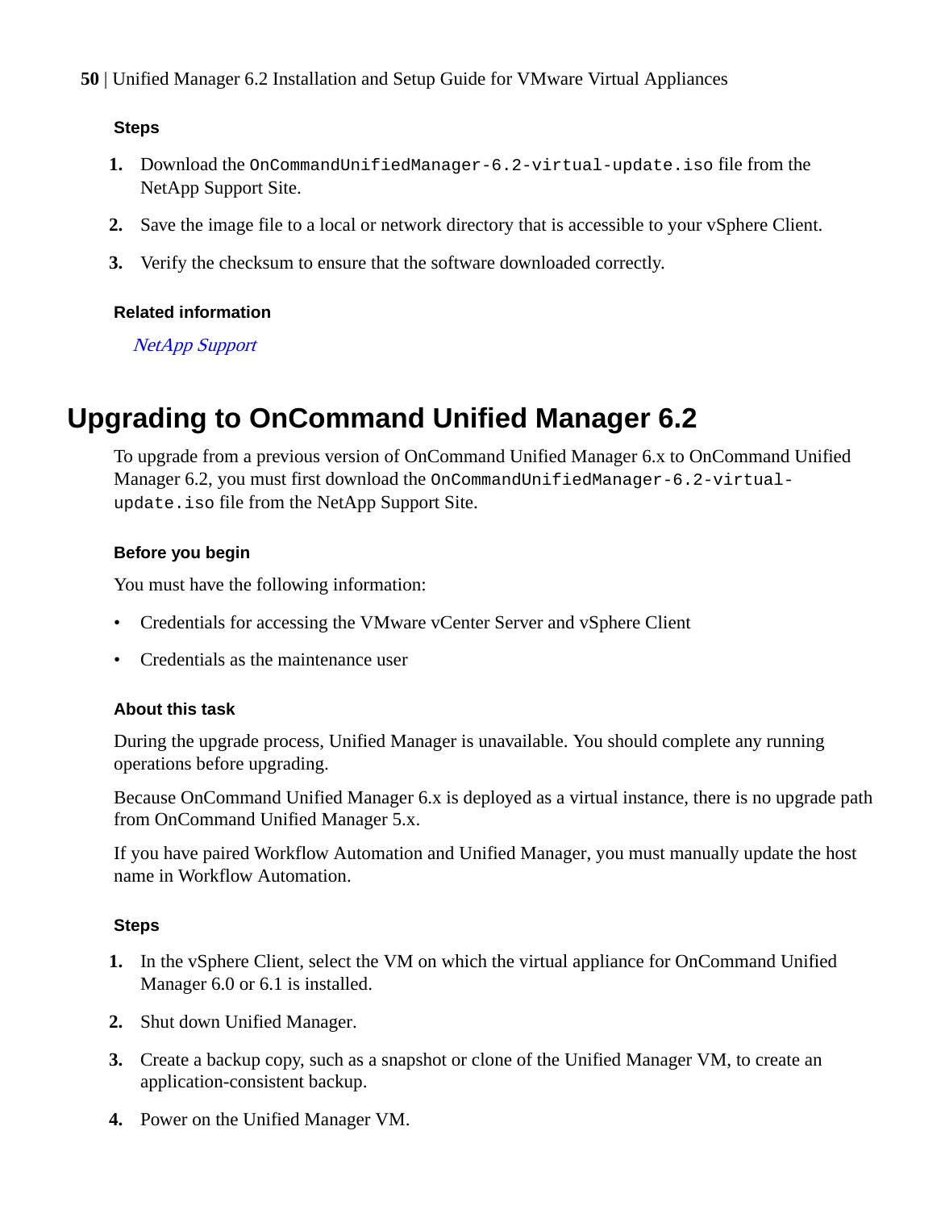#### Steps

1. Download the `OnCommandUnifiedManager-6.2-virtual-update.iso` file from the NetApp Support Site.
2. Save the image file to a local or network directory that is accessible to your vSphere Client.
3. Verify the checksum to ensure that the software downloaded correctly.

#### Related information

*NetApp Support*

## Upgrading to OnCommand Unified Manager 6.2

To upgrade from a previous version of OnCommand Unified Manager 6.x to OnCommand Unified Manager 6.2, you must first download the `OnCommandUnifiedManager-6.2-virtual-update.iso` file from the NetApp Support Site.

#### Before you begin

You must have the following information:

- Credentials for accessing the VMware vCenter Server and vSphere Client
- Credentials as the maintenance user

#### About this task

During the upgrade process, Unified Manager is unavailable. You should complete any running operations before upgrading.

Because OnCommand Unified Manager 6.x is deployed as a virtual instance, there is no upgrade path from OnCommand Unified Manager 5.x.

If you have paired Workflow Automation and Unified Manager, you must manually update the host name in Workflow Automation.

#### Steps

1. In the vSphere Client, select the VM on which the virtual appliance for OnCommand Unified Manager 6.0 or 6.1 is installed.
2. Shut down Unified Manager.
3. Create a backup copy, such as a snapshot or clone of the Unified Manager VM, to create an application-consistent backup.
4. Power on the Unified Manager VM.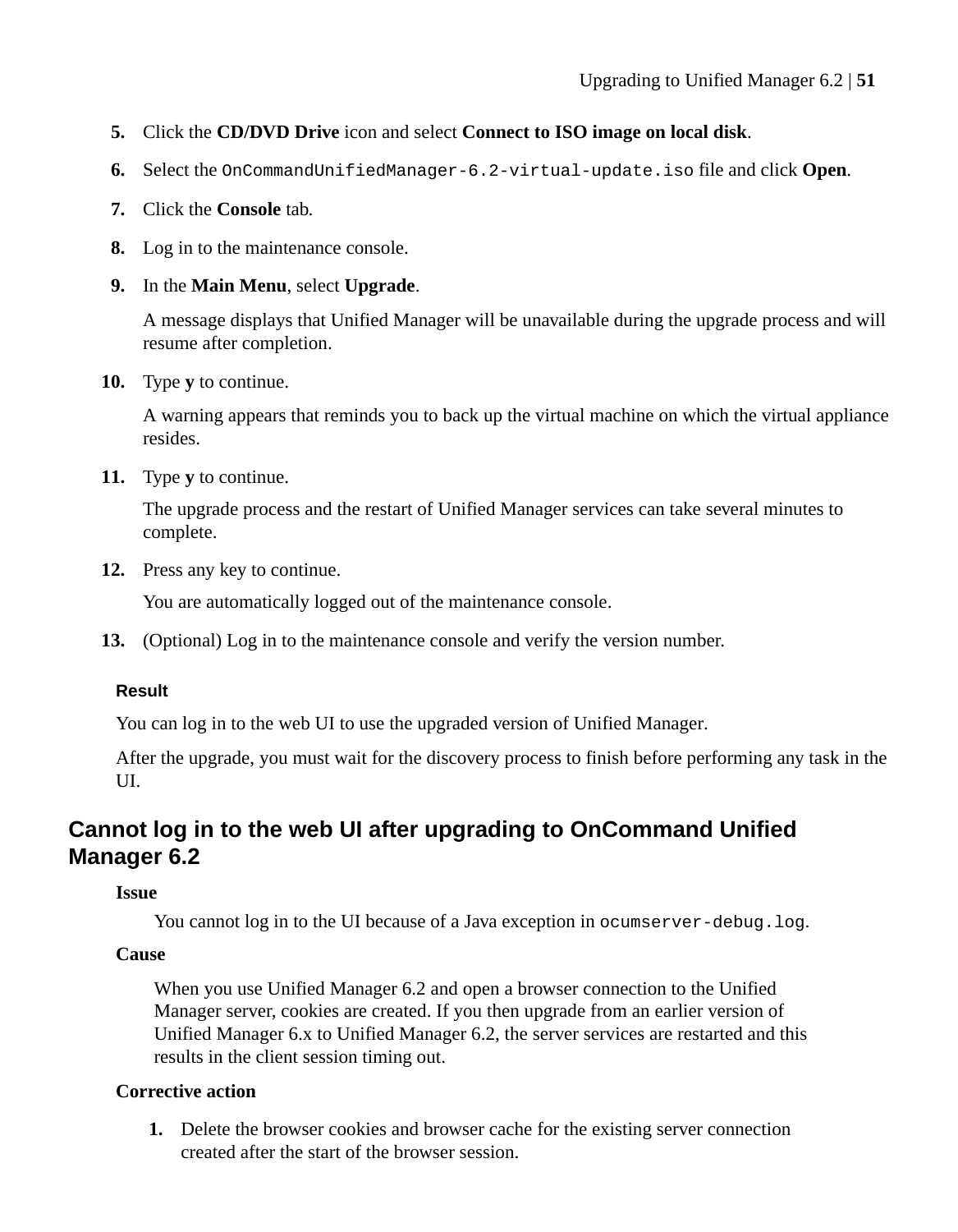5. Click the **CD/DVD Drive** icon and select **Connect to ISO image on local disk**.
6. Select the `OnCommandUnifiedManager-6.2-virtual-update.iso` file and click **Open**.
7. Click the **Console** tab.
8. Log in to the maintenance console.
9. In the **Main Menu**, select **Upgrade**.

   A message displays that Unified Manager will be unavailable during the upgrade process and will resume after completion.
10. Type **y** to continue.

    A warning appears that reminds you to back up the virtual machine on which the virtual appliance resides.
11. Type **y** to continue.

    The upgrade process and the restart of Unified Manager services can take several minutes to complete.
12. Press any key to continue.

    You are automatically logged out of the maintenance console.
13. (Optional) Log in to the maintenance console and verify the version number.

#### Result

You can log in to the web UI to use the upgraded version of Unified Manager.

After the upgrade, you must wait for the discovery process to finish before performing any task in the UI.

## Cannot log in to the web UI after upgrading to OnCommand Unified Manager 6.2

**Issue**

You cannot log in to the UI because of a Java exception in `ocumserver-debug.log`.

**Cause**

When you use Unified Manager 6.2 and open a browser connection to the Unified Manager server, cookies are created. If you then upgrade from an earlier version of Unified Manager 6.x to Unified Manager 6.2, the server services are restarted and this results in the client session timing out.

**Corrective action**

1. Delete the browser cookies and browser cache for the existing server connection created after the start of the browser session.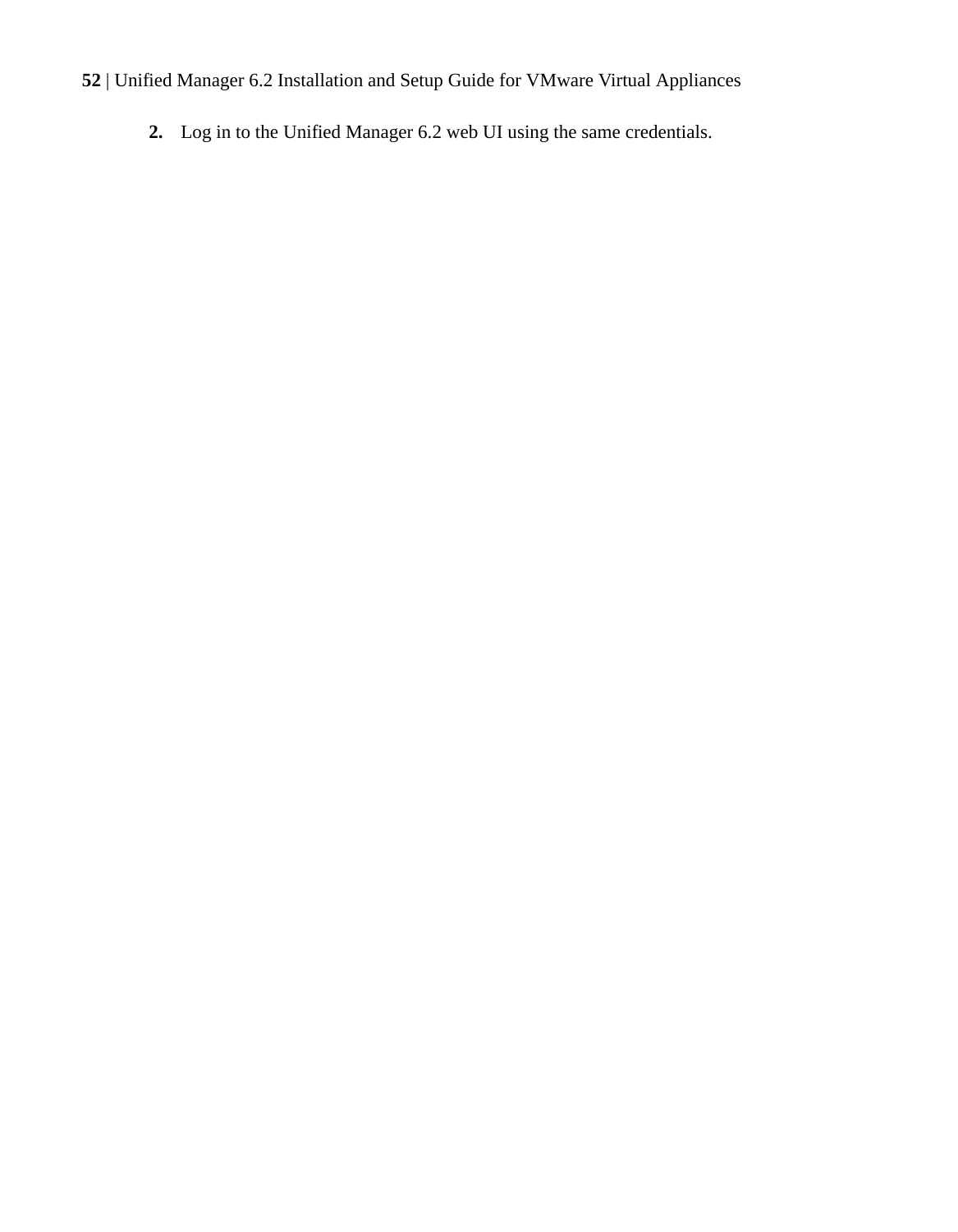2. Log in to the Unified Manager 6.2 web UI using the same credentials.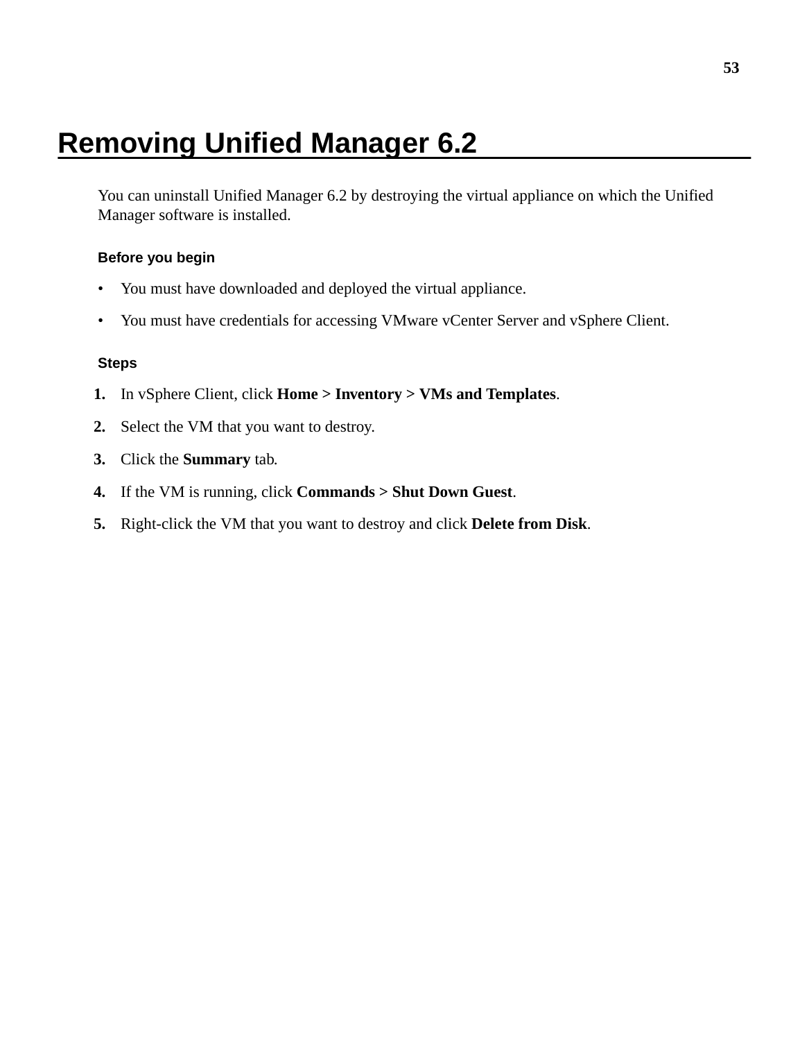# Removing Unified Manager 6.2

You can uninstall Unified Manager 6.2 by destroying the virtual appliance on which the Unified Manager software is installed.

### Before you begin

- You must have downloaded and deployed the virtual appliance.
- You must have credentials for accessing VMware vCenter Server and vSphere Client.

### Steps

1. In vSphere Client, click **Home > Inventory > VMs and Templates**.
2. Select the VM that you want to destroy.
3. Click the **Summary** tab.
4. If the VM is running, click **Commands > Shut Down Guest**.
5. Right-click the VM that you want to destroy and click **Delete from Disk**.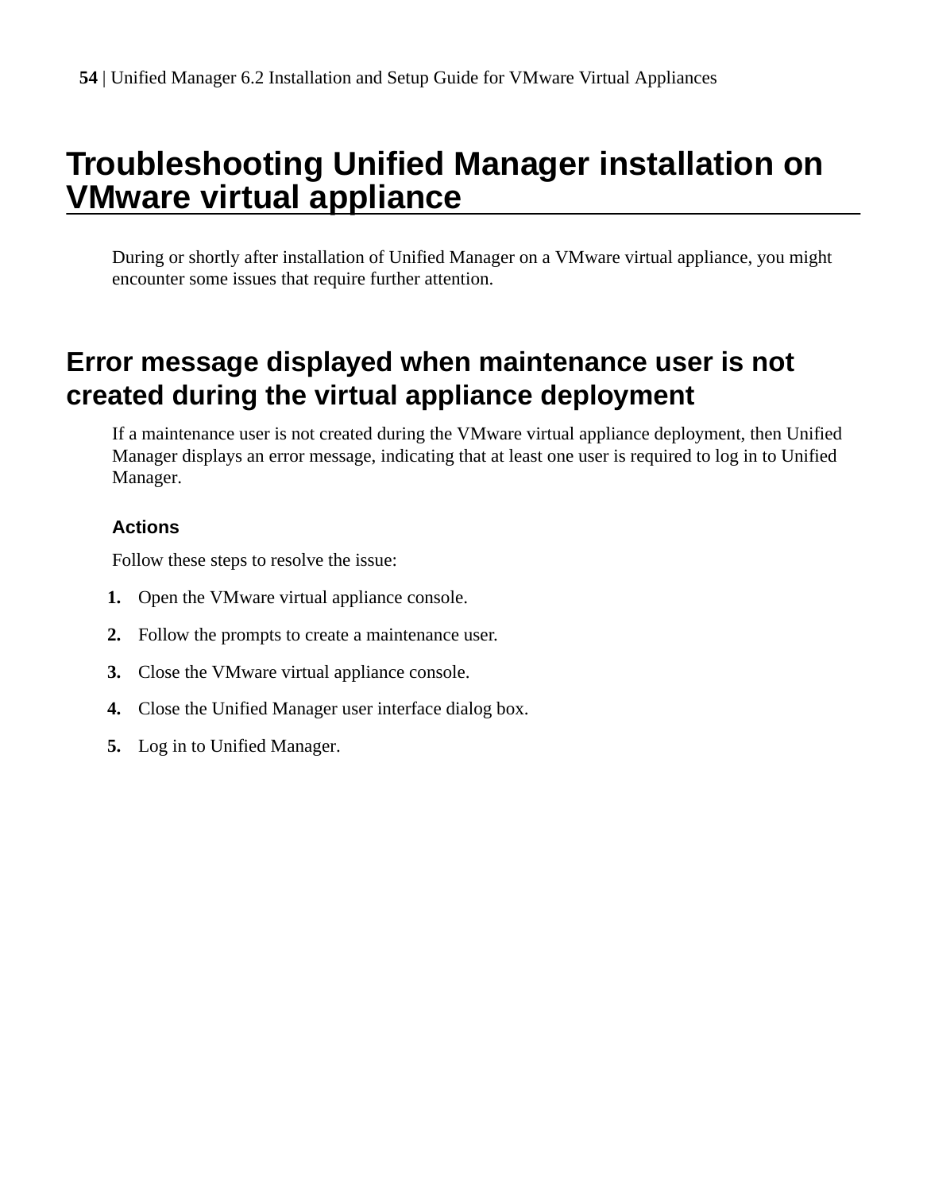# Troubleshooting Unified Manager installation on VMware virtual appliance

During or shortly after installation of Unified Manager on a VMware virtual appliance, you might encounter some issues that require further attention.

## Error message displayed when maintenance user is not created during the virtual appliance deployment

If a maintenance user is not created during the VMware virtual appliance deployment, then Unified Manager displays an error message, indicating that at least one user is required to log in to Unified Manager.

### Actions

Follow these steps to resolve the issue:

1. Open the VMware virtual appliance console.
2. Follow the prompts to create a maintenance user.
3. Close the VMware virtual appliance console.
4. Close the Unified Manager user interface dialog box.
5. Log in to Unified Manager.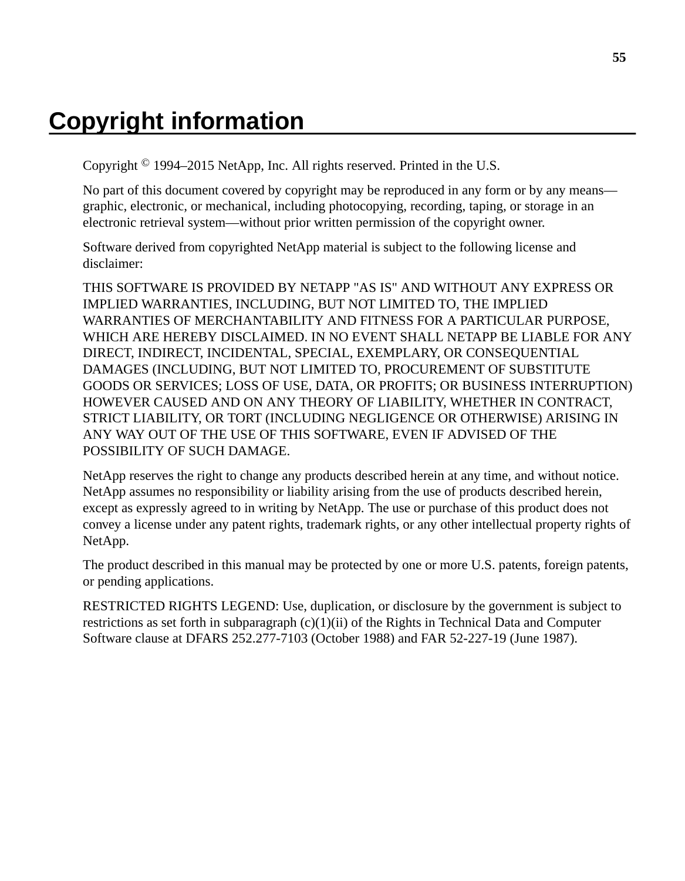# Copyright information

Copyright © 1994–2015 NetApp, Inc. All rights reserved. Printed in the U.S.

No part of this document covered by copyright may be reproduced in any form or by any means—graphic, electronic, or mechanical, including photocopying, recording, taping, or storage in an electronic retrieval system—without prior written permission of the copyright owner.

Software derived from copyrighted NetApp material is subject to the following license and disclaimer:

THIS SOFTWARE IS PROVIDED BY NETAPP "AS IS" AND WITHOUT ANY EXPRESS OR IMPLIED WARRANTIES, INCLUDING, BUT NOT LIMITED TO, THE IMPLIED WARRANTIES OF MERCHANTABILITY AND FITNESS FOR A PARTICULAR PURPOSE, WHICH ARE HEREBY DISCLAIMED. IN NO EVENT SHALL NETAPP BE LIABLE FOR ANY DIRECT, INDIRECT, INCIDENTAL, SPECIAL, EXEMPLARY, OR CONSEQUENTIAL DAMAGES (INCLUDING, BUT NOT LIMITED TO, PROCUREMENT OF SUBSTITUTE GOODS OR SERVICES; LOSS OF USE, DATA, OR PROFITS; OR BUSINESS INTERRUPTION) HOWEVER CAUSED AND ON ANY THEORY OF LIABILITY, WHETHER IN CONTRACT, STRICT LIABILITY, OR TORT (INCLUDING NEGLIGENCE OR OTHERWISE) ARISING IN ANY WAY OUT OF THE USE OF THIS SOFTWARE, EVEN IF ADVISED OF THE POSSIBILITY OF SUCH DAMAGE.

NetApp reserves the right to change any products described herein at any time, and without notice. NetApp assumes no responsibility or liability arising from the use of products described herein, except as expressly agreed to in writing by NetApp. The use or purchase of this product does not convey a license under any patent rights, trademark rights, or any other intellectual property rights of NetApp.

The product described in this manual may be protected by one or more U.S. patents, foreign patents, or pending applications.

RESTRICTED RIGHTS LEGEND: Use, duplication, or disclosure by the government is subject to restrictions as set forth in subparagraph (c)(1)(ii) of the Rights in Technical Data and Computer Software clause at DFARS 252.277-7103 (October 1988) and FAR 52-227-19 (June 1987).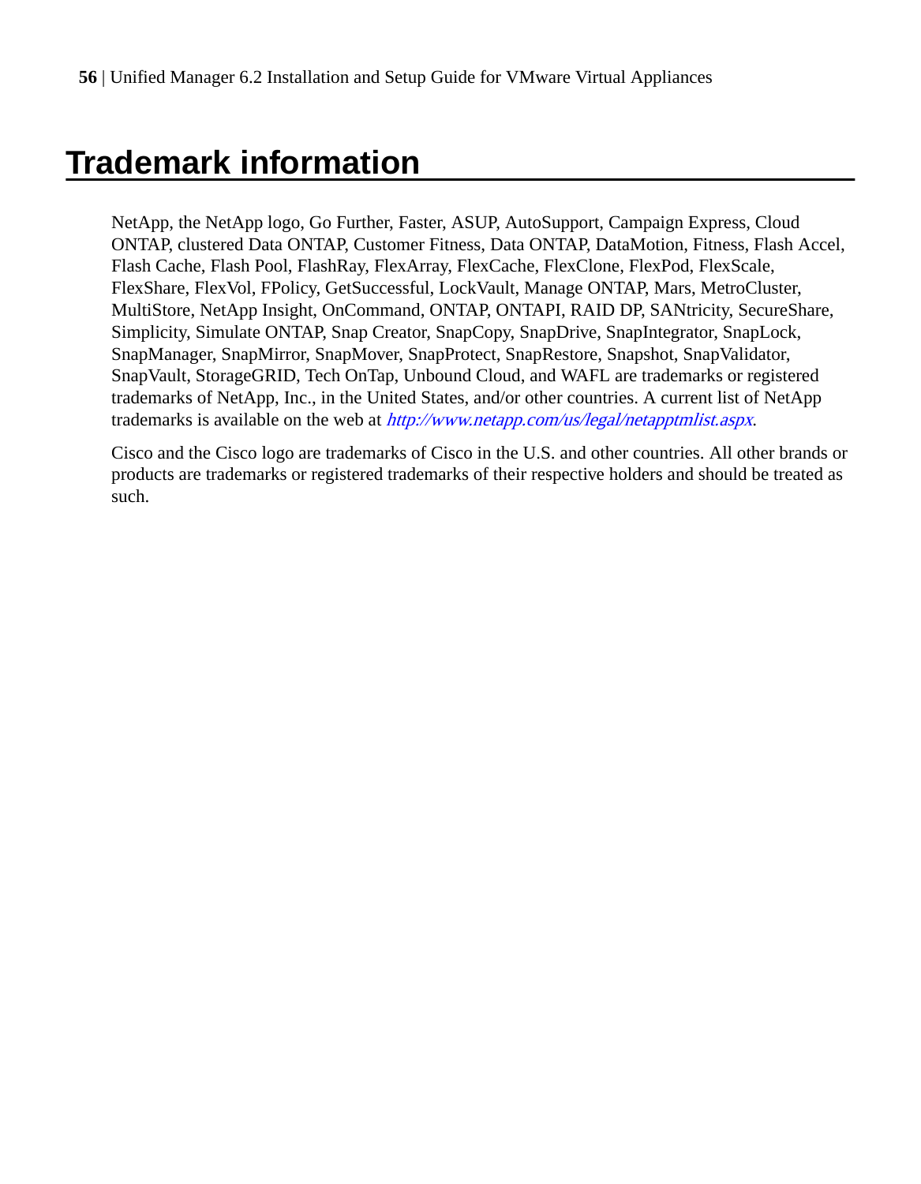# Trademark information

NetApp, the NetApp logo, Go Further, Faster, ASUP, AutoSupport, Campaign Express, Cloud ONTAP, clustered Data ONTAP, Customer Fitness, Data ONTAP, DataMotion, Fitness, Flash Accel, Flash Cache, Flash Pool, FlashRay, FlexArray, FlexCache, FlexClone, FlexPod, FlexScale, FlexShare, FlexVol, FPolicy, GetSuccessful, LockVault, Manage ONTAP, Mars, MetroCluster, MultiStore, NetApp Insight, OnCommand, ONTAP, ONTAPI, RAID DP, SANtricity, SecureShare, Simplicity, Simulate ONTAP, Snap Creator, SnapCopy, SnapDrive, SnapIntegrator, SnapLock, SnapManager, SnapMirror, SnapMover, SnapProtect, SnapRestore, Snapshot, SnapValidator, SnapVault, StorageGRID, Tech OnTap, Unbound Cloud, and WAFL are trademarks or registered trademarks of NetApp, Inc., in the United States, and/or other countries. A current list of NetApp trademarks is available on the web at *http://www.netapp.com/us/legal/netapptmlist.aspx*.

Cisco and the Cisco logo are trademarks of Cisco in the U.S. and other countries. All other brands or products are trademarks or registered trademarks of their respective holders and should be treated as such.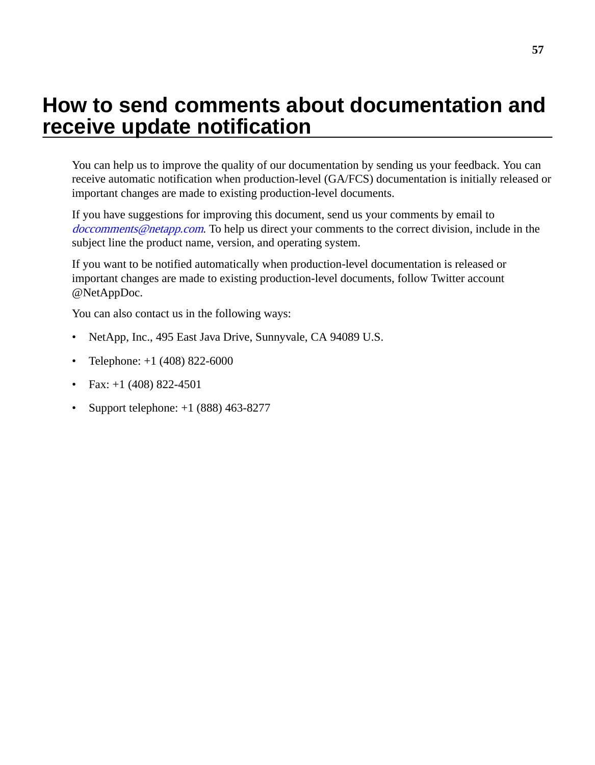# How to send comments about documentation and receive update notification

You can help us to improve the quality of our documentation by sending us your feedback. You can receive automatic notification when production-level (GA/FCS) documentation is initially released or important changes are made to existing production-level documents.

If you have suggestions for improving this document, send us your comments by email to *doccomments@netapp.com*. To help us direct your comments to the correct division, include in the subject line the product name, version, and operating system.

If you want to be notified automatically when production-level documentation is released or important changes are made to existing production-level documents, follow Twitter account @NetAppDoc.

You can also contact us in the following ways:

- NetApp, Inc., 495 East Java Drive, Sunnyvale, CA 94089 U.S.
- Telephone: +1 (408) 822-6000
- Fax: +1 (408) 822-4501
- Support telephone: +1 (888) 463-8277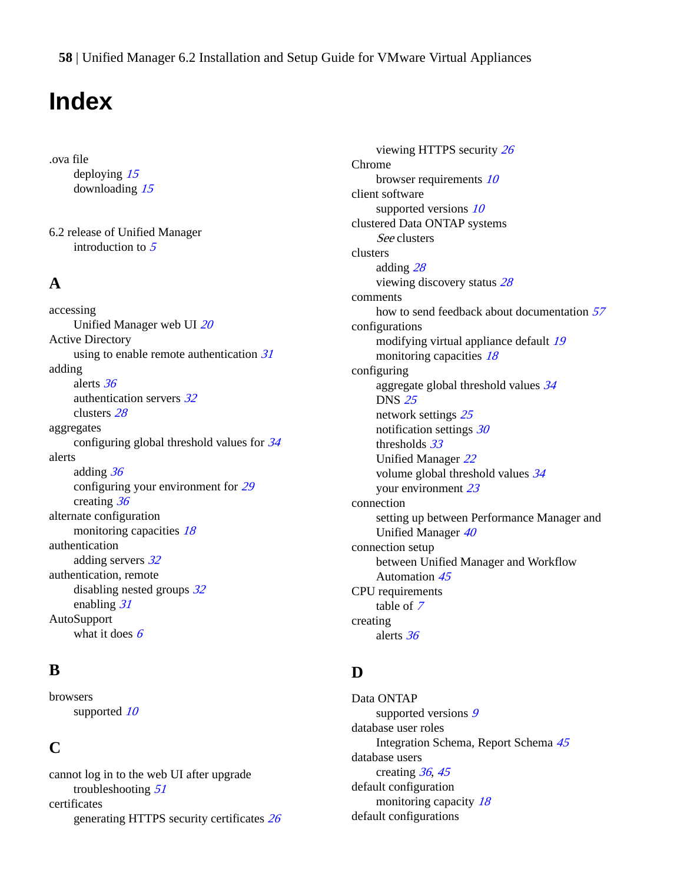# Index

.ova file
  deploying *15*
  downloading *15*

6.2 release of Unified Manager
  introduction to *5*

## A

accessing
  Unified Manager web UI *20*
Active Directory
  using to enable remote authentication *31*
adding
  alerts *36*
  authentication servers *32*
  clusters *28*
aggregates
  configuring global threshold values for *34*
alerts
  adding *36*
  configuring your environment for *29*
  creating *36*
alternate configuration
  monitoring capacities *18*
authentication
  adding servers *32*
authentication, remote
  disabling nested groups *32*
  enabling *31*
AutoSupport
  what it does *6*

## B

browsers
  supported *10*

## C

cannot log in to the web UI after upgrade
  troubleshooting *51*
certificates
  generating HTTPS security certificates *26*
  viewing HTTPS security *26*
Chrome
  browser requirements *10*
client software
  supported versions *10*
clustered Data ONTAP systems
  *See* clusters
clusters
  adding *28*
  viewing discovery status *28*
comments
  how to send feedback about documentation *57*
configurations
  modifying virtual appliance default *19*
  monitoring capacities *18*
configuring
  aggregate global threshold values *34*
  DNS *25*
  network settings *25*
  notification settings *30*
  thresholds *33*
  Unified Manager *22*
  volume global threshold values *34*
  your environment *23*
connection
  setting up between Performance Manager and Unified Manager *40*
connection setup
  between Unified Manager and Workflow Automation *45*
CPU requirements
  table of *7*
creating
  alerts *36*

## D

Data ONTAP
  supported versions *9*
database user roles
  Integration Schema, Report Schema *45*
database users
  creating *36*, *45*
default configuration
  monitoring capacity *18*
default configurations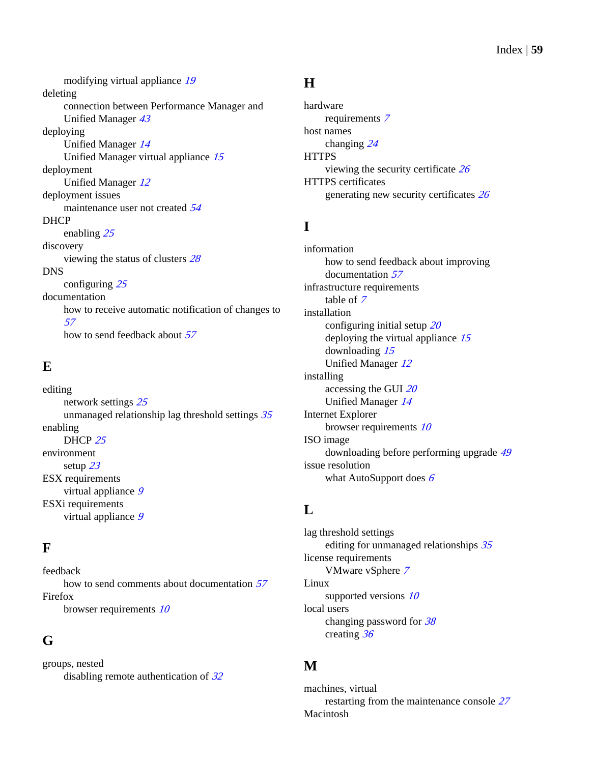modifying virtual appliance *19*

deleting
- connection between Performance Manager and Unified Manager *43*

deploying
- Unified Manager *14*
- Unified Manager virtual appliance *15*

deployment
- Unified Manager *12*

deployment issues
- maintenance user not created *54*

DHCP
- enabling *25*

discovery
- viewing the status of clusters *28*

DNS
- configuring *25*

documentation
- how to receive automatic notification of changes to *57*
- how to send feedback about *57*

## E

editing
- network settings *25*
- unmanaged relationship lag threshold settings *35*

enabling
- DHCP *25*

environment
- setup *23*

ESX requirements
- virtual appliance *9*

ESXi requirements
- virtual appliance *9*

## F

feedback
- how to send comments about documentation *57*

Firefox
- browser requirements *10*

## G

groups, nested
- disabling remote authentication of *32*

## H

hardware
- requirements *7*

host names
- changing *24*

HTTPS
- viewing the security certificate *26*

HTTPS certificates
- generating new security certificates *26*

## I

information
- how to send feedback about improving documentation *57*

infrastructure requirements
- table of *7*

installation
- configuring initial setup *20*
- deploying the virtual appliance *15*
- downloading *15*
- Unified Manager *12*

installing
- accessing the GUI *20*
- Unified Manager *14*

Internet Explorer
- browser requirements *10*

ISO image
- downloading before performing upgrade *49*

issue resolution
- what AutoSupport does *6*

## L

lag threshold settings
- editing for unmanaged relationships *35*

license requirements
- VMware vSphere *7*

Linux
- supported versions *10*

local users
- changing password for *38*
- creating *36*

## M

machines, virtual
- restarting from the maintenance console *27*

Macintosh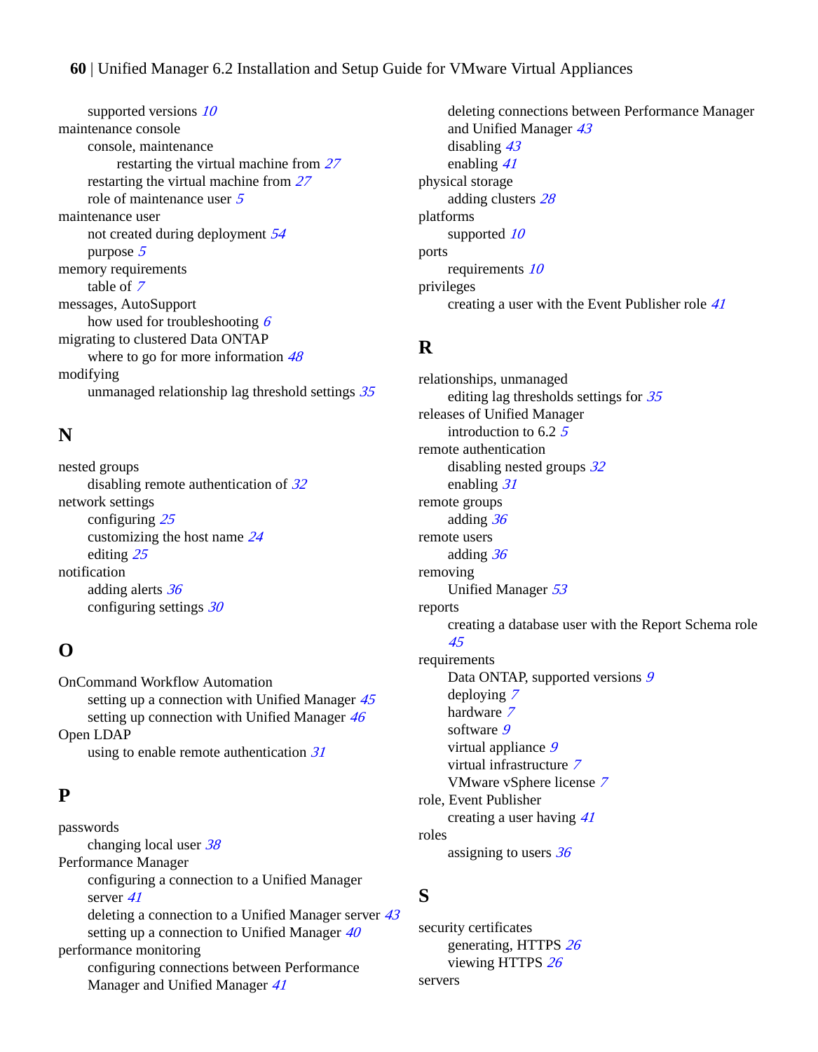supported versions 10

maintenance console
- console, maintenance
  - restarting the virtual machine from 27
- restarting the virtual machine from 27
- role of maintenance user 5

maintenance user
- not created during deployment 54
- purpose 5

memory requirements
- table of 7

messages, AutoSupport
- how used for troubleshooting 6

migrating to clustered Data ONTAP
- where to go for more information 48

modifying
- unmanaged relationship lag threshold settings 35

## N

nested groups
- disabling remote authentication of 32

network settings
- configuring 25
- customizing the host name 24
- editing 25

notification
- adding alerts 36
- configuring settings 30

## O

OnCommand Workflow Automation
- setting up a connection with Unified Manager 45
- setting up connection with Unified Manager 46

Open LDAP
- using to enable remote authentication 31

## P

passwords
- changing local user 38

Performance Manager
- configuring a connection to a Unified Manager server 41
- deleting a connection to a Unified Manager server 43
- setting up a connection to Unified Manager 40

performance monitoring
- configuring connections between Performance Manager and Unified Manager 41
- deleting connections between Performance Manager and Unified Manager 43
- disabling 43
- enabling 41

physical storage
- adding clusters 28

platforms
- supported 10

ports
- requirements 10

privileges
- creating a user with the Event Publisher role 41

## R

relationships, unmanaged
- editing lag thresholds settings for 35

releases of Unified Manager
- introduction to 6.2 5

remote authentication
- disabling nested groups 32
- enabling 31

remote groups
- adding 36

remote users
- adding 36

removing
- Unified Manager 53

reports
- creating a database user with the Report Schema role 45

requirements
- Data ONTAP, supported versions 9
- deploying 7
- hardware 7
- software 9
- virtual appliance 9
- virtual infrastructure 7
- VMware vSphere license 7

role, Event Publisher
- creating a user having 41

roles
- assigning to users 36

## S

security certificates
- generating, HTTPS 26
- viewing HTTPS 26

servers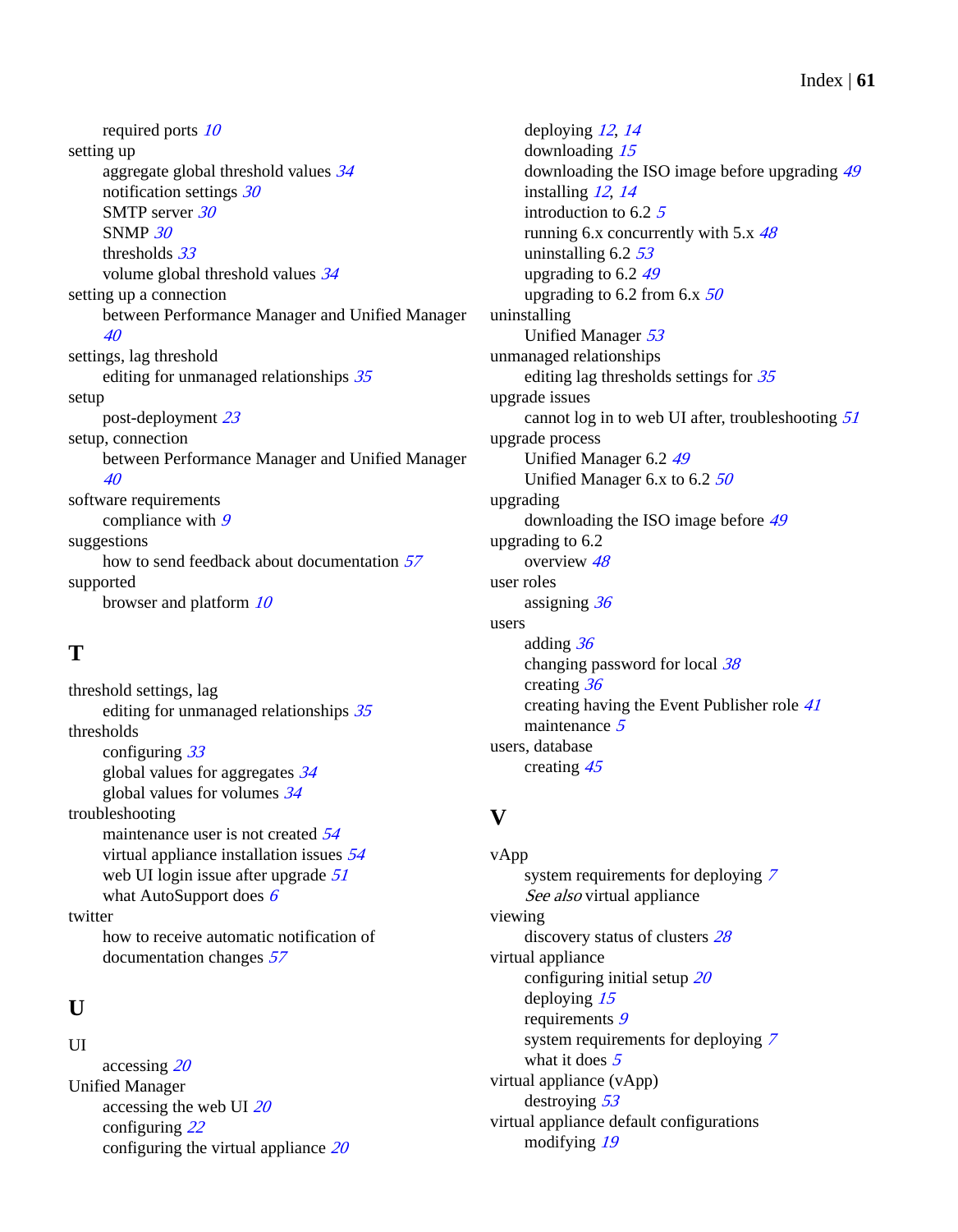required ports 10

setting up
- aggregate global threshold values 34
- notification settings 30
- SMTP server 30
- SNMP 30
- thresholds 33
- volume global threshold values 34

setting up a connection
- between Performance Manager and Unified Manager 40

settings, lag threshold
- editing for unmanaged relationships 35

setup
- post-deployment 23

setup, connection
- between Performance Manager and Unified Manager 40

software requirements
- compliance with 9

suggestions
- how to send feedback about documentation 57

supported
- browser and platform 10

## T

threshold settings, lag
- editing for unmanaged relationships 35

thresholds
- configuring 33
- global values for aggregates 34
- global values for volumes 34

troubleshooting
- maintenance user is not created 54
- virtual appliance installation issues 54
- web UI login issue after upgrade 51
- what AutoSupport does 6

twitter
- how to receive automatic notification of documentation changes 57

## U

UI
- accessing 20

Unified Manager
- accessing the web UI 20
- configuring 22
- configuring the virtual appliance 20
- deploying 12, 14
- downloading 15
- downloading the ISO image before upgrading 49
- installing 12, 14
- introduction to 6.2 5
- running 6.x concurrently with 5.x 48
- uninstalling 6.2 53
- upgrading to 6.2 49
- upgrading to 6.2 from 6.x 50

uninstalling
- Unified Manager 53

unmanaged relationships
- editing lag thresholds settings for 35

upgrade issues
- cannot log in to web UI after, troubleshooting 51

upgrade process
- Unified Manager 6.2 49
- Unified Manager 6.x to 6.2 50

upgrading
- downloading the ISO image before 49

upgrading to 6.2
- overview 48

user roles
- assigning 36

users
- adding 36
- changing password for local 38
- creating 36
- creating having the Event Publisher role 41
- maintenance 5

users, database
- creating 45

## V

vApp
- system requirements for deploying 7
- *See also* virtual appliance

viewing
- discovery status of clusters 28

virtual appliance
- configuring initial setup 20
- deploying 15
- requirements 9
- system requirements for deploying 7
- what it does 5

virtual appliance (vApp)
- destroying 53

virtual appliance default configurations
- modifying 19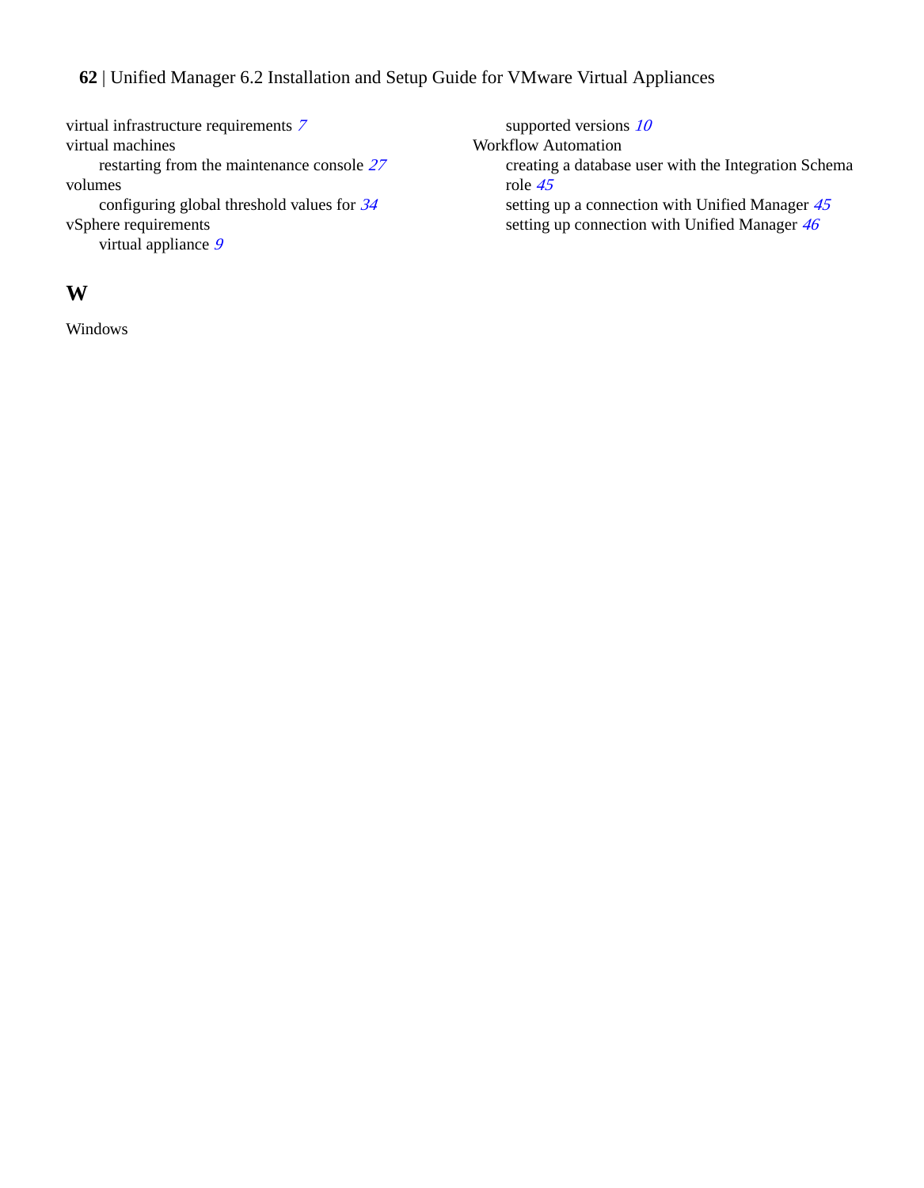virtual infrastructure requirements *7*
virtual machines
  restarting from the maintenance console *27*
volumes
  configuring global threshold values for *34*
vSphere requirements
  virtual appliance *9*

## W

Windows
  supported versions *10*
Workflow Automation
  creating a database user with the Integration Schema role *45*
  setting up a connection with Unified Manager *45*
  setting up connection with Unified Manager *46*